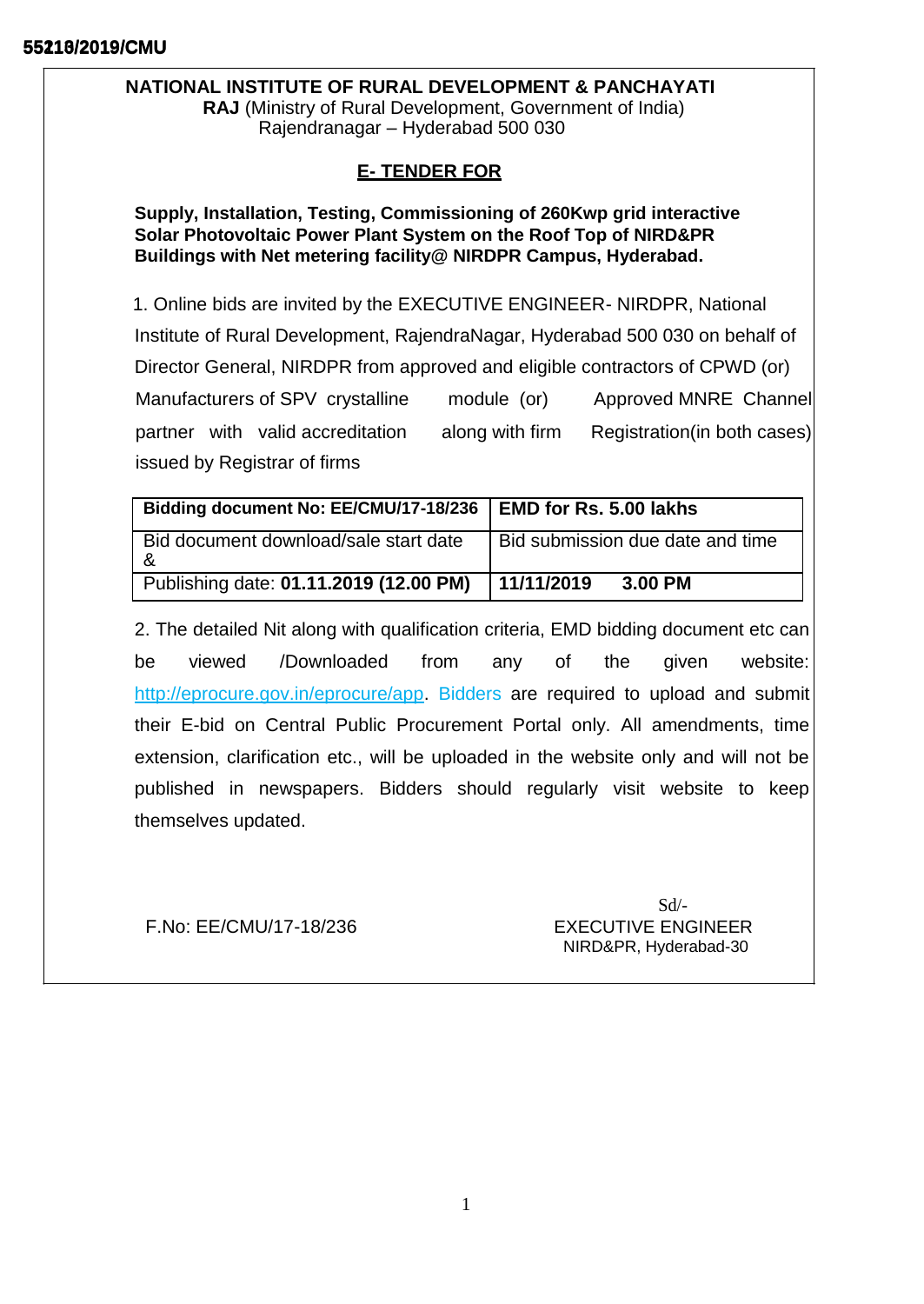55218/2019/CMU

**NATIONAL INSTITUTE OF RURAL DEVELOPMENT & PANCHAYATI RAJ** (Ministry of Rural Development, Government of India)
Rajendranagar – Hyderabad 500 030

## E- TENDER FOR

**Supply, Installation, Testing, Commissioning of 260Kwp grid interactive Solar Photovoltaic Power Plant System on the Roof Top of NIRD&PR Buildings with Net metering facility@ NIRDPR Campus, Hyderabad.**

1. Online bids are invited by the EXECUTIVE ENGINEER- NIRDPR, National Institute of Rural Development, RajendraNagar, Hyderabad 500 030 on behalf of Director General, NIRDPR from approved and eligible contractors of CPWD (or) Manufacturers of SPV crystalline module (or) Approved MNRE Channel partner with valid accreditation along with firm Registration(in both cases) issued by Registrar of firms

| **Bidding document No: EE/CMU/17-18/236** | **EMD for Rs. 5.00 lakhs** |
|---|---|
| Bid document download/sale start date & | Bid submission due date and time |
| Publishing date: **01.11.2019 (12.00 PM)** | **11/11/2019 3.00 PM** |

2. The detailed Nit along with qualification criteria, EMD bidding document etc can be viewed /Downloaded from any of the given website: http://eprocure.gov.in/eprocure/app. Bidders are required to upload and submit their E-bid on Central Public Procurement Portal only. All amendments, time extension, clarification etc., will be uploaded in the website only and will not be published in newspapers. Bidders should regularly visit website to keep themselves updated.

F.No: EE/CMU/17-18/236

Sd/-
EXECUTIVE ENGINEER
NIRD&PR, Hyderabad-30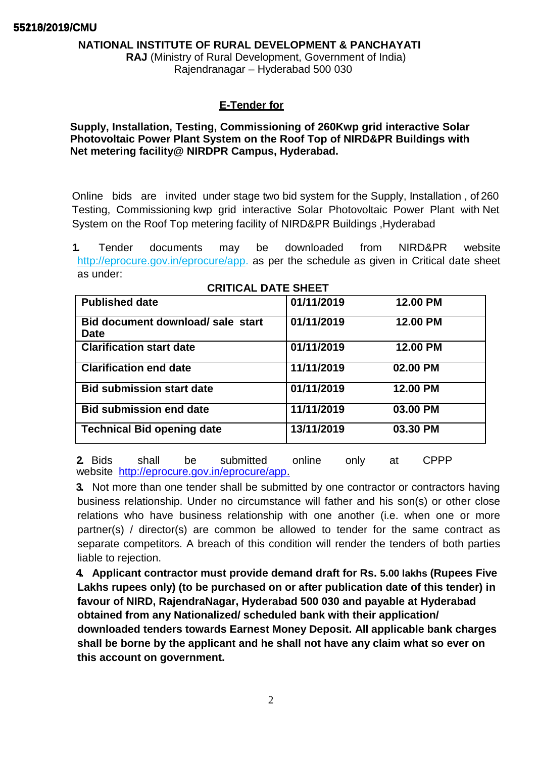55218/2019/CMU

**NATIONAL INSTITUTE OF RURAL DEVELOPMENT & PANCHAYATI RAJ** (Ministry of Rural Development, Government of India)
Rajendranagar – Hyderabad 500 030

## E-Tender for

**Supply, Installation, Testing, Commissioning of 260Kwp grid interactive Solar Photovoltaic Power Plant System on the Roof Top of NIRD&PR Buildings with Net metering facility@ NIRDPR Campus, Hyderabad.**

Online bids are invited under stage two bid system for the Supply, Installation , of 260 Testing, Commissioning kwp grid interactive Solar Photovoltaic Power Plant with Net System on the Roof Top metering facility of NIRD&PR Buildings ,Hyderabad

1. Tender documents may be downloaded from NIRD&PR website http://eprocure.gov.in/eprocure/app. as per the schedule as given in Critical date sheet as under:

**CRITICAL DATE SHEET**

| | | |
|---|---|---|
| **Published date** | **01/11/2019** | **12.00 PM** |
| **Bid document download/ sale start Date** | **01/11/2019** | **12.00 PM** |
| **Clarification start date** | **01/11/2019** | **12.00 PM** |
| **Clarification end date** | **11/11/2019** | **02.00 PM** |
| **Bid submission start date** | **01/11/2019** | **12.00 PM** |
| **Bid submission end date** | **11/11/2019** | **03.00 PM** |
| **Technical Bid opening date** | **13/11/2019** | **03.30 PM** |

2. Bids shall be submitted online only at CPPP website http://eprocure.gov.in/eprocure/app.

3. Not more than one tender shall be submitted by one contractor or contractors having business relationship. Under no circumstance will father and his son(s) or other close relations who have business relationship with one another (i.e. when one or more partner(s) / director(s) are common be allowed to tender for the same contract as separate competitors. A breach of this condition will render the tenders of both parties liable to rejection.

4. **Applicant contractor must provide demand draft for Rs. 5.00 lakhs (Rupees Five Lakhs rupees only) (to be purchased on or after publication date of this tender) in favour of NIRD, RajendraNagar, Hyderabad 500 030 and payable at Hyderabad obtained from any Nationalized/ scheduled bank with their application/ downloaded tenders towards Earnest Money Deposit. All applicable bank charges shall be borne by the applicant and he shall not have any claim what so ever on this account on government.**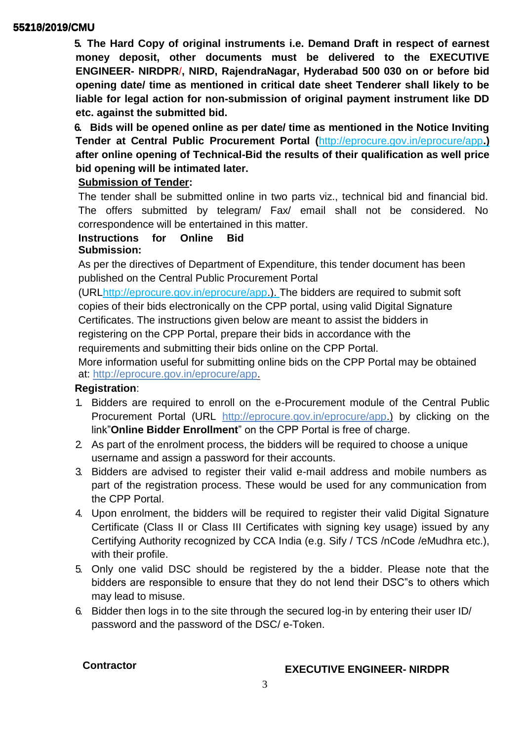**5. The Hard Copy of original instruments i.e. Demand Draft in respect of earnest money deposit, other documents must be delivered to the EXECUTIVE ENGINEER- NIRDPR/, NIRD, RajendraNagar, Hyderabad 500 030 on or before bid opening date/ time as mentioned in critical date sheet Tenderer shall likely to be liable for legal action for non-submission of original payment instrument like DD etc. against the submitted bid.**

**6. Bids will be opened online as per date/ time as mentioned in the Notice Inviting Tender at Central Public Procurement Portal (http://eprocure.gov.in/eprocure/app.) after online opening of Technical-Bid the results of their qualification as well price bid opening will be intimated later.**

**Submission of Tender:**

The tender shall be submitted online in two parts viz., technical bid and financial bid. The offers submitted by telegram/ Fax/ email shall not be considered. No correspondence will be entertained in this matter.

**Instructions for Online Bid Submission:**

As per the directives of Department of Expenditure, this tender document has been published on the Central Public Procurement Portal (URLhttp://eprocure.gov.in/eprocure/app.). The bidders are required to submit soft copies of their bids electronically on the CPP portal, using valid Digital Signature Certificates. The instructions given below are meant to assist the bidders in registering on the CPP Portal, prepare their bids in accordance with the requirements and submitting their bids online on the CPP Portal.

More information useful for submitting online bids on the CPP Portal may be obtained at: http://eprocure.gov.in/eprocure/app.

**Registration**:

1. Bidders are required to enroll on the e-Procurement module of the Central Public Procurement Portal (URL http://eprocure.gov.in/eprocure/app.) by clicking on the link"**Online Bidder Enrollment**" on the CPP Portal is free of charge.
2. As part of the enrolment process, the bidders will be required to choose a unique username and assign a password for their accounts.
3. Bidders are advised to register their valid e-mail address and mobile numbers as part of the registration process. These would be used for any communication from the CPP Portal.
4. Upon enrolment, the bidders will be required to register their valid Digital Signature Certificate (Class II or Class III Certificates with signing key usage) issued by any Certifying Authority recognized by CCA India (e.g. Sify / TCS /nCode /eMudhra etc.), with their profile.
5. Only one valid DSC should be registered by the a bidder. Please note that the bidders are responsible to ensure that they do not lend their DSC"s to others which may lead to misuse.
6. Bidder then logs in to the site through the secured log-in by entering their user ID/ password and the password of the DSC/ e-Token.

**Contractor** **EXECUTIVE ENGINEER- NIRDPR**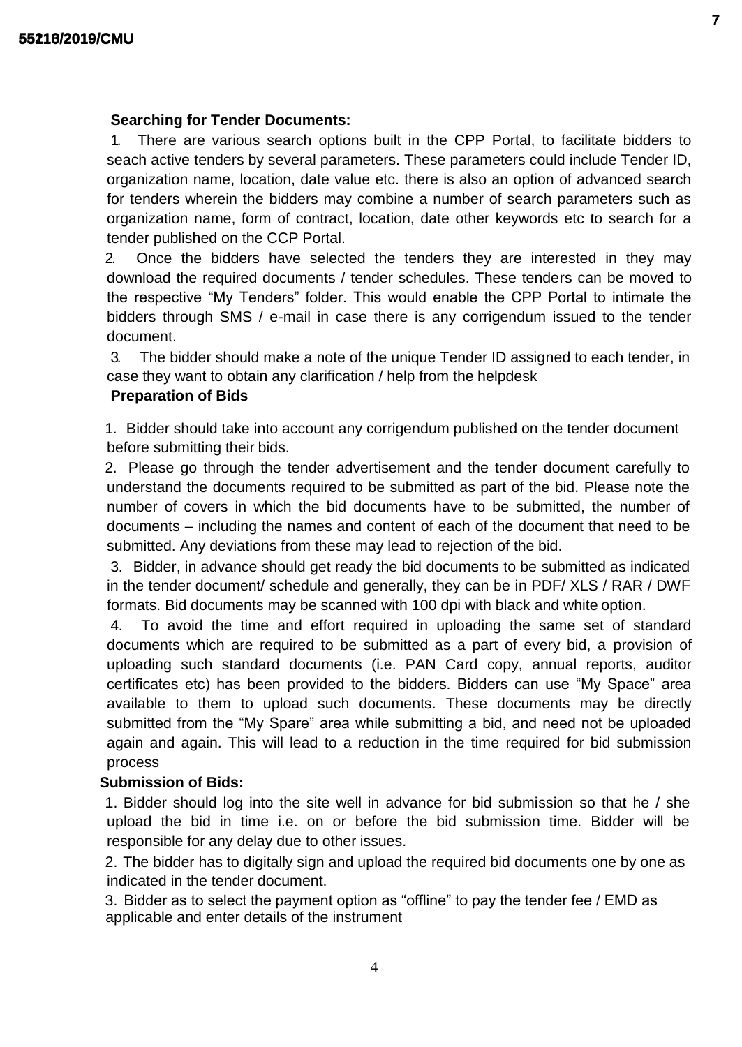**Searching for Tender Documents:**

1. There are various search options built in the CPP Portal, to facilitate bidders to seach active tenders by several parameters. These parameters could include Tender ID, organization name, location, date value etc. there is also an option of advanced search for tenders wherein the bidders may combine a number of search parameters such as organization name, form of contract, location, date other keywords etc to search for a tender published on the CCP Portal.
2. Once the bidders have selected the tenders they are interested in they may download the required documents / tender schedules. These tenders can be moved to the respective "My Tenders" folder. This would enable the CPP Portal to intimate the bidders through SMS / e-mail in case there is any corrigendum issued to the tender document.
3. The bidder should make a note of the unique Tender ID assigned to each tender, in case they want to obtain any clarification / help from the helpdesk

**Preparation of Bids**

1. Bidder should take into account any corrigendum published on the tender document before submitting their bids.
2. Please go through the tender advertisement and the tender document carefully to understand the documents required to be submitted as part of the bid. Please note the number of covers in which the bid documents have to be submitted, the number of documents – including the names and content of each of the document that need to be submitted. Any deviations from these may lead to rejection of the bid.
3. Bidder, in advance should get ready the bid documents to be submitted as indicated in the tender document/ schedule and generally, they can be in PDF/ XLS / RAR / DWF formats. Bid documents may be scanned with 100 dpi with black and white option.
4. To avoid the time and effort required in uploading the same set of standard documents which are required to be submitted as a part of every bid, a provision of uploading such standard documents (i.e. PAN Card copy, annual reports, auditor certificates etc) has been provided to the bidders. Bidders can use "My Space" area available to them to upload such documents. These documents may be directly submitted from the "My Spare" area while submitting a bid, and need not be uploaded again and again. This will lead to a reduction in the time required for bid submission process

**Submission of Bids:**

1. Bidder should log into the site well in advance for bid submission so that he / she upload the bid in time i.e. on or before the bid submission time. Bidder will be responsible for any delay due to other issues.
2. The bidder has to digitally sign and upload the required bid documents one by one as indicated in the tender document.
3. Bidder as to select the payment option as "offline" to pay the tender fee / EMD as applicable and enter details of the instrument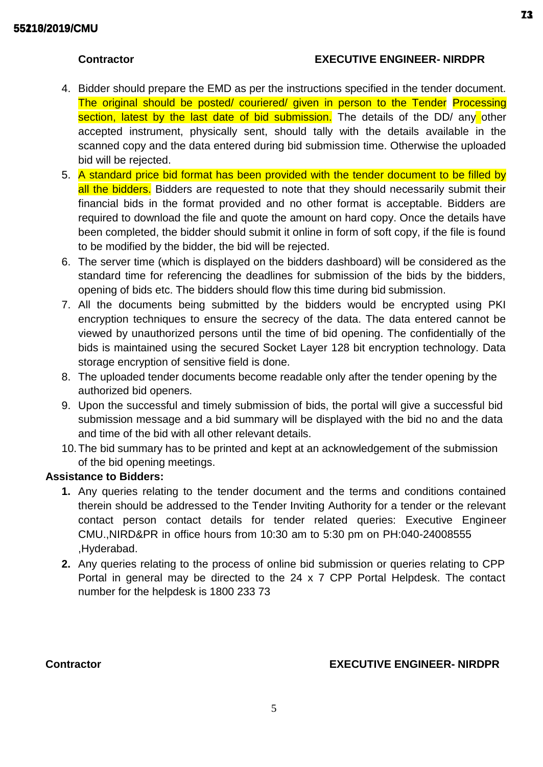4. Bidder should prepare the EMD as per the instructions specified in the tender document. The original should be posted/ couriered/ given in person to the Tender Processing section, latest by the last date of bid submission. The details of the DD/ any other accepted instrument, physically sent, should tally with the details available in the scanned copy and the data entered during bid submission time. Otherwise the uploaded bid will be rejected.
5. A standard price bid format has been provided with the tender document to be filled by all the bidders. Bidders are requested to note that they should necessarily submit their financial bids in the format provided and no other format is acceptable. Bidders are required to download the file and quote the amount on hard copy. Once the details have been completed, the bidder should submit it online in form of soft copy, if the file is found to be modified by the bidder, the bid will be rejected.
6. The server time (which is displayed on the bidders dashboard) will be considered as the standard time for referencing the deadlines for submission of the bids by the bidders, opening of bids etc. The bidders should flow this time during bid submission.
7. All the documents being submitted by the bidders would be encrypted using PKI encryption techniques to ensure the secrecy of the data. The data entered cannot be viewed by unauthorized persons until the time of bid opening. The confidentially of the bids is maintained using the secured Socket Layer 128 bit encryption technology. Data storage encryption of sensitive field is done.
8. The uploaded tender documents become readable only after the tender opening by the authorized bid openers.
9. Upon the successful and timely submission of bids, the portal will give a successful bid submission message and a bid summary will be displayed with the bid no and the data and time of the bid with all other relevant details.
10. The bid summary has to be printed and kept at an acknowledgement of the submission of the bid opening meetings.

**Assistance to Bidders:**

1. Any queries relating to the tender document and the terms and conditions contained therein should be addressed to the Tender Inviting Authority for a tender or the relevant contact person contact details for tender related queries: Executive Engineer CMU.,NIRD&PR in office hours from 10:30 am to 5:30 pm on PH:040-24008555 ,Hyderabad.
2. Any queries relating to the process of online bid submission or queries relating to CPP Portal in general may be directed to the 24 x 7 CPP Portal Helpdesk. The contact number for the helpdesk is 1800 233 73

**Contractor** **EXECUTIVE ENGINEER- NIRDPR**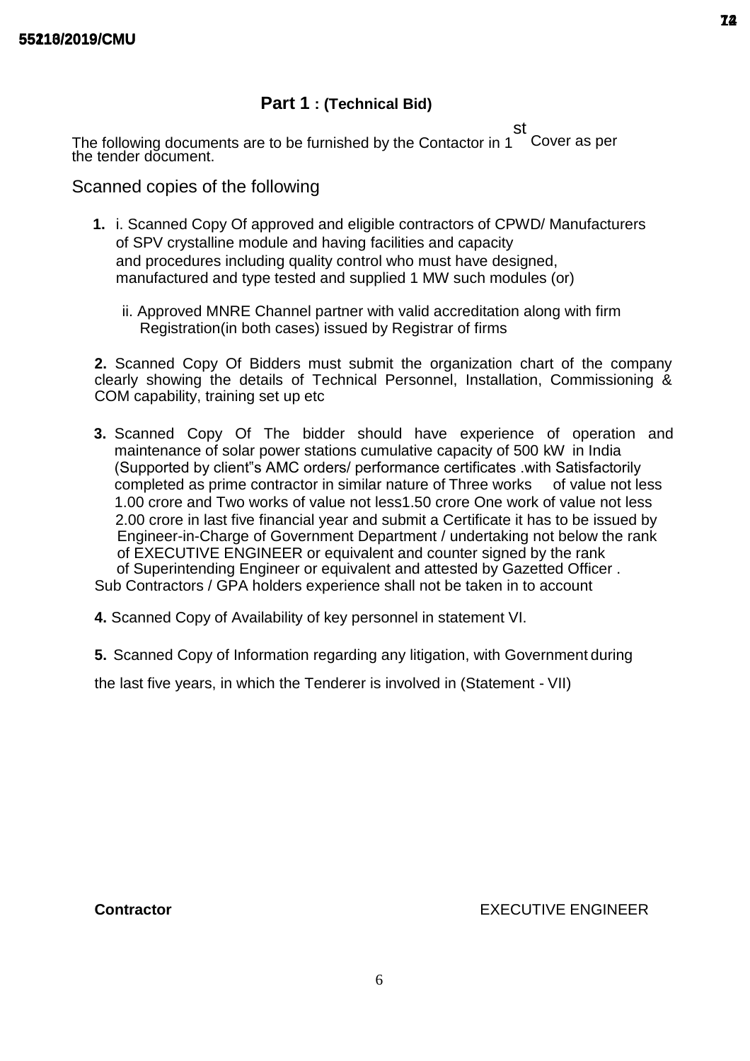## Part 1 : (Technical Bid)

The following documents are to be furnished by the Contactor in 1st Cover as per the tender document.

Scanned copies of the following

1. i. Scanned Copy Of approved and eligible contractors of CPWD/ Manufacturers of SPV crystalline module and having facilities and capacity and procedures including quality control who must have designed, manufactured and type tested and supplied 1 MW such modules (or)

   ii. Approved MNRE Channel partner with valid accreditation along with firm Registration(in both cases) issued by Registrar of firms

2. Scanned Copy Of Bidders must submit the organization chart of the company clearly showing the details of Technical Personnel, Installation, Commissioning & COM capability, training set up etc

3. Scanned Copy Of The bidder should have experience of operation and maintenance of solar power stations cumulative capacity of 500 kW in India (Supported by client"s AMC orders/ performance certificates .with Satisfactorily completed as prime contractor in similar nature of Three works of value not less 1.00 crore and Two works of value not less1.50 crore One work of value not less 2.00 crore in last five financial year and submit a Certificate it has to be issued by Engineer-in-Charge of Government Department / undertaking not below the rank of EXECUTIVE ENGINEER or equivalent and counter signed by the rank of Superintending Engineer or equivalent and attested by Gazetted Officer .
   Sub Contractors / GPA holders experience shall not be taken in to account

4. Scanned Copy of Availability of key personnel in statement VI.

5. Scanned Copy of Information regarding any litigation, with Government during the last five years, in which the Tenderer is involved in (Statement - VII)

**Contractor** EXECUTIVE ENGINEER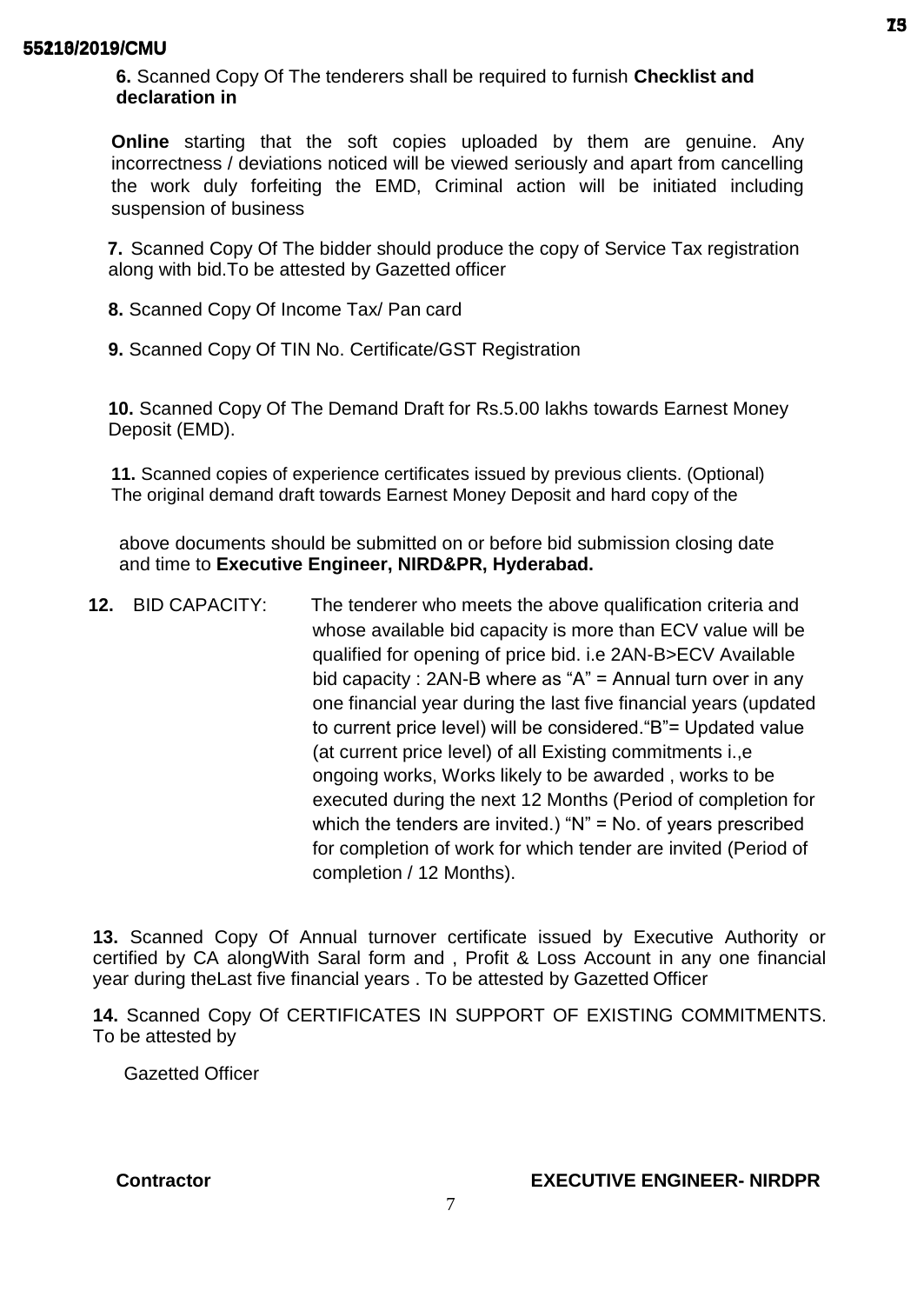**6.** Scanned Copy Of The tenderers shall be required to furnish **Checklist and declaration in**

**Online** starting that the soft copies uploaded by them are genuine. Any incorrectness / deviations noticed will be viewed seriously and apart from cancelling the work duly forfeiting the EMD, Criminal action will be initiated including suspension of business

**7.** Scanned Copy Of The bidder should produce the copy of Service Tax registration along with bid.To be attested by Gazetted officer

**8.** Scanned Copy Of Income Tax/ Pan card

**9.** Scanned Copy Of TIN No. Certificate/GST Registration

**10.** Scanned Copy Of The Demand Draft for Rs.5.00 lakhs towards Earnest Money Deposit (EMD).

**11.** Scanned copies of experience certificates issued by previous clients. (Optional) The original demand draft towards Earnest Money Deposit and hard copy of the

above documents should be submitted on or before bid submission closing date and time to **Executive Engineer, NIRD&PR, Hyderabad.**

**12.** BID CAPACITY: The tenderer who meets the above qualification criteria and whose available bid capacity is more than ECV value will be qualified for opening of price bid. i.e 2AN-B>ECV Available bid capacity : 2AN-B where as "A" = Annual turn over in any one financial year during the last five financial years (updated to current price level) will be considered."B"= Updated value (at current price level) of all Existing commitments i.,e ongoing works, Works likely to be awarded , works to be executed during the next 12 Months (Period of completion for which the tenders are invited.) "N" = No. of years prescribed for completion of work for which tender are invited (Period of completion / 12 Months).

**13.** Scanned Copy Of Annual turnover certificate issued by Executive Authority or certified by CA alongWith Saral form and , Profit & Loss Account in any one financial year during theLast five financial years . To be attested by Gazetted Officer

**14.** Scanned Copy Of CERTIFICATES IN SUPPORT OF EXISTING COMMITMENTS. To be attested by

Gazetted Officer

**Contractor** **EXECUTIVE ENGINEER- NIRDPR**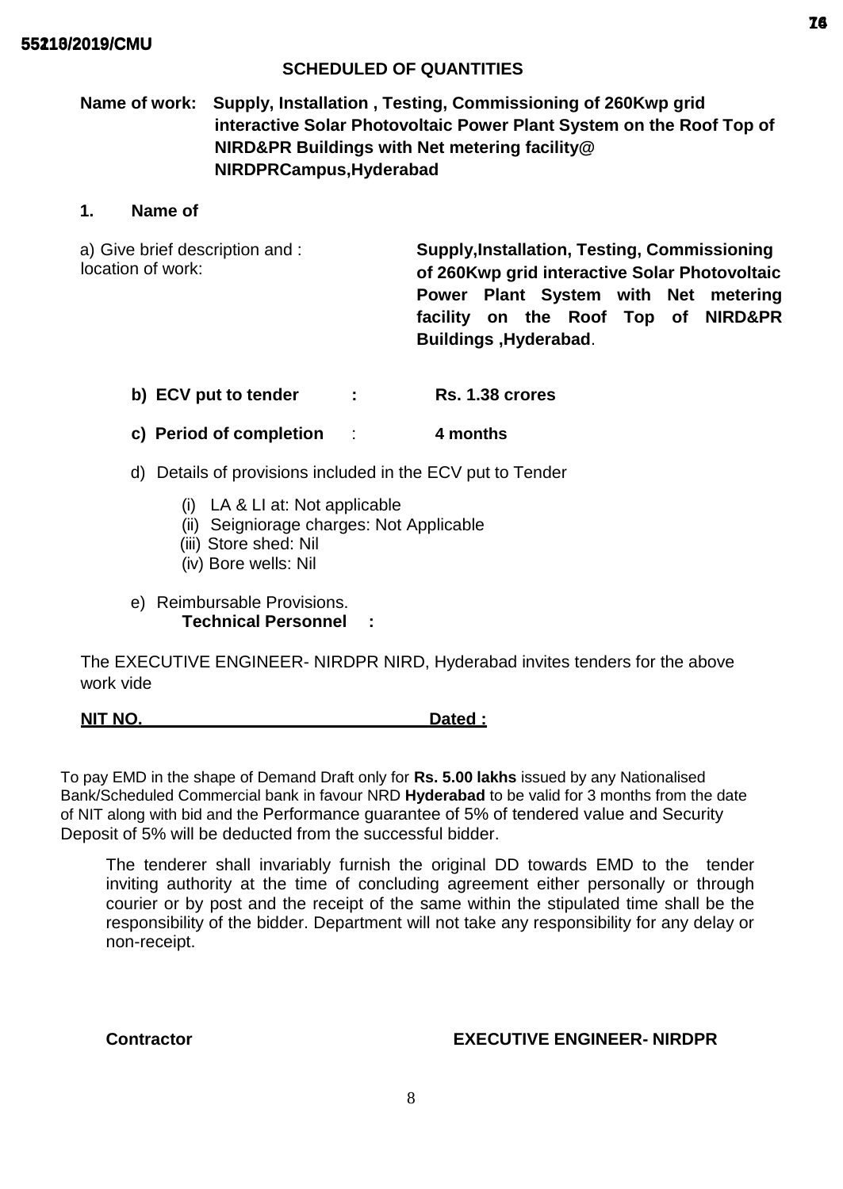## SCHEDULED OF QUANTITIES

**Name of work: Supply, Installation , Testing, Commissioning of 260Kwp grid interactive Solar Photovoltaic Power Plant System on the Roof Top of NIRD&PR Buildings with Net metering facility@ NIRDPRCampus,Hyderabad**

**1. Name of**

| a) Give brief description and : location of work: | **Supply,Installation, Testing, Commissioning of 260Kwp grid interactive Solar Photovoltaic Power Plant System with Net metering facility on the Roof Top of NIRD&PR Buildings ,Hyderabad**. |
|---|---|

**b) ECV put to tender : Rs. 1.38 crores**

**c) Period of completion** : **4 months**

d) Details of provisions included in the ECV put to Tender

(i) LA & LI at: Not applicable
(ii) Seigniorage charges: Not Applicable
(iii) Store shed: Nil
(iv) Bore wells: Nil

e) Reimbursable Provisions.
**Technical Personnel :**

The EXECUTIVE ENGINEER- NIRDPR NIRD, Hyderabad invites tenders for the above work vide

**NIT NO. Dated :**

To pay EMD in the shape of Demand Draft only for **Rs. 5.00 lakhs** issued by any Nationalised Bank/Scheduled Commercial bank in favour NRD **Hyderabad** to be valid for 3 months from the date of NIT along with bid and the Performance guarantee of 5% of tendered value and Security Deposit of 5% will be deducted from the successful bidder.

The tenderer shall invariably furnish the original DD towards EMD to the tender inviting authority at the time of concluding agreement either personally or through courier or by post and the receipt of the same within the stipulated time shall be the responsibility of the bidder. Department will not take any responsibility for any delay or non-receipt.

**Contractor** **EXECUTIVE ENGINEER- NIRDPR**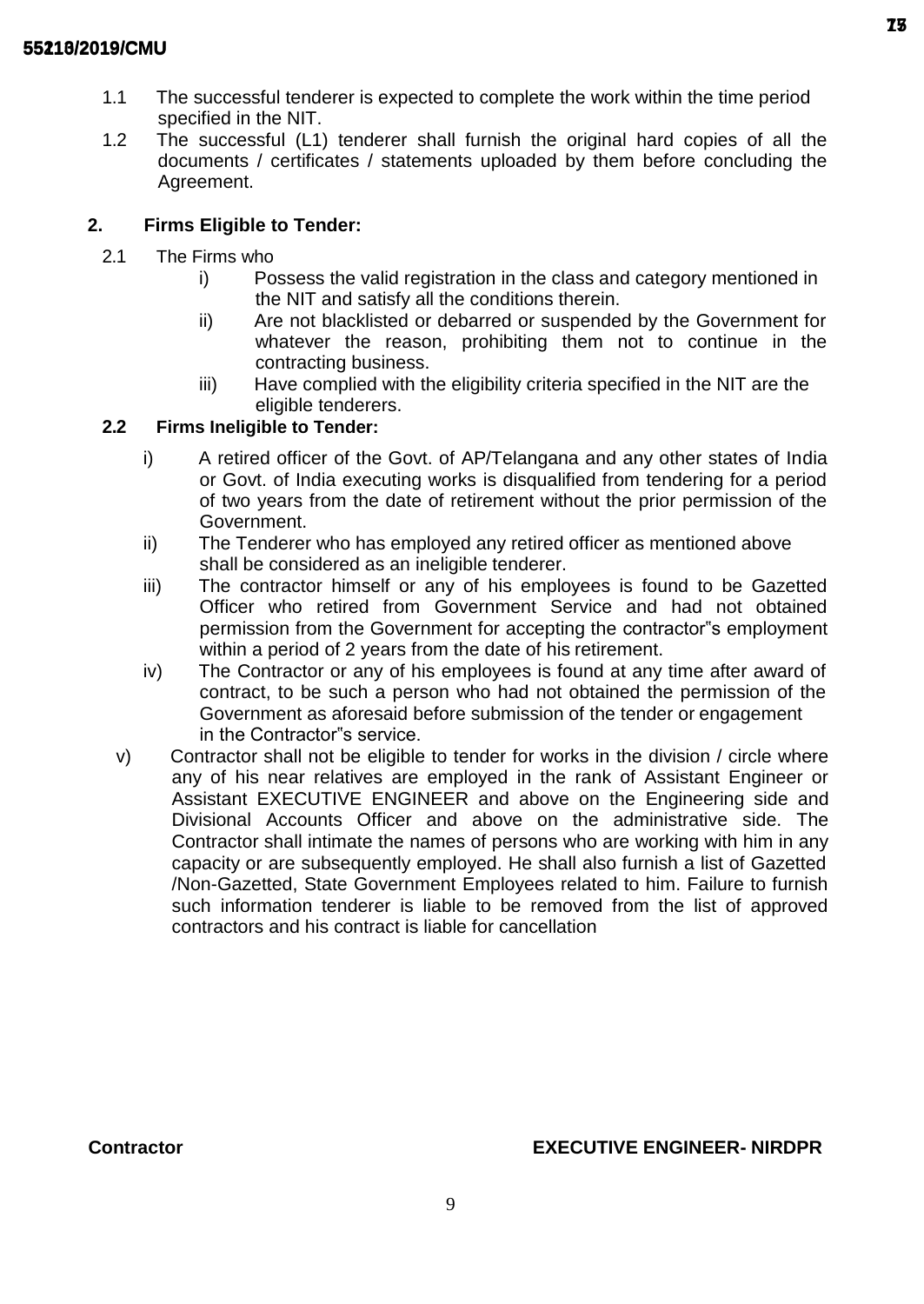1.1 The successful tenderer is expected to complete the work within the time period specified in the NIT.

1.2 The successful (L1) tenderer shall furnish the original hard copies of all the documents / certificates / statements uploaded by them before concluding the Agreement.

## 2. Firms Eligible to Tender:

2.1 The Firms who

- i) Possess the valid registration in the class and category mentioned in the NIT and satisfy all the conditions therein.
- ii) Are not blacklisted or debarred or suspended by the Government for whatever the reason, prohibiting them not to continue in the contracting business.
- iii) Have complied with the eligibility criteria specified in the NIT are the eligible tenderers.

### 2.2 Firms Ineligible to Tender:

- i) A retired officer of the Govt. of AP/Telangana and any other states of India or Govt. of India executing works is disqualified from tendering for a period of two years from the date of retirement without the prior permission of the Government.
- ii) The Tenderer who has employed any retired officer as mentioned above shall be considered as an ineligible tenderer.
- iii) The contractor himself or any of his employees is found to be Gazetted Officer who retired from Government Service and had not obtained permission from the Government for accepting the contractor"s employment within a period of 2 years from the date of his retirement.
- iv) The Contractor or any of his employees is found at any time after award of contract, to be such a person who had not obtained the permission of the Government as aforesaid before submission of the tender or engagement in the Contractor"s service.
- v) Contractor shall not be eligible to tender for works in the division / circle where any of his near relatives are employed in the rank of Assistant Engineer or Assistant EXECUTIVE ENGINEER and above on the Engineering side and Divisional Accounts Officer and above on the administrative side. The Contractor shall intimate the names of persons who are working with him in any capacity or are subsequently employed. He shall also furnish a list of Gazetted /Non-Gazetted, State Government Employees related to him. Failure to furnish such information tenderer is liable to be removed from the list of approved contractors and his contract is liable for cancellation

**Contractor** **EXECUTIVE ENGINEER- NIRDPR**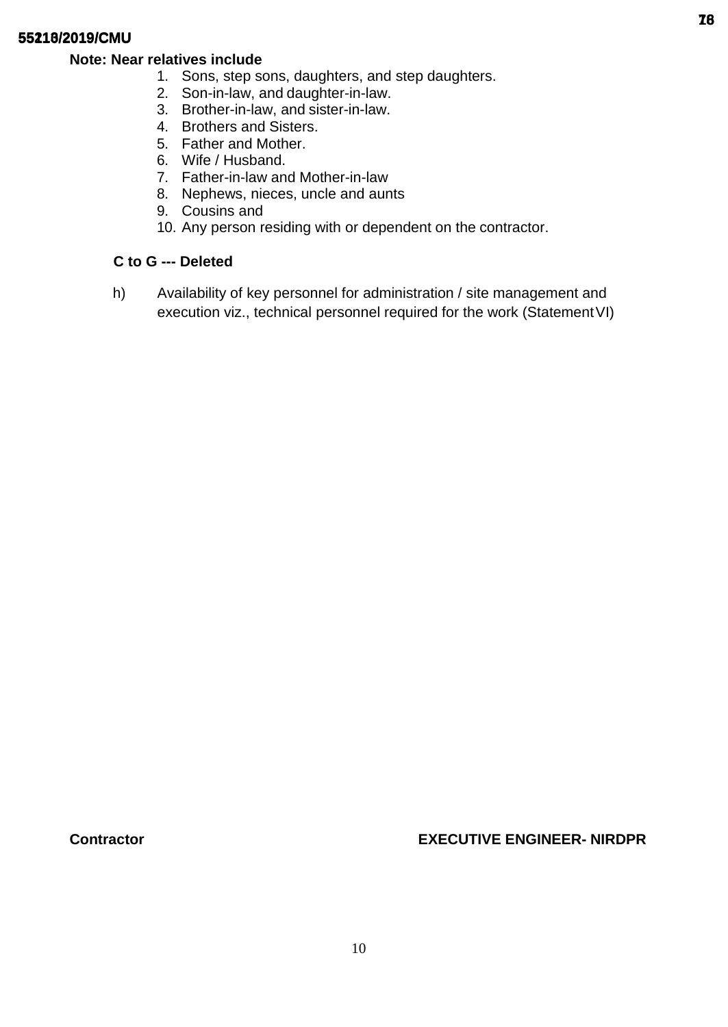**Note: Near relatives include**

1. Sons, step sons, daughters, and step daughters.
2. Son-in-law, and daughter-in-law.
3. Brother-in-law, and sister-in-law.
4. Brothers and Sisters.
5. Father and Mother.
6. Wife / Husband.
7. Father-in-law and Mother-in-law
8. Nephews, nieces, uncle and aunts
9. Cousins and
10. Any person residing with or dependent on the contractor.

**C to G --- Deleted**

h) Availability of key personnel for administration / site management and execution viz., technical personnel required for the work (Statement VI)

**Contractor** **EXECUTIVE ENGINEER- NIRDPR**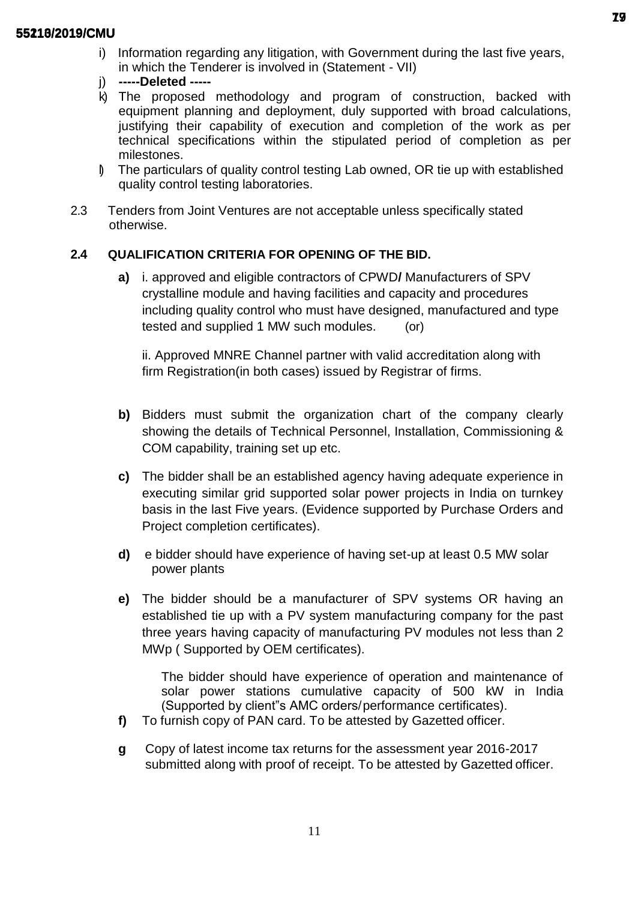i) Information regarding any litigation, with Government during the last five years, in which the Tenderer is involved in (Statement - VII)

j) **-----Deleted -----**

k) The proposed methodology and program of construction, backed with equipment planning and deployment, duly supported with broad calculations, justifying their capability of execution and completion of the work as per technical specifications within the stipulated period of completion as per milestones.

l) The particulars of quality control testing Lab owned, OR tie up with established quality control testing laboratories.

2.3 Tenders from Joint Ventures are not acceptable unless specifically stated otherwise.

**2.4 QUALIFICATION CRITERIA FOR OPENING OF THE BID.**

**a)** i. approved and eligible contractors of CPWD**/** Manufacturers of SPV crystalline module and having facilities and capacity and procedures including quality control who must have designed, manufactured and type tested and supplied 1 MW such modules. (or)

ii. Approved MNRE Channel partner with valid accreditation along with firm Registration(in both cases) issued by Registrar of firms.

**b)** Bidders must submit the organization chart of the company clearly showing the details of Technical Personnel, Installation, Commissioning & COM capability, training set up etc.

**c)** The bidder shall be an established agency having adequate experience in executing similar grid supported solar power projects in India on turnkey basis in the last Five years. (Evidence supported by Purchase Orders and Project completion certificates).

**d)** e bidder should have experience of having set-up at least 0.5 MW solar power plants

**e)** The bidder should be a manufacturer of SPV systems OR having an established tie up with a PV system manufacturing company for the past three years having capacity of manufacturing PV modules not less than 2 MWp ( Supported by OEM certificates).

The bidder should have experience of operation and maintenance of solar power stations cumulative capacity of 500 kW in India (Supported by client"s AMC orders/performance certificates).

**f)** To furnish copy of PAN card. To be attested by Gazetted officer.

**g** Copy of latest income tax returns for the assessment year 2016-2017 submitted along with proof of receipt. To be attested by Gazetted officer.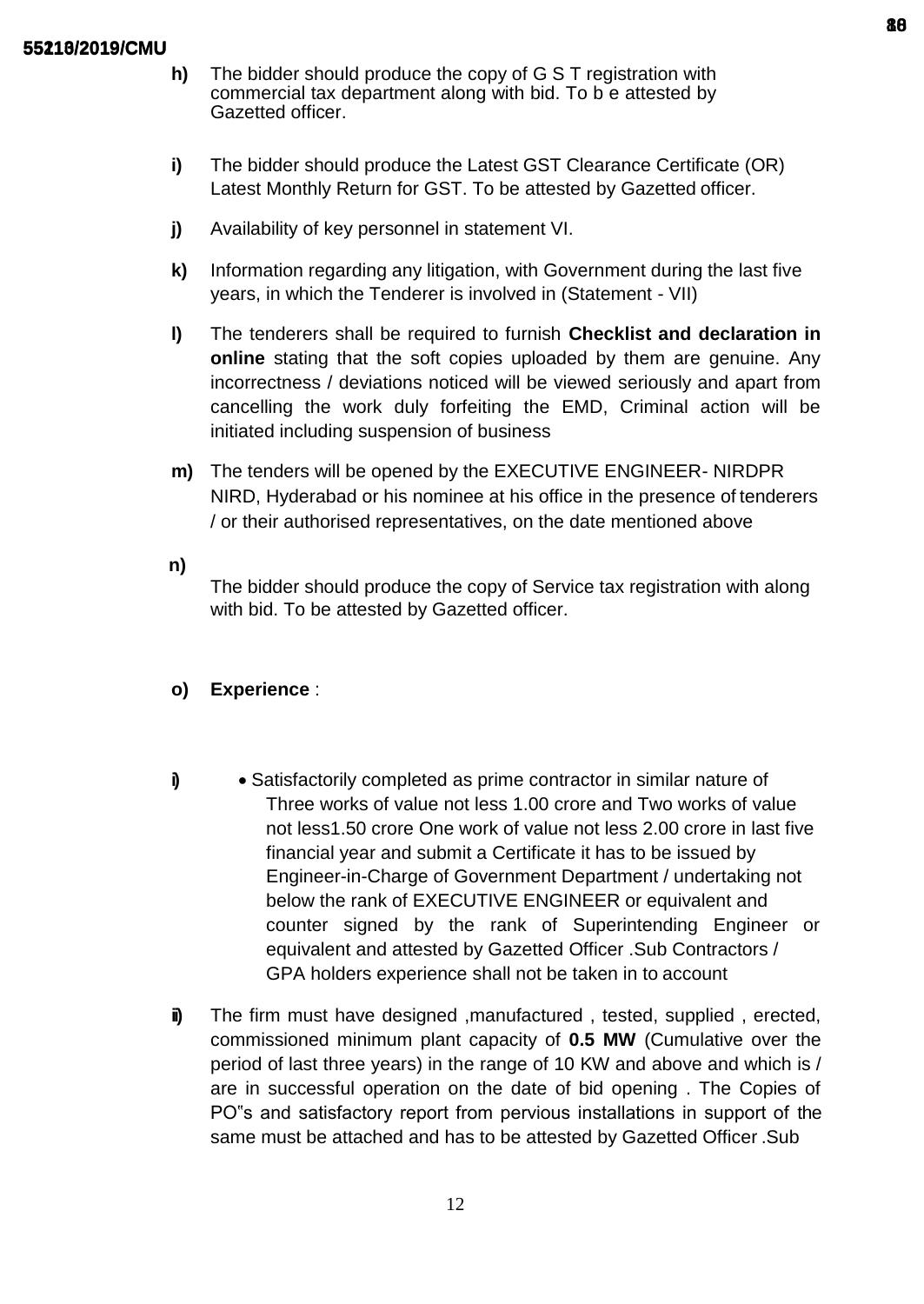**h)** The bidder should produce the copy of G S T registration with commercial tax department along with bid. To b e attested by Gazetted officer.

**i)** The bidder should produce the Latest GST Clearance Certificate (OR) Latest Monthly Return for GST. To be attested by Gazetted officer.

**j)** Availability of key personnel in statement VI.

**k)** Information regarding any litigation, with Government during the last five years, in which the Tenderer is involved in (Statement - VII)

**l)** The tenderers shall be required to furnish **Checklist and declaration in online** stating that the soft copies uploaded by them are genuine. Any incorrectness / deviations noticed will be viewed seriously and apart from cancelling the work duly forfeiting the EMD, Criminal action will be initiated including suspension of business

**m)** The tenders will be opened by the EXECUTIVE ENGINEER- NIRDPR NIRD, Hyderabad or his nominee at his office in the presence of tenderers / or their authorised representatives, on the date mentioned above

**n)** The bidder should produce the copy of Service tax registration with along with bid. To be attested by Gazetted officer.

**o) Experience** :

**i)**
- Satisfactorily completed as prime contractor in similar nature of Three works of value not less 1.00 crore and Two works of value not less1.50 crore One work of value not less 2.00 crore in last five financial year and submit a Certificate it has to be issued by Engineer-in-Charge of Government Department / undertaking not below the rank of EXECUTIVE ENGINEER or equivalent and counter signed by the rank of Superintending Engineer or equivalent and attested by Gazetted Officer .Sub Contractors / GPA holders experience shall not be taken in to account

**ii)** The firm must have designed ,manufactured , tested, supplied , erected, commissioned minimum plant capacity of **0.5 MW** (Cumulative over the period of last three years) in the range of 10 KW and above and which is / are in successful operation on the date of bid opening . The Copies of PO"s and satisfactory report from pervious installations in support of the same must be attached and has to be attested by Gazetted Officer .Sub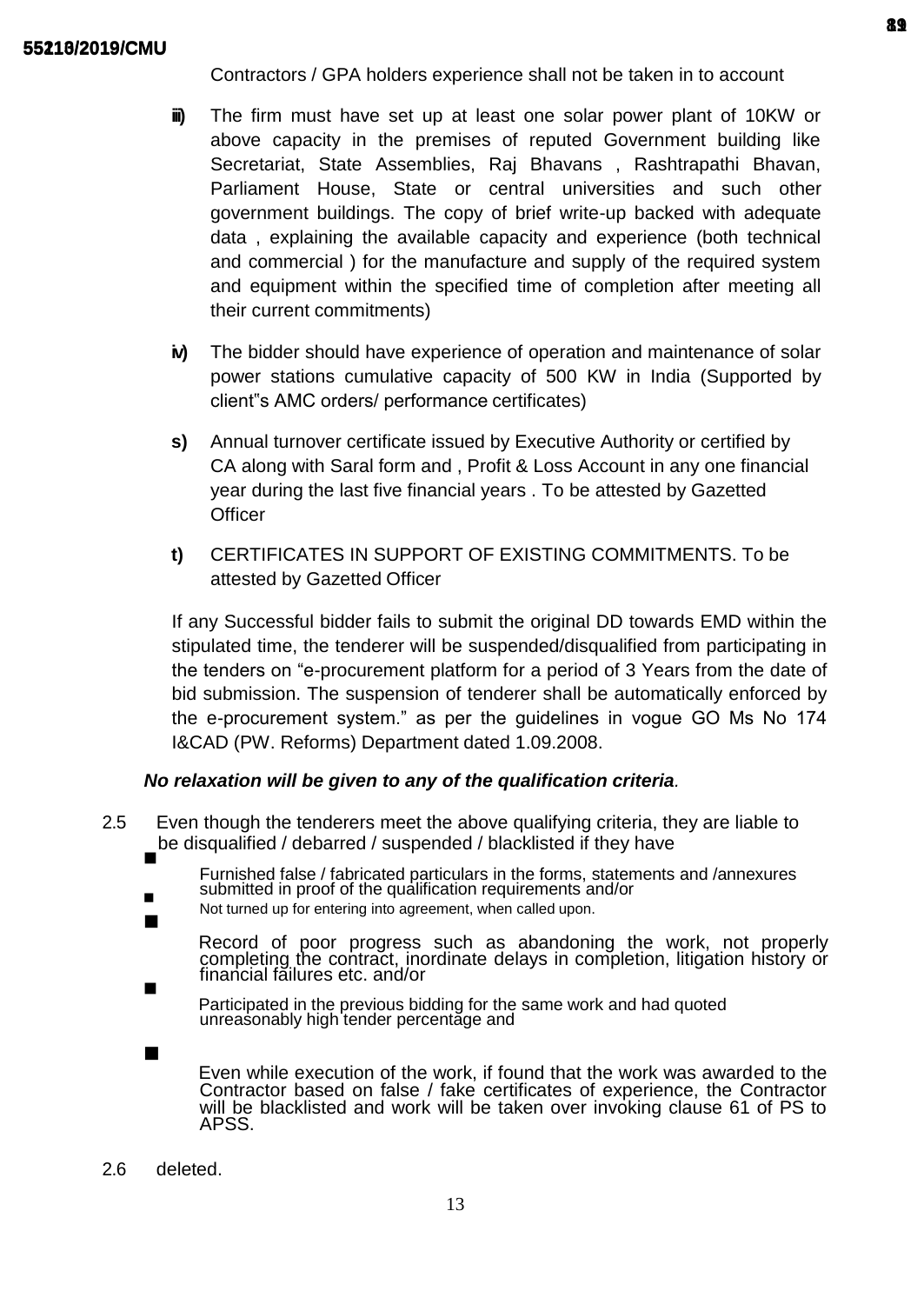Contractors / GPA holders experience shall not be taken in to account

**iii)** The firm must have set up at least one solar power plant of 10KW or above capacity in the premises of reputed Government building like Secretariat, State Assemblies, Raj Bhavans , Rashtrapathi Bhavan, Parliament House, State or central universities and such other government buildings. The copy of brief write-up backed with adequate data , explaining the available capacity and experience (both technical and commercial ) for the manufacture and supply of the required system and equipment within the specified time of completion after meeting all their current commitments)

**iv)** The bidder should have experience of operation and maintenance of solar power stations cumulative capacity of 500 KW in India (Supported by client"s AMC orders/ performance certificates)

**s)** Annual turnover certificate issued by Executive Authority or certified by CA along with Saral form and , Profit & Loss Account in any one financial year during the last five financial years . To be attested by Gazetted Officer

**t)** CERTIFICATES IN SUPPORT OF EXISTING COMMITMENTS. To be attested by Gazetted Officer

If any Successful bidder fails to submit the original DD towards EMD within the stipulated time, the tenderer will be suspended/disqualified from participating in the tenders on "e-procurement platform for a period of 3 Years from the date of bid submission. The suspension of tenderer shall be automatically enforced by the e-procurement system." as per the guidelines in vogue GO Ms No 174 I&CAD (PW. Reforms) Department dated 1.09.2008.

***No relaxation will be given to any of the qualification criteria.***

2.5 Even though the tenderers meet the above qualifying criteria, they are liable to be disqualified / debarred / suspended / blacklisted if they have

- Furnished false / fabricated particulars in the forms, statements and /annexures submitted in proof of the qualification requirements and/or
- Not turned up for entering into agreement, when called upon.
- Record of poor progress such as abandoning the work, not properly completing the contract, inordinate delays in completion, litigation history or financial failures etc. and/or
- Participated in the previous bidding for the same work and had quoted unreasonably high tender percentage and
- Even while execution of the work, if found that the work was awarded to the Contractor based on false / fake certificates of experience, the Contractor will be blacklisted and work will be taken over invoking clause 61 of PS to APSS.

2.6 deleted.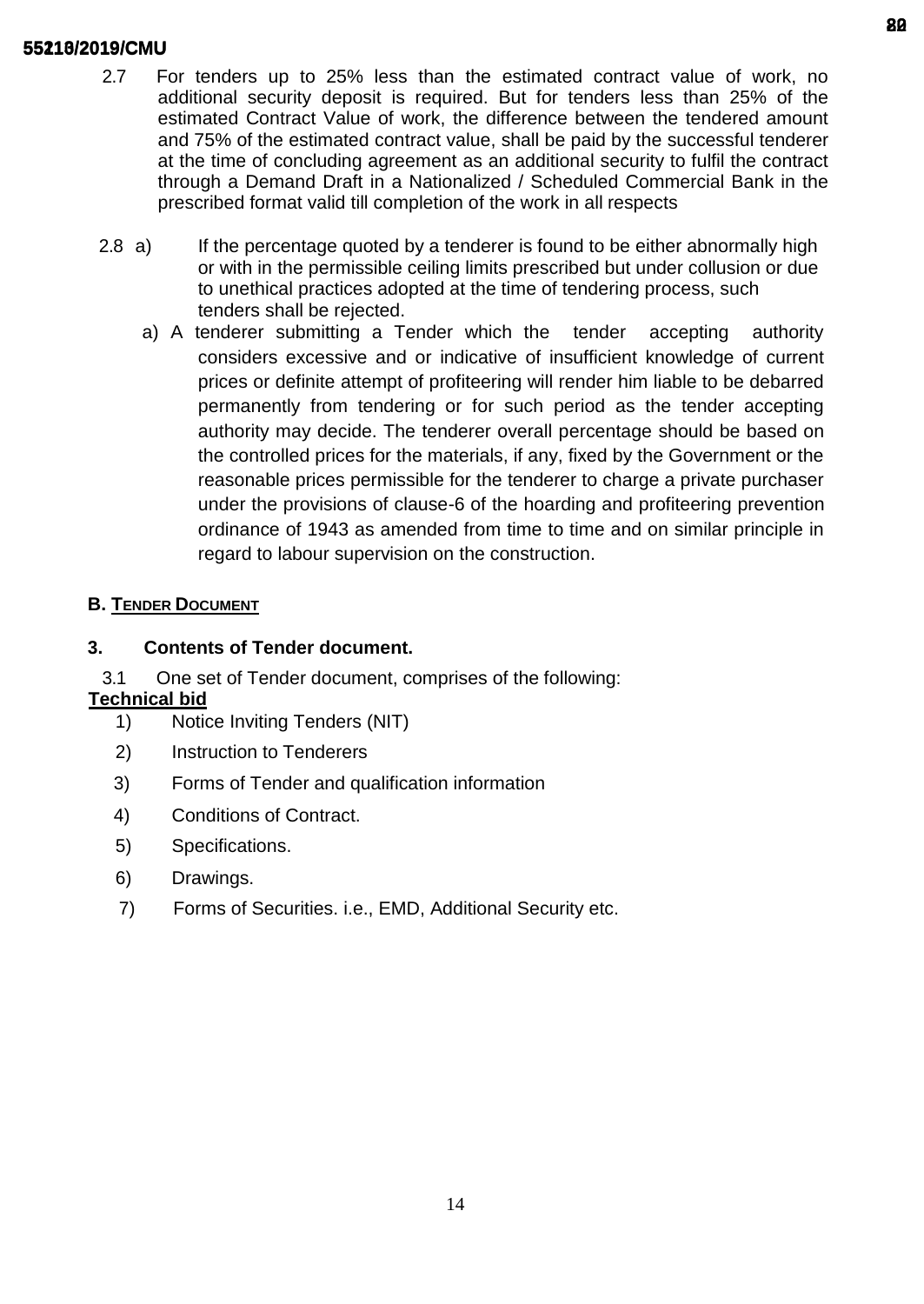2.7 For tenders up to 25% less than the estimated contract value of work, no additional security deposit is required. But for tenders less than 25% of the estimated Contract Value of work, the difference between the tendered amount and 75% of the estimated contract value, shall be paid by the successful tenderer at the time of concluding agreement as an additional security to fulfil the contract through a Demand Draft in a Nationalized / Scheduled Commercial Bank in the prescribed format valid till completion of the work in all respects

2.8 a) If the percentage quoted by a tenderer is found to be either abnormally high or with in the permissible ceiling limits prescribed but under collusion or due to unethical practices adopted at the time of tendering process, such tenders shall be rejected.

a) A tenderer submitting a Tender which the tender accepting authority considers excessive and or indicative of insufficient knowledge of current prices or definite attempt of profiteering will render him liable to be debarred permanently from tendering or for such period as the tender accepting authority may decide. The tenderer overall percentage should be based on the controlled prices for the materials, if any, fixed by the Government or the reasonable prices permissible for the tenderer to charge a private purchaser under the provisions of clause-6 of the hoarding and profiteering prevention ordinance of 1943 as amended from time to time and on similar principle in regard to labour supervision on the construction.

## B. Tender Document

### 3. Contents of Tender document.

3.1 One set of Tender document, comprises of the following:

**Technical bid**

1) Notice Inviting Tenders (NIT)
2) Instruction to Tenderers
3) Forms of Tender and qualification information
4) Conditions of Contract.
5) Specifications.
6) Drawings.
7) Forms of Securities. i.e., EMD, Additional Security etc.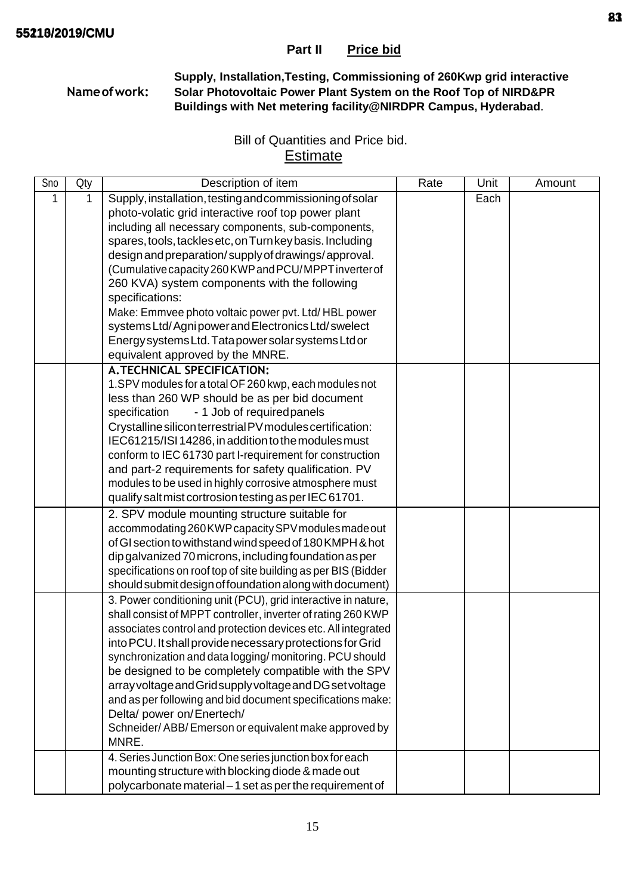**Part II Price bid**

**Name of work:** **Supply, Installation,Testing, Commissioning of 260Kwp grid interactive Solar Photovoltaic Power Plant System on the Roof Top of NIRD&PR Buildings with Net metering facility@NIRDPR Campus, Hyderabad**.

Bill of Quantities and Price bid.

Estimate

| Sno | Qty | Description of item | Rate | Unit | Amount |
|---|---|---|---|---|---|
| 1 | 1 | Supply, installation, testing and commissioning of solar photo-volatic grid interactive roof top power plant including all necessary components, sub-components, spares, tools, tackles etc, on Turn key basis. Including design and preparation/ supply of drawings/approval. (Cumulative capacity 260 KWP and PCU/MPPT inverter of 260 KVA) system components with the following specifications:<br>Make: Emmvee photo voltaic power pvt. Ltd/ HBL power systems Ltd/ Agni power and Electronics Ltd/ swelect Energy systems Ltd. Tata power solar systems Ltd or equivalent approved by the MNRE. | | Each | |
| | | **A.TECHNICAL SPECIFICATION:**<br>1.SPV modules for a total OF 260 kwp, each modules not less than 260 WP should be as per bid document specification - 1 Job of required panels<br>Crystalline silicon terrestrial PV modules certification: IEC61215/ISI 14286, in addition to the modules must conform to IEC 61730 part I-requirement for construction and part-2 requirements for safety qualification. PV modules to be used in highly corrosive atmosphere must qualify salt mist cortrosion testing as per IEC 61701. | | | |
| | | 2. SPV module mounting structure suitable for accommodating 260 KWP capacity SPV modules made out of GI section to withstand wind speed of 180 KMPH & hot dip galvanized 70 microns, including foundation as per specifications on roof top of site building as per BIS (Bidder should submit design of foundation along with document) | | | |
| | | 3. Power conditioning unit (PCU), grid interactive in nature, shall consist of MPPT controller, inverter of rating 260 KWP associates control and protection devices etc. All integrated into PCU. It shall provide necessary protections for Grid synchronization and data logging/ monitoring. PCU should be designed to be completely compatible with the SPV array voltage and Grid supply voltage and DG set voltage and as per following and bid document specifications make: Delta/ power on/ Enertech/<br>Schneider/ ABB/ Emerson or equivalent make approved by MNRE. | | | |
| | | 4. Series Junction Box: One series junction box for each mounting structure with blocking diode & made out polycarbonate material – 1 set as per the requirement of | | | |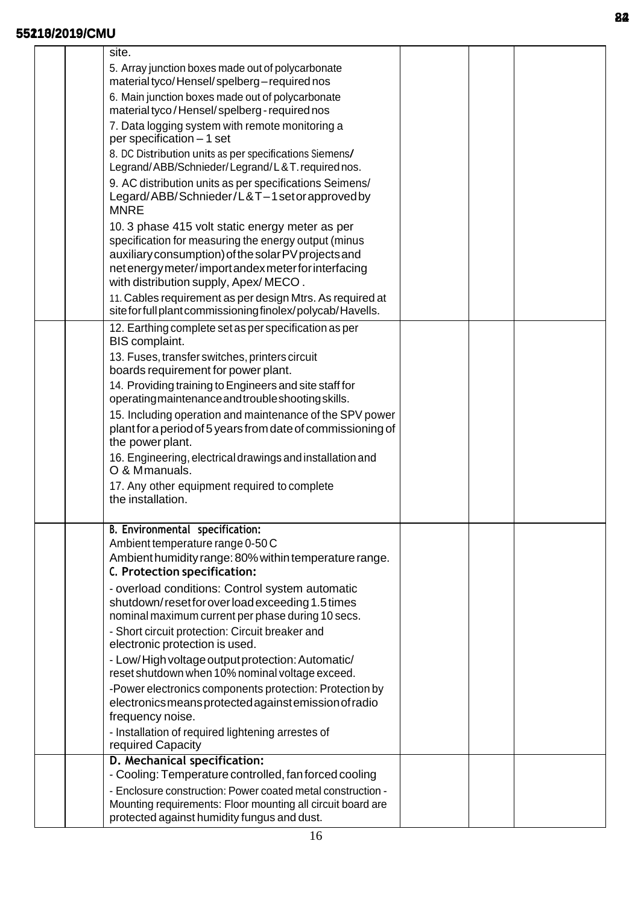| | | | | | |
|---|---|---|---|---|---|
| | | site.<br>5. Array junction boxes made out of polycarbonate material tyco/Hensel/spelberg – required nos<br>6. Main junction boxes made out of polycarbonate material tyco / Hensel/ spelberg - required nos<br>7. Data logging system with remote monitoring a per specification – 1 set<br>8. DC Distribution units as per specifications Siemens/ Legrand/ABB/Schnieder/Legrand/L&T. required nos.<br>9. AC distribution units as per specifications Seimens/ Legard/ABB/Schnieder/L&T – 1 set or approved by MNRE<br>10. 3 phase 415 volt static energy meter as per specification for measuring the energy output (minus auxiliary consumption) of the solar PV projects and net energy meter/import andex meter for interfacing with distribution supply, Apex/ MECO .<br>11. Cables requirement as per design Mtrs. As required at site for full plant commissioning finolex/polycab/Havells. | | | |
| | | 12. Earthing complete set as per specification as per BIS complaint.<br>13. Fuses, transfer switches, printers circuit boards requirement for power plant.<br>14. Providing training to Engineers and site staff for operating maintenance and trouble shooting skills.<br>15. Including operation and maintenance of the SPV power plant for a period of 5 years from date of commissioning of the power plant.<br>16. Engineering, electrical drawings and installation and O & M manuals.<br>17. Any other equipment required to complete the installation. | | | |
| | | **B. Environmental specification:**<br>Ambient temperature range 0-50 C<br>Ambient humidity range: 80% within temperature range.<br>**C. Protection specification:**<br>- overload conditions: Control system automatic shutdown/reset for overload exceeding 1.5 times nominal maximum current per phase during 10 secs.<br>- Short circuit protection: Circuit breaker and electronic protection is used.<br>- Low/High voltage output protection: Automatic/ reset shutdown when 10% nominal voltage exceed.<br>-Power electronics components protection: Protection by electronics means protected against emission of radio frequency noise.<br>- Installation of required lightening arrestes of required Capacity | | | |
| | | **D. Mechanical specification:**<br>- Cooling: Temperature controlled, fan forced cooling<br>- Enclosure construction: Power coated metal construction - Mounting requirements: Floor mounting all circuit board are protected against humidity fungus and dust. | | | |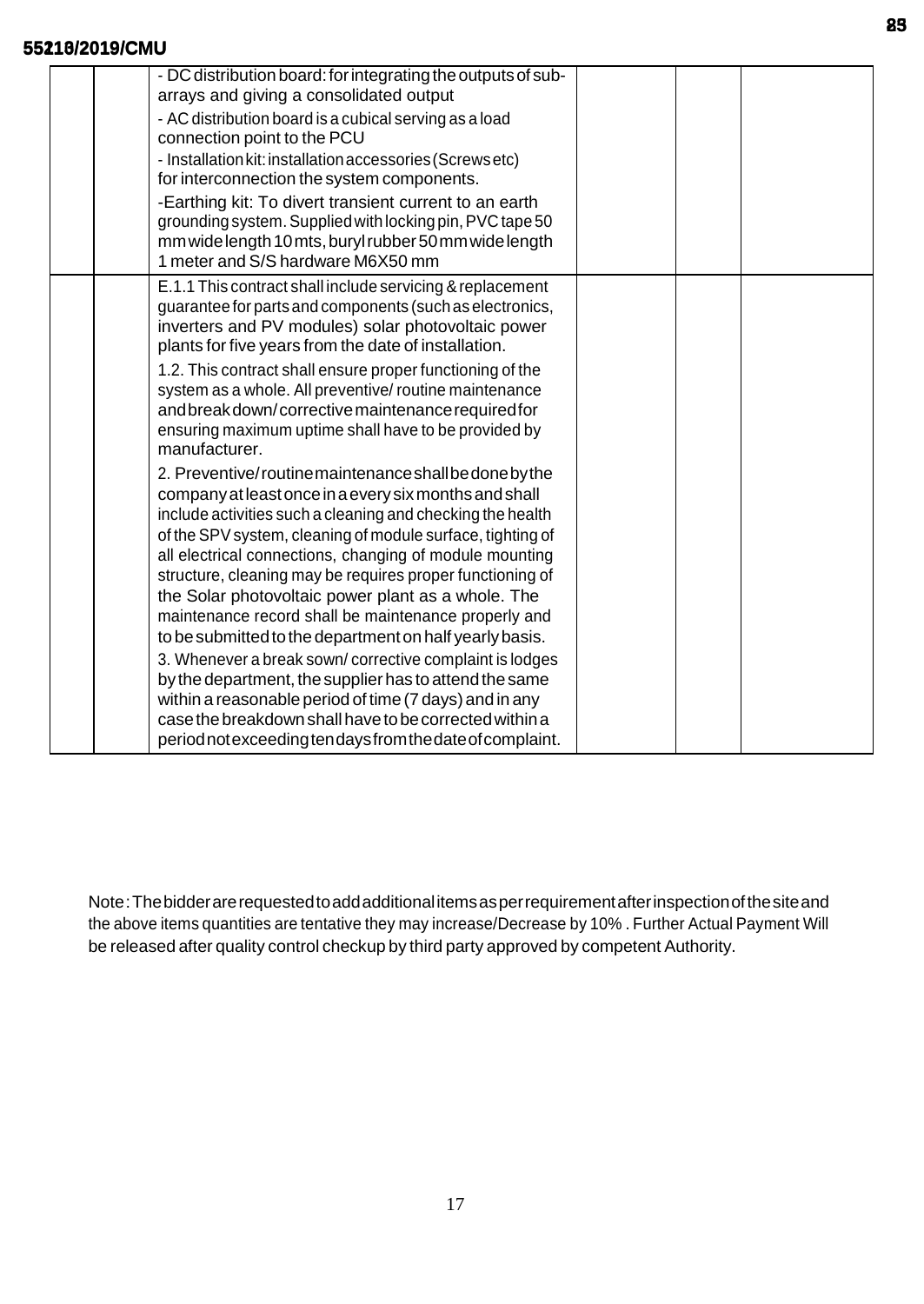| | | | | | |
|---|---|---|---|---|---|
| | | - DC distribution board: for integrating the outputs of sub-arrays and giving a consolidated output<br>- AC distribution board is a cubical serving as a load connection point to the PCU<br>- Installation kit: installation accessories (Screws etc) for interconnection the system components.<br>-Earthing kit: To divert transient current to an earth grounding system. Supplied with locking pin, PVC tape 50 mm wide length 10 mts, buryl rubber 50 mm wide length 1 meter and S/S hardware M6X50 mm | | | |
| | | E.1.1 This contract shall include servicing & replacement guarantee for parts and components (such as electronics, inverters and PV modules) solar photovoltaic power plants for five years from the date of installation.<br>1.2. This contract shall ensure proper functioning of the system as a whole. All preventive/ routine maintenance and break down/ corrective maintenance required for ensuring maximum uptime shall have to be provided by manufacturer.<br>2. Preventive/ routine maintenance shall be done by the company at least once in a every six months and shall include activities such a cleaning and checking the health of the SPV system, cleaning of module surface, tighting of all electrical connections, changing of module mounting structure, cleaning may be requires proper functioning of the Solar photovoltaic power plant as a whole. The maintenance record shall be maintenance properly and to be submitted to the department on half yearly basis.<br>3. Whenever a break sown/ corrective complaint is lodges by the department, the supplier has to attend the same within a reasonable period of time (7 days) and in any case the breakdown shall have to be corrected within a period not exceeding ten days from the date of complaint. | | | |

Note: The bidder are requested to add additional items as per requirement after inspection of the site and the above items quantities are tentative they may increase/Decrease by 10% . Further Actual Payment Will be released after quality control checkup by third party approved by competent Authority.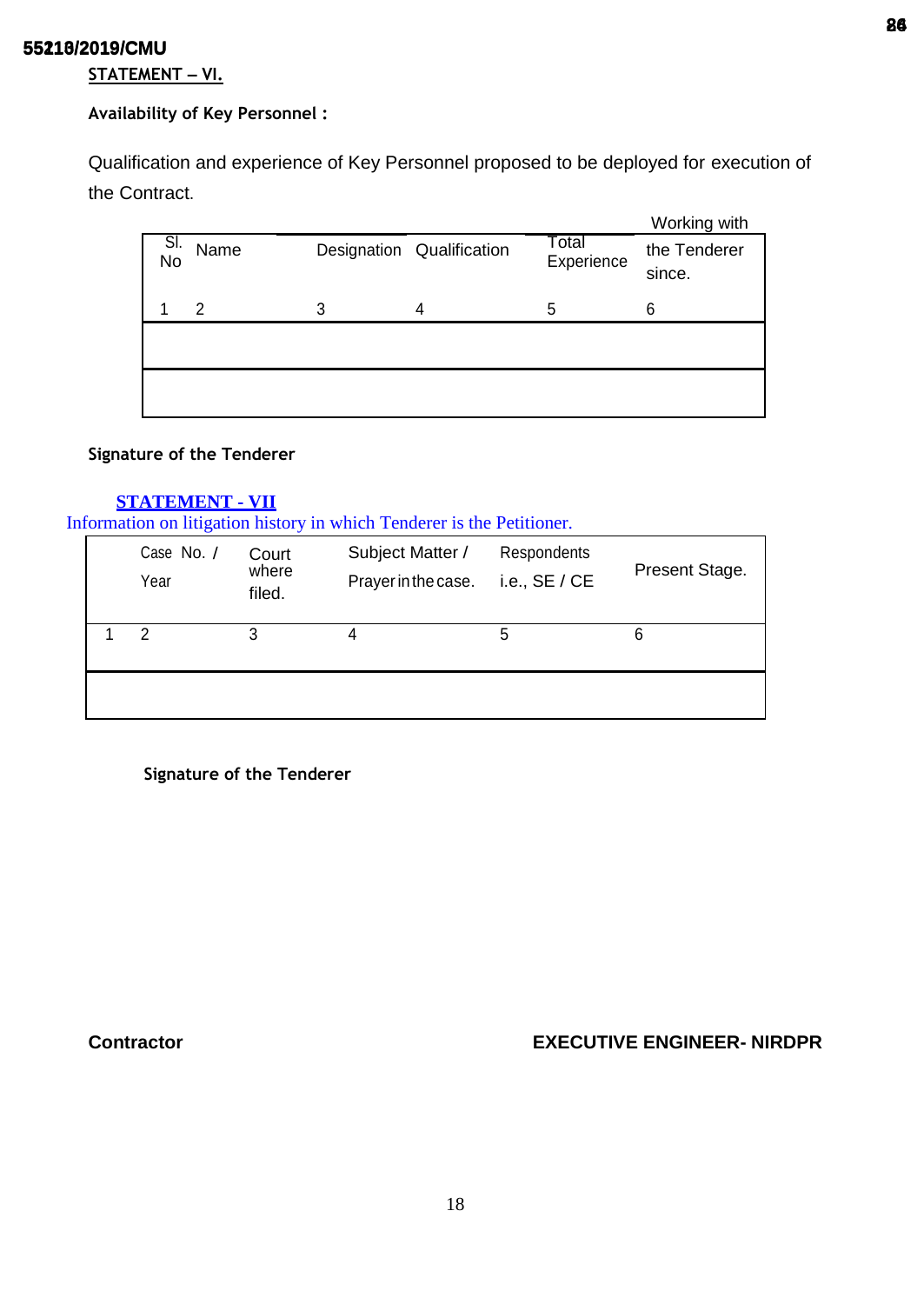**STATEMENT – VI.**

**Availability of Key Personnel :**

Qualification and experience of Key Personnel proposed to be deployed for execution of the Contract.

| Sl. No | Name | Designation | Qualification | Total Experience | Working with the Tenderer since. |
|---|---|---|---|---|---|
| 1 | 2 | 3 | 4 | 5 | 6 |
| | | | | | |
| | | | | | |

**Signature of the Tenderer**

**STATEMENT - VII**

Information on litigation history in which Tenderer is the Petitioner.

| | Case No. / Year | Court where filed. | Subject Matter / Prayer in the case. | Respondents i.e., SE / CE | Present Stage. |
|---|---|---|---|---|---|
| 1 | 2 | 3 | 4 | 5 | 6 |
| | | | | | |

**Signature of the Tenderer**

**Contractor** **EXECUTIVE ENGINEER- NIRDPR**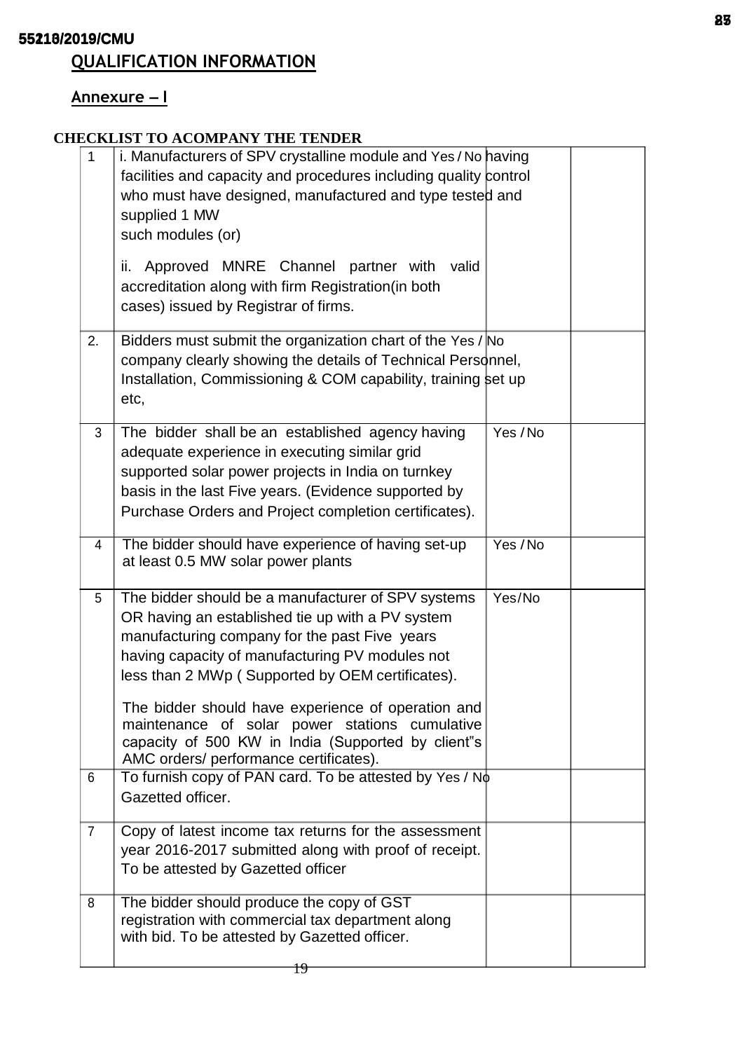## QUALIFICATION INFORMATION

### Annexure – I

**CHECKLIST TO ACOMPANY THE TENDER**

| | | | |
|---|---|---|---|
| 1 | i. Manufacturers of SPV crystalline module and having facilities and capacity and procedures including quality control who must have designed, manufactured and type tested and supplied 1 MW such modules (or)<br><br>ii. Approved MNRE Channel partner with valid accreditation along with firm Registration(in both cases) issued by Registrar of firms. | Yes / No | |
| 2. | Bidders must submit the organization chart of the company clearly showing the details of Technical Personnel, Installation, Commissioning & COM capability, training set up etc, | Yes / No | |
| 3 | The bidder shall be an established agency having adequate experience in executing similar grid supported solar power projects in India on turnkey basis in the last Five years. (Evidence supported by Purchase Orders and Project completion certificates). | Yes / No | |
| 4 | The bidder should have experience of having set-up at least 0.5 MW solar power plants | Yes / No | |
| 5 | The bidder should be a manufacturer of SPV systems OR having an established tie up with a PV system manufacturing company for the past Five years having capacity of manufacturing PV modules not less than 2 MWp ( Supported by OEM certificates).<br><br>The bidder should have experience of operation and maintenance of solar power stations cumulative capacity of 500 KW in India (Supported by client"s AMC orders/ performance certificates). | Yes/No | |
| 6 | To furnish copy of PAN card. To be attested by Gazetted officer. | Yes / No | |
| 7 | Copy of latest income tax returns for the assessment year 2016-2017 submitted along with proof of receipt. To be attested by Gazetted officer | | |
| 8 | The bidder should produce the copy of GST registration with commercial tax department along with bid. To be attested by Gazetted officer. | | |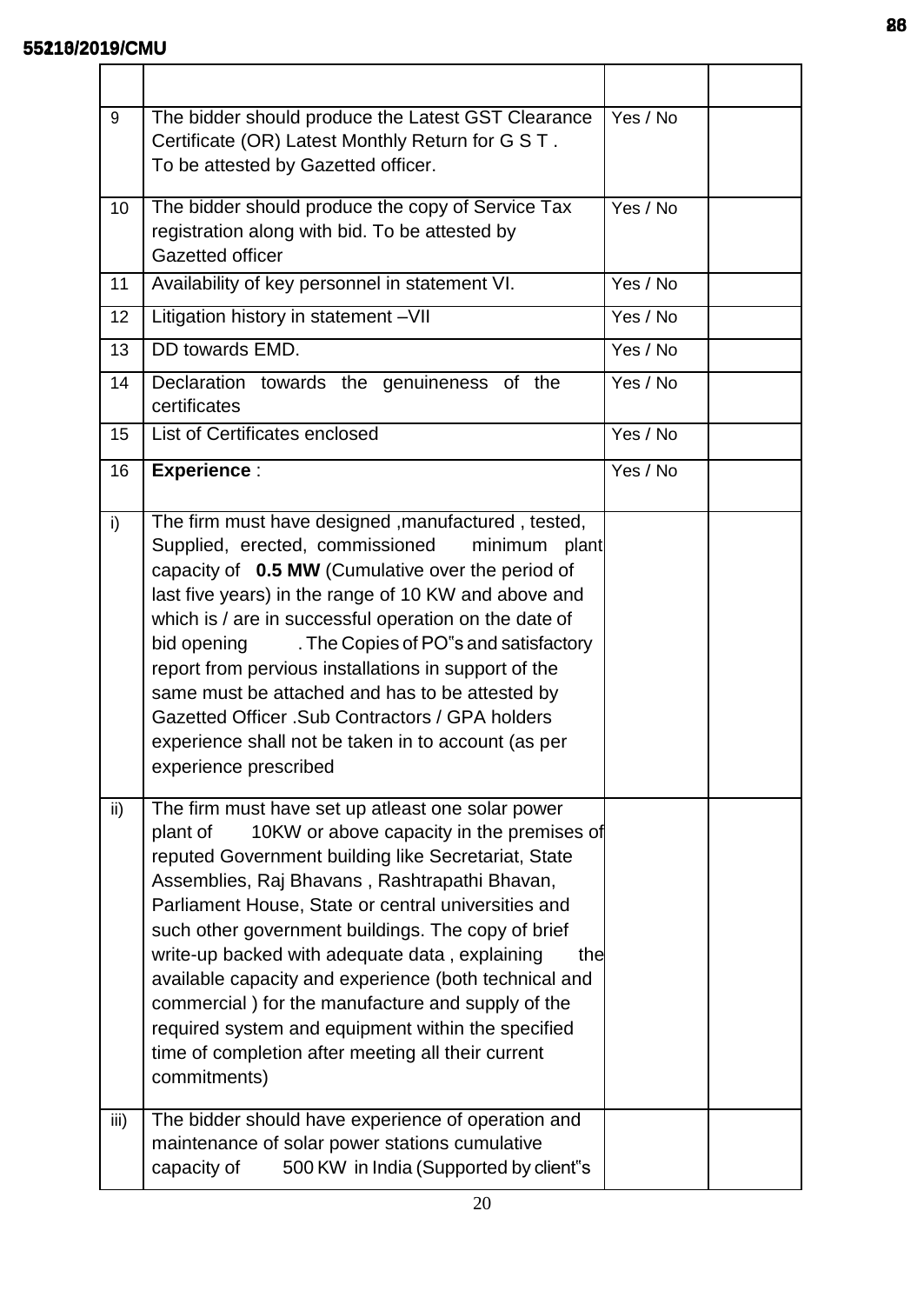| | | | |
|---|---|---|---|
| 9 | The bidder should produce the Latest GST Clearance Certificate (OR) Latest Monthly Return for G S T . To be attested by Gazetted officer. | Yes / No | |
| 10 | The bidder should produce the copy of Service Tax registration along with bid. To be attested by Gazetted officer | Yes / No | |
| 11 | Availability of key personnel in statement VI. | Yes / No | |
| 12 | Litigation history in statement –VII | Yes / No | |
| 13 | DD towards EMD. | Yes / No | |
| 14 | Declaration towards the genuineness of the certificates | Yes / No | |
| 15 | List of Certificates enclosed | Yes / No | |
| 16 | **Experience** : | Yes / No | |
| i) | The firm must have designed ,manufactured , tested, Supplied, erected, commissioned minimum plant capacity of **0.5 MW** (Cumulative over the period of last five years) in the range of 10 KW and above and which is / are in successful operation on the date of bid opening . The Copies of PO"s and satisfactory report from pervious installations in support of the same must be attached and has to be attested by Gazetted Officer .Sub Contractors / GPA holders experience shall not be taken in to account (as per experience prescribed | | |
| ii) | The firm must have set up atleast one solar power plant of 10KW or above capacity in the premises of reputed Government building like Secretariat, State Assemblies, Raj Bhavans , Rashtrapathi Bhavan, Parliament House, State or central universities and such other government buildings. The copy of brief write-up backed with adequate data , explaining the available capacity and experience (both technical and commercial ) for the manufacture and supply of the required system and equipment within the specified time of completion after meeting all their current commitments) | | |
| iii) | The bidder should have experience of operation and maintenance of solar power stations cumulative capacity of 500 KW in India (Supported by client"s | | |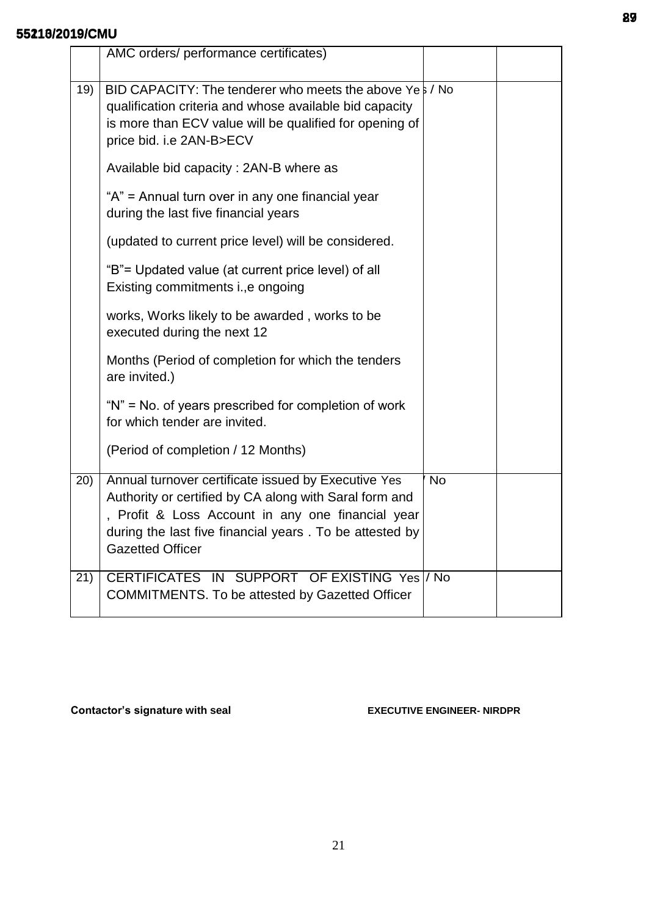| | AMC orders/ performance certificates) | | |
|---|---|---|---|
| 19) | BID CAPACITY: The tenderer who meets the above qualification criteria and whose available bid capacity is more than ECV value will be qualified for opening of price bid. i.e 2AN-B>ECV<br><br>Available bid capacity : 2AN-B where as<br><br>"A" = Annual turn over in any one financial year during the last five financial years<br><br>(updated to current price level) will be considered.<br><br>"B"= Updated value (at current price level) of all Existing commitments i.,e ongoing<br><br>works, Works likely to be awarded , works to be executed during the next 12<br><br>Months (Period of completion for which the tenders are invited.)<br><br>"N" = No. of years prescribed for completion of work for which tender are invited.<br><br>(Period of completion / 12 Months) | Yes / No | |
| 20) | Annual turnover certificate issued by Executive Authority or certified by CA along with Saral form and , Profit & Loss Account in any one financial year during the last five financial years . To be attested by Gazetted Officer | Yes / No | |
| 21) | CERTIFICATES IN SUPPORT OF EXISTING COMMITMENTS. To be attested by Gazetted Officer | Yes / No | |

**Contactor's signature with seal** **EXECUTIVE ENGINEER- NIRDPR**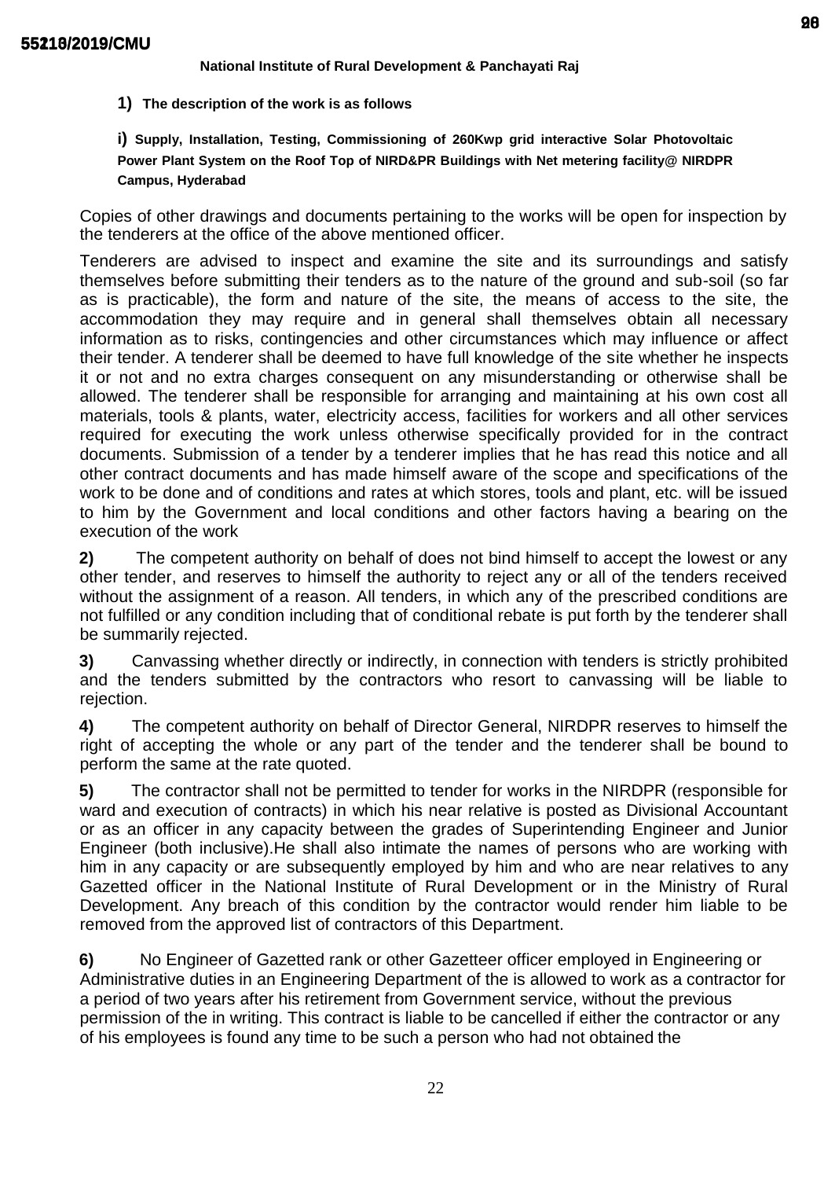**National Institute of Rural Development & Panchayati Raj**

**1) The description of the work is as follows**

**i) Supply, Installation, Testing, Commissioning of 260Kwp grid interactive Solar Photovoltaic Power Plant System on the Roof Top of NIRD&PR Buildings with Net metering facility@ NIRDPR Campus, Hyderabad**

Copies of other drawings and documents pertaining to the works will be open for inspection by the tenderers at the office of the above mentioned officer.

Tenderers are advised to inspect and examine the site and its surroundings and satisfy themselves before submitting their tenders as to the nature of the ground and sub-soil (so far as is practicable), the form and nature of the site, the means of access to the site, the accommodation they may require and in general shall themselves obtain all necessary information as to risks, contingencies and other circumstances which may influence or affect their tender. A tenderer shall be deemed to have full knowledge of the site whether he inspects it or not and no extra charges consequent on any misunderstanding or otherwise shall be allowed. The tenderer shall be responsible for arranging and maintaining at his own cost all materials, tools & plants, water, electricity access, facilities for workers and all other services required for executing the work unless otherwise specifically provided for in the contract documents. Submission of a tender by a tenderer implies that he has read this notice and all other contract documents and has made himself aware of the scope and specifications of the work to be done and of conditions and rates at which stores, tools and plant, etc. will be issued to him by the Government and local conditions and other factors having a bearing on the execution of the work

**2)** The competent authority on behalf of does not bind himself to accept the lowest or any other tender, and reserves to himself the authority to reject any or all of the tenders received without the assignment of a reason. All tenders, in which any of the prescribed conditions are not fulfilled or any condition including that of conditional rebate is put forth by the tenderer shall be summarily rejected.

**3)** Canvassing whether directly or indirectly, in connection with tenders is strictly prohibited and the tenders submitted by the contractors who resort to canvassing will be liable to rejection.

**4)** The competent authority on behalf of Director General, NIRDPR reserves to himself the right of accepting the whole or any part of the tender and the tenderer shall be bound to perform the same at the rate quoted.

**5)** The contractor shall not be permitted to tender for works in the NIRDPR (responsible for ward and execution of contracts) in which his near relative is posted as Divisional Accountant or as an officer in any capacity between the grades of Superintending Engineer and Junior Engineer (both inclusive).He shall also intimate the names of persons who are working with him in any capacity or are subsequently employed by him and who are near relatives to any Gazetted officer in the National Institute of Rural Development or in the Ministry of Rural Development. Any breach of this condition by the contractor would render him liable to be removed from the approved list of contractors of this Department.

**6)** No Engineer of Gazetted rank or other Gazetteer officer employed in Engineering or Administrative duties in an Engineering Department of the is allowed to work as a contractor for a period of two years after his retirement from Government service, without the previous permission of the in writing. This contract is liable to be cancelled if either the contractor or any of his employees is found any time to be such a person who had not obtained the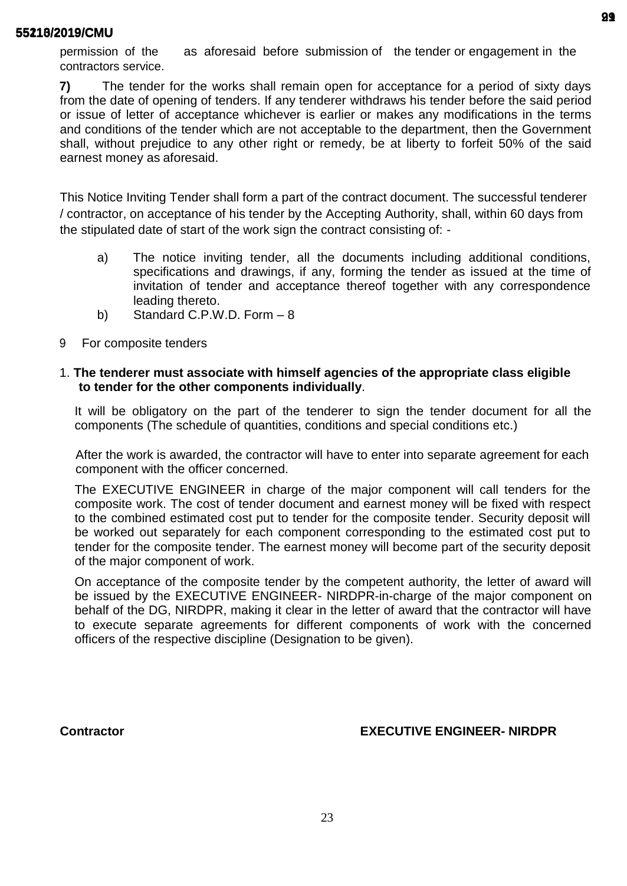permission of the as aforesaid before submission of the tender or engagement in the contractors service.

**7)** The tender for the works shall remain open for acceptance for a period of sixty days from the date of opening of tenders. If any tenderer withdraws his tender before the said period or issue of letter of acceptance whichever is earlier or makes any modifications in the terms and conditions of the tender which are not acceptable to the department, then the Government shall, without prejudice to any other right or remedy, be at liberty to forfeit 50% of the said earnest money as aforesaid.

This Notice Inviting Tender shall form a part of the contract document. The successful tenderer / contractor, on acceptance of his tender by the Accepting Authority, shall, within 60 days from the stipulated date of start of the work sign the contract consisting of: -

a) The notice inviting tender, all the documents including additional conditions, specifications and drawings, if any, forming the tender as issued at the time of invitation of tender and acceptance thereof together with any correspondence leading thereto.

b) Standard C.P.W.D. Form – 8

9 For composite tenders

1. **The tenderer must associate with himself agencies of the appropriate class eligible to tender for the other components individually**.

It will be obligatory on the part of the tenderer to sign the tender document for all the components (The schedule of quantities, conditions and special conditions etc.)

After the work is awarded, the contractor will have to enter into separate agreement for each component with the officer concerned.

The EXECUTIVE ENGINEER in charge of the major component will call tenders for the composite work. The cost of tender document and earnest money will be fixed with respect to the combined estimated cost put to tender for the composite tender. Security deposit will be worked out separately for each component corresponding to the estimated cost put to tender for the composite tender. The earnest money will become part of the security deposit of the major component of work.

On acceptance of the composite tender by the competent authority, the letter of award will be issued by the EXECUTIVE ENGINEER- NIRDPR-in-charge of the major component on behalf of the DG, NIRDPR, making it clear in the letter of award that the contractor will have to execute separate agreements for different components of work with the concerned officers of the respective discipline (Designation to be given).

**Contractor** **EXECUTIVE ENGINEER- NIRDPR**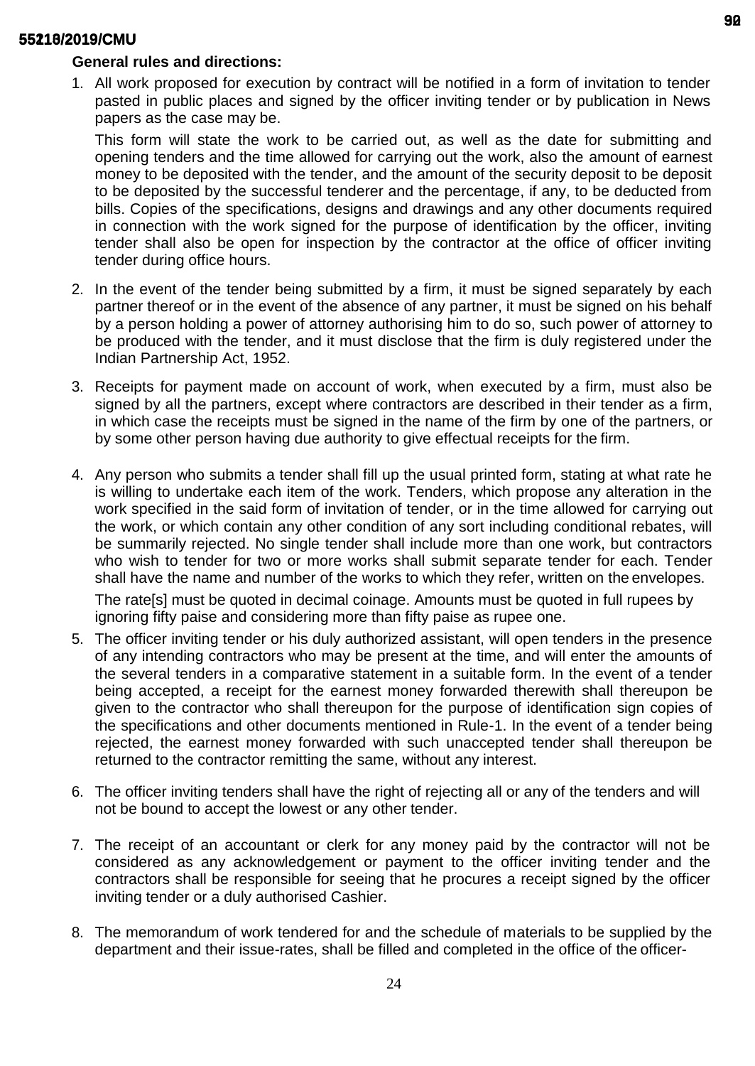**General rules and directions:**

1. All work proposed for execution by contract will be notified in a form of invitation to tender pasted in public places and signed by the officer inviting tender or by publication in News papers as the case may be.

   This form will state the work to be carried out, as well as the date for submitting and opening tenders and the time allowed for carrying out the work, also the amount of earnest money to be deposited with the tender, and the amount of the security deposit to be deposit to be deposited by the successful tenderer and the percentage, if any, to be deducted from bills. Copies of the specifications, designs and drawings and any other documents required in connection with the work signed for the purpose of identification by the officer, inviting tender shall also be open for inspection by the contractor at the office of officer inviting tender during office hours.

2. In the event of the tender being submitted by a firm, it must be signed separately by each partner thereof or in the event of the absence of any partner, it must be signed on his behalf by a person holding a power of attorney authorising him to do so, such power of attorney to be produced with the tender, and it must disclose that the firm is duly registered under the Indian Partnership Act, 1952.

3. Receipts for payment made on account of work, when executed by a firm, must also be signed by all the partners, except where contractors are described in their tender as a firm, in which case the receipts must be signed in the name of the firm by one of the partners, or by some other person having due authority to give effectual receipts for the firm.

4. Any person who submits a tender shall fill up the usual printed form, stating at what rate he is willing to undertake each item of the work. Tenders, which propose any alteration in the work specified in the said form of invitation of tender, or in the time allowed for carrying out the work, or which contain any other condition of any sort including conditional rebates, will be summarily rejected. No single tender shall include more than one work, but contractors who wish to tender for two or more works shall submit separate tender for each. Tender shall have the name and number of the works to which they refer, written on the envelopes.

   The rate[s] must be quoted in decimal coinage. Amounts must be quoted in full rupees by ignoring fifty paise and considering more than fifty paise as rupee one.

5. The officer inviting tender or his duly authorized assistant, will open tenders in the presence of any intending contractors who may be present at the time, and will enter the amounts of the several tenders in a comparative statement in a suitable form. In the event of a tender being accepted, a receipt for the earnest money forwarded therewith shall thereupon be given to the contractor who shall thereupon for the purpose of identification sign copies of the specifications and other documents mentioned in Rule-1. In the event of a tender being rejected, the earnest money forwarded with such unaccepted tender shall thereupon be returned to the contractor remitting the same, without any interest.

6. The officer inviting tenders shall have the right of rejecting all or any of the tenders and will not be bound to accept the lowest or any other tender.

7. The receipt of an accountant or clerk for any money paid by the contractor will not be considered as any acknowledgement or payment to the officer inviting tender and the contractors shall be responsible for seeing that he procures a receipt signed by the officer inviting tender or a duly authorised Cashier.

8. The memorandum of work tendered for and the schedule of materials to be supplied by the department and their issue-rates, shall be filled and completed in the office of the officer-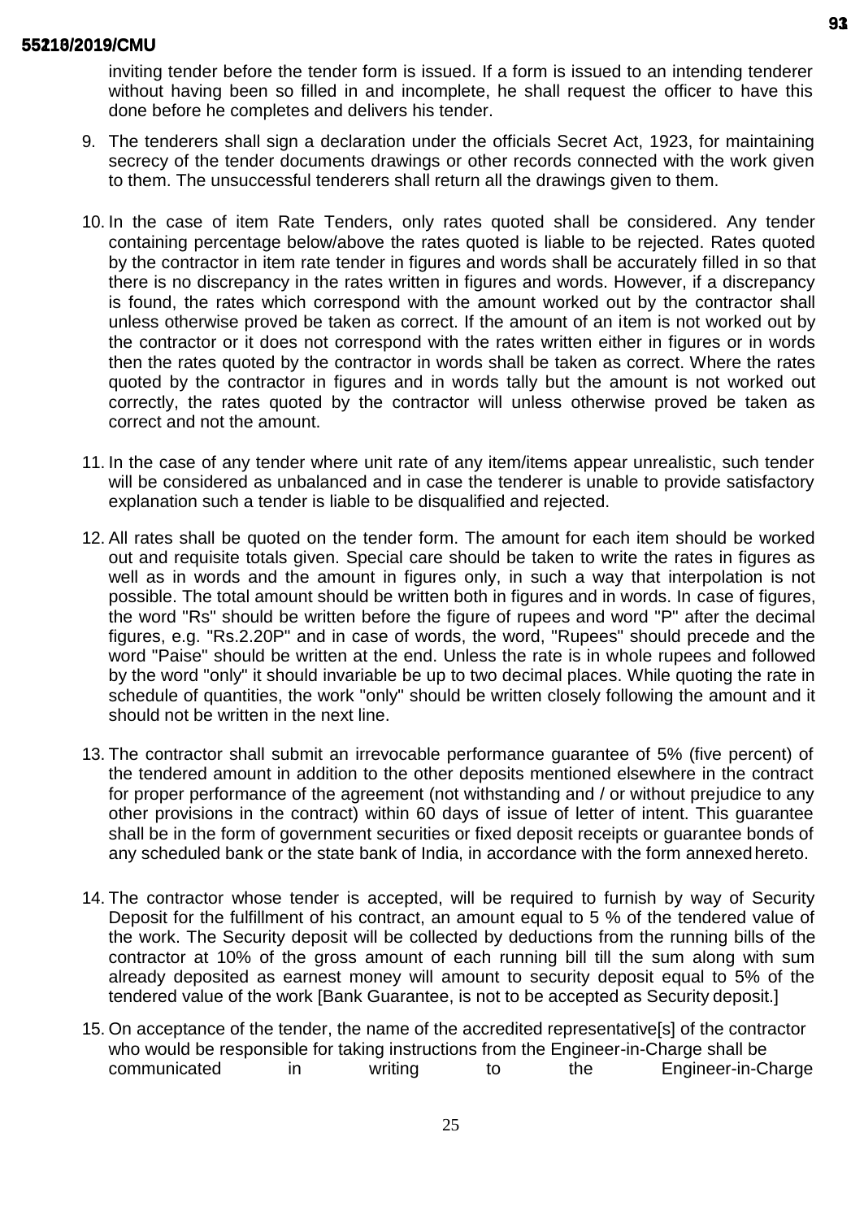inviting tender before the tender form is issued. If a form is issued to an intending tenderer without having been so filled in and incomplete, he shall request the officer to have this done before he completes and delivers his tender.

9. The tenderers shall sign a declaration under the officials Secret Act, 1923, for maintaining secrecy of the tender documents drawings or other records connected with the work given to them. The unsuccessful tenderers shall return all the drawings given to them.

10. In the case of item Rate Tenders, only rates quoted shall be considered. Any tender containing percentage below/above the rates quoted is liable to be rejected. Rates quoted by the contractor in item rate tender in figures and words shall be accurately filled in so that there is no discrepancy in the rates written in figures and words. However, if a discrepancy is found, the rates which correspond with the amount worked out by the contractor shall unless otherwise proved be taken as correct. If the amount of an item is not worked out by the contractor or it does not correspond with the rates written either in figures or in words then the rates quoted by the contractor in words shall be taken as correct. Where the rates quoted by the contractor in figures and in words tally but the amount is not worked out correctly, the rates quoted by the contractor will unless otherwise proved be taken as correct and not the amount.

11. In the case of any tender where unit rate of any item/items appear unrealistic, such tender will be considered as unbalanced and in case the tenderer is unable to provide satisfactory explanation such a tender is liable to be disqualified and rejected.

12. All rates shall be quoted on the tender form. The amount for each item should be worked out and requisite totals given. Special care should be taken to write the rates in figures as well as in words and the amount in figures only, in such a way that interpolation is not possible. The total amount should be written both in figures and in words. In case of figures, the word "Rs" should be written before the figure of rupees and word "P" after the decimal figures, e.g. "Rs.2.20P" and in case of words, the word, "Rupees" should precede and the word "Paise" should be written at the end. Unless the rate is in whole rupees and followed by the word "only" it should invariable be up to two decimal places. While quoting the rate in schedule of quantities, the work "only" should be written closely following the amount and it should not be written in the next line.

13. The contractor shall submit an irrevocable performance guarantee of 5% (five percent) of the tendered amount in addition to the other deposits mentioned elsewhere in the contract for proper performance of the agreement (not withstanding and / or without prejudice to any other provisions in the contract) within 60 days of issue of letter of intent. This guarantee shall be in the form of government securities or fixed deposit receipts or guarantee bonds of any scheduled bank or the state bank of India, in accordance with the form annexed hereto.

14. The contractor whose tender is accepted, will be required to furnish by way of Security Deposit for the fulfillment of his contract, an amount equal to 5 % of the tendered value of the work. The Security deposit will be collected by deductions from the running bills of the contractor at 10% of the gross amount of each running bill till the sum along with sum already deposited as earnest money will amount to security deposit equal to 5% of the tendered value of the work [Bank Guarantee, is not to be accepted as Security deposit.]

15. On acceptance of the tender, the name of the accredited representative[s] of the contractor who would be responsible for taking instructions from the Engineer-in-Charge shall be communicated in writing to the Engineer-in-Charge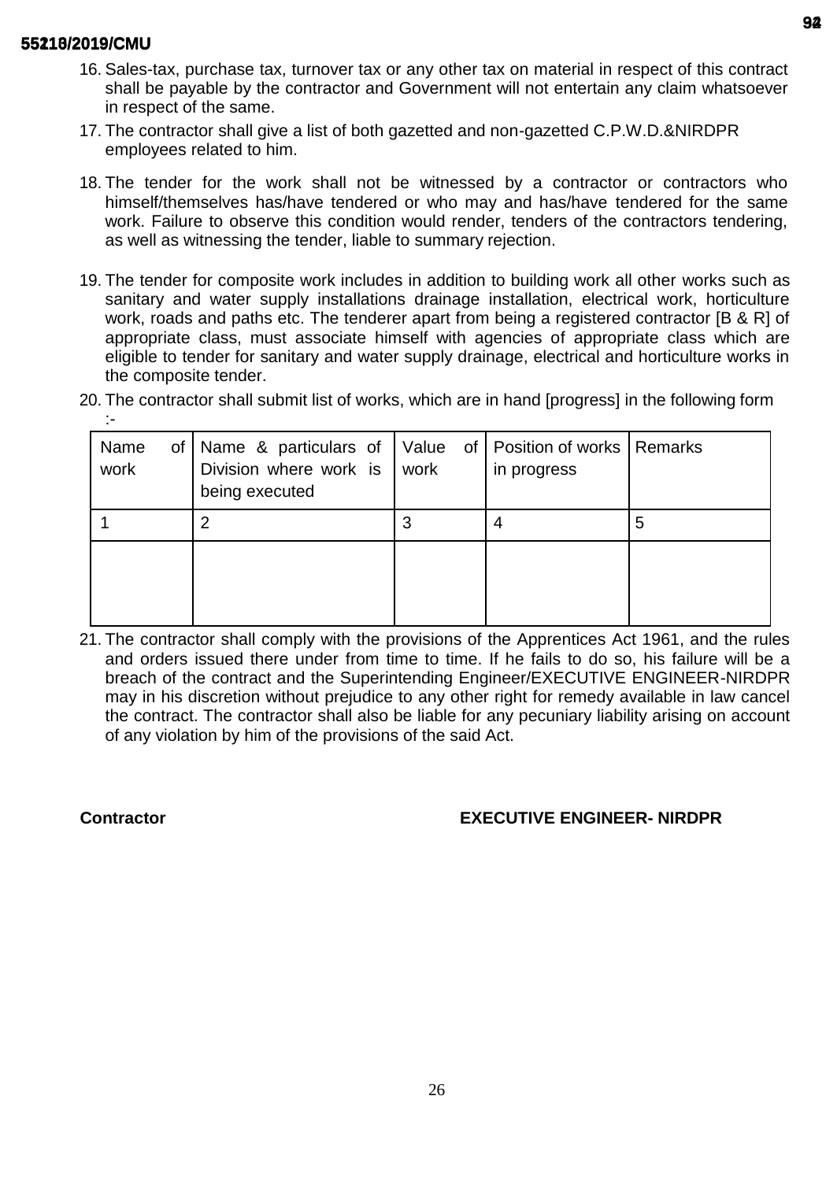16. Sales-tax, purchase tax, turnover tax or any other tax on material in respect of this contract shall be payable by the contractor and Government will not entertain any claim whatsoever in respect of the same.
17. The contractor shall give a list of both gazetted and non-gazetted C.P.W.D.&NIRDPR employees related to him.
18. The tender for the work shall not be witnessed by a contractor or contractors who himself/themselves has/have tendered or who may and has/have tendered for the same work. Failure to observe this condition would render, tenders of the contractors tendering, as well as witnessing the tender, liable to summary rejection.
19. The tender for composite work includes in addition to building work all other works such as sanitary and water supply installations drainage installation, electrical work, horticulture work, roads and paths etc. The tenderer apart from being a registered contractor [B & R] of appropriate class, must associate himself with agencies of appropriate class which are eligible to tender for sanitary and water supply drainage, electrical and horticulture works in the composite tender.
20. The contractor shall submit list of works, which are in hand [progress] in the following form :-

| Name of work | Name & particulars of Division where work is being executed | Value of work | Position of works in progress | Remarks |
|---|---|---|---|---|
| 1 | 2 | 3 | 4 | 5 |
| | | | | |

21. The contractor shall comply with the provisions of the Apprentices Act 1961, and the rules and orders issued there under from time to time. If he fails to do so, his failure will be a breach of the contract and the Superintending Engineer/EXECUTIVE ENGINEER-NIRDPR may in his discretion without prejudice to any other right for remedy available in law cancel the contract. The contractor shall also be liable for any pecuniary liability arising on account of any violation by him of the provisions of the said Act.

**Contractor** **EXECUTIVE ENGINEER- NIRDPR**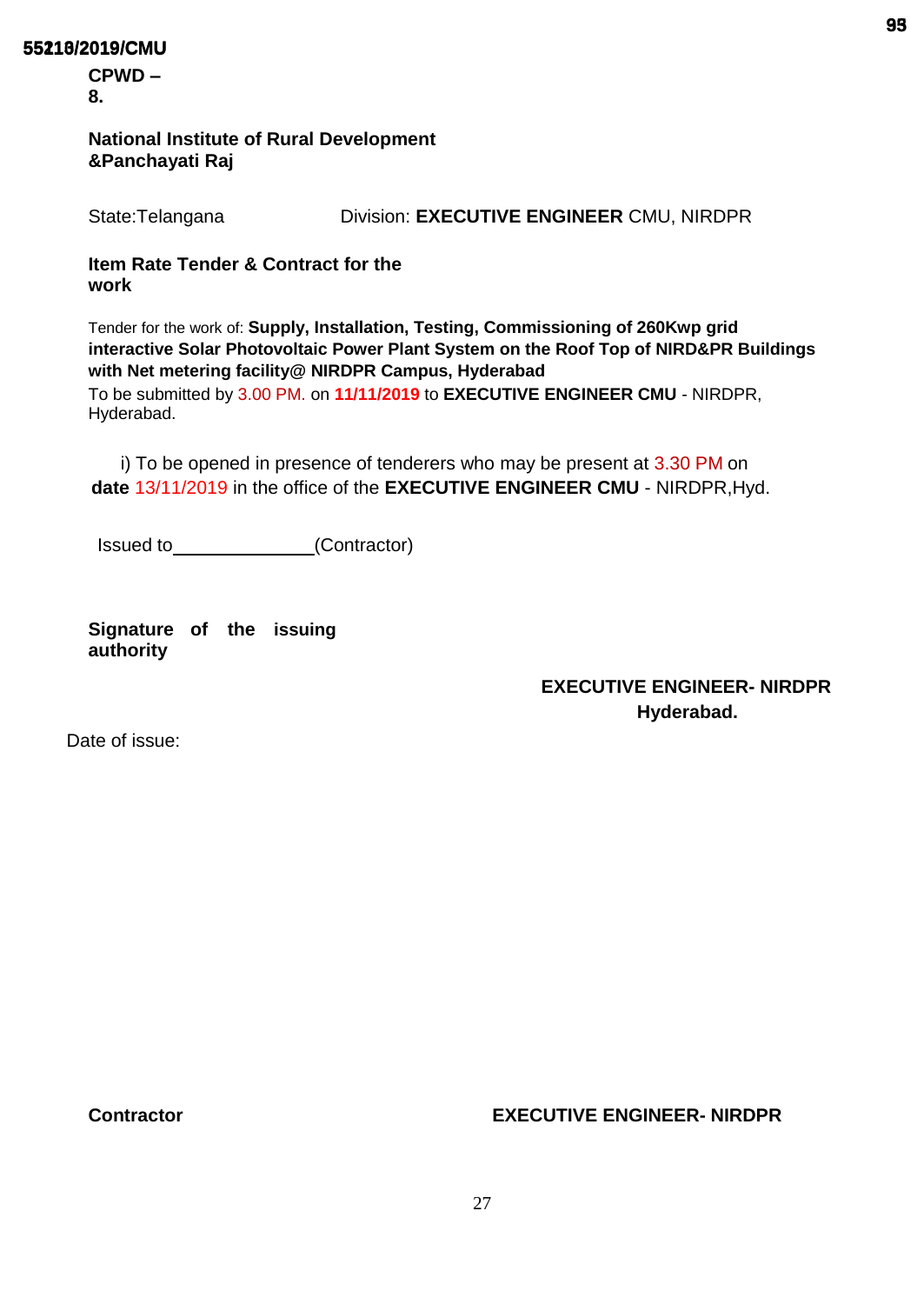**CPWD – 8.**

**National Institute of Rural Development &Panchayati Raj**

State:Telangana Division: **EXECUTIVE ENGINEER** CMU, NIRDPR

**Item Rate Tender & Contract for the work**

Tender for the work of: **Supply, Installation, Testing, Commissioning of 260Kwp grid interactive Solar Photovoltaic Power Plant System on the Roof Top of NIRD&PR Buildings with Net metering facility@ NIRDPR Campus, Hyderabad**

To be submitted by 3.00 PM. on **11/11/2019** to **EXECUTIVE ENGINEER CMU** - NIRDPR, Hyderabad.

i) To be opened in presence of tenderers who may be present at 3.30 PM on **date** 13/11/2019 in the office of the **EXECUTIVE ENGINEER CMU** - NIRDPR,Hyd.

Issued to______________(Contractor)

**Signature of the issuing authority**

**EXECUTIVE ENGINEER- NIRDPR**
**Hyderabad.**

Date of issue:

**Contractor** **EXECUTIVE ENGINEER- NIRDPR**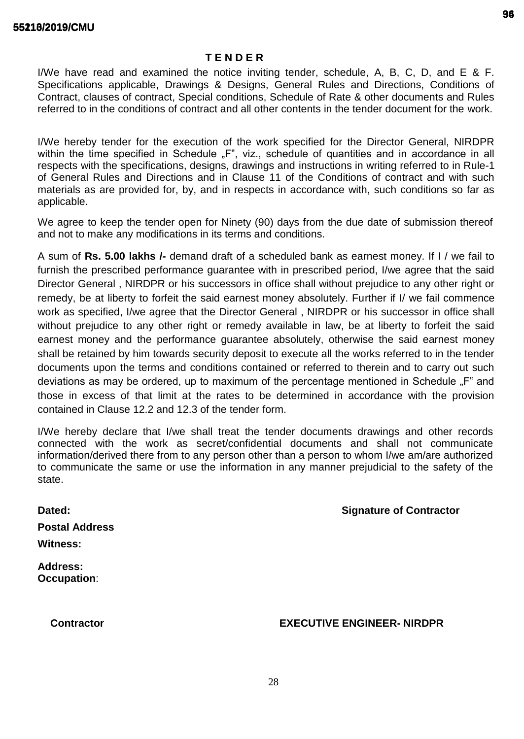## T E N D E R

I/We have read and examined the notice inviting tender, schedule, A, B, C, D, and E & F. Specifications applicable, Drawings & Designs, General Rules and Directions, Conditions of Contract, clauses of contract, Special conditions, Schedule of Rate & other documents and Rules referred to in the conditions of contract and all other contents in the tender document for the work.

I/We hereby tender for the execution of the work specified for the Director General, NIRDPR within the time specified in Schedule „F", viz., schedule of quantities and in accordance in all respects with the specifications, designs, drawings and instructions in writing referred to in Rule-1 of General Rules and Directions and in Clause 11 of the Conditions of contract and with such materials as are provided for, by, and in respects in accordance with, such conditions so far as applicable.

We agree to keep the tender open for Ninety (90) days from the due date of submission thereof and not to make any modifications in its terms and conditions.

A sum of **Rs. 5.00 lakhs /-** demand draft of a scheduled bank as earnest money. If I / we fail to furnish the prescribed performance guarantee with in prescribed period, I/we agree that the said Director General , NIRDPR or his successors in office shall without prejudice to any other right or remedy, be at liberty to forfeit the said earnest money absolutely. Further if I/ we fail commence work as specified, I/we agree that the Director General , NIRDPR or his successor in office shall without prejudice to any other right or remedy available in law, be at liberty to forfeit the said earnest money and the performance guarantee absolutely, otherwise the said earnest money shall be retained by him towards security deposit to execute all the works referred to in the tender documents upon the terms and conditions contained or referred to therein and to carry out such deviations as may be ordered, up to maximum of the percentage mentioned in Schedule „F" and those in excess of that limit at the rates to be determined in accordance with the provision contained in Clause 12.2 and 12.3 of the tender form.

I/We hereby declare that I/we shall treat the tender documents drawings and other records connected with the work as secret/confidential documents and shall not communicate information/derived there from to any person other than a person to whom I/we am/are authorized to communicate the same or use the information in any manner prejudicial to the safety of the state.

**Dated:** **Signature of Contractor**

**Postal Address**

**Witness:**

**Address:**
**Occupation**:

**Contractor** **EXECUTIVE ENGINEER- NIRDPR**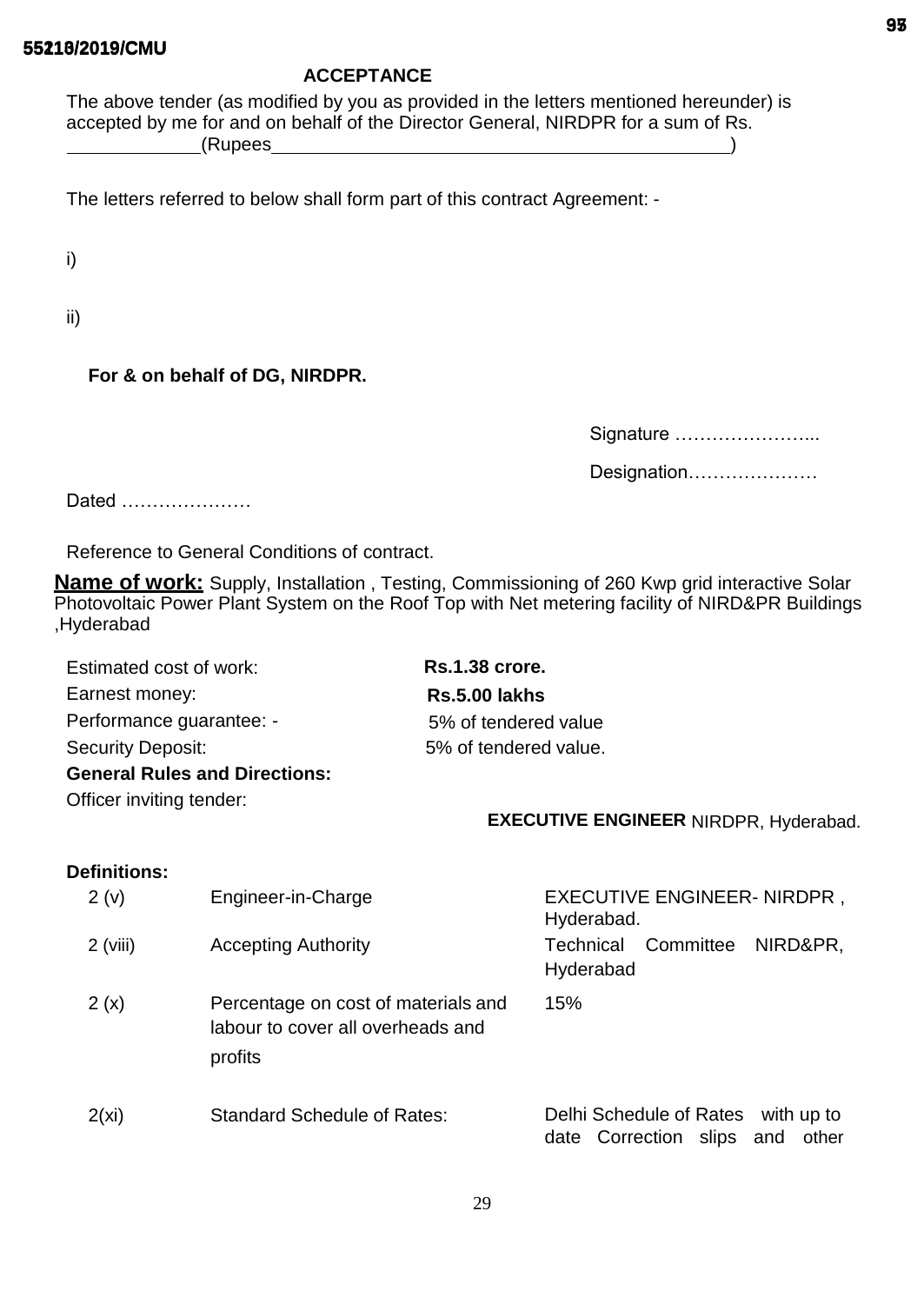## ACCEPTANCE

The above tender (as modified by you as provided in the letters mentioned hereunder) is accepted by me for and on behalf of the Director General, NIRDPR for a sum of Rs. ____________(Rupees____________________________________________)

The letters referred to below shall form part of this contract Agreement: -

i)

ii)

**For & on behalf of DG, NIRDPR.**

Signature …………………...

Designation…………………

Dated …………………

Reference to General Conditions of contract.

**Name of work:** Supply, Installation , Testing, Commissioning of 260 Kwp grid interactive Solar Photovoltaic Power Plant System on the Roof Top with Net metering facility of NIRD&PR Buildings ,Hyderabad

| | |
|---|---|
| Estimated cost of work: | **Rs.1.38 crore.** |
| Earnest money: | **Rs.5.00 lakhs** |
| Performance guarantee: - | 5% of tendered value |
| Security Deposit: | 5% of tendered value. |

**General Rules and Directions:**

Officer inviting tender: **EXECUTIVE ENGINEER** NIRDPR, Hyderabad.

**Definitions:**

| | | |
|---|---|---|
| 2 (v) | Engineer-in-Charge | EXECUTIVE ENGINEER- NIRDPR , Hyderabad. |
| 2 (viii) | Accepting Authority | Technical Committee NIRD&PR, Hyderabad |
| 2 (x) | Percentage on cost of materials and labour to cover all overheads and profits | 15% |
| 2(xi) | Standard Schedule of Rates: | Delhi Schedule of Rates with up to date Correction slips and other |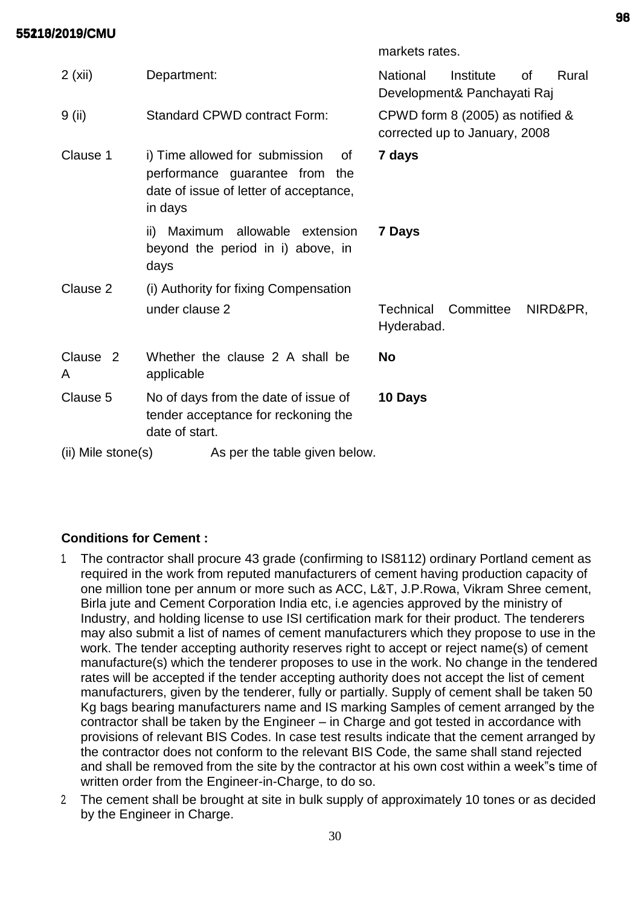| | | markets rates. |
|---|---|---|
| 2 (xii) | Department: | National Institute of Rural Development& Panchayati Raj |
| 9 (ii) | Standard CPWD contract Form: | CPWD form 8 (2005) as notified & corrected up to January, 2008 |
| Clause 1 | i) Time allowed for submission of performance guarantee from the date of issue of letter of acceptance, in days | **7 days** |
| | ii) Maximum allowable extension beyond the period in i) above, in days | **7 Days** |
| Clause 2 | (i) Authority for fixing Compensation under clause 2 | Technical Committee NIRD&PR, Hyderabad. |
| Clause 2 A | Whether the clause 2 A shall be applicable | **No** |
| Clause 5 | No of days from the date of issue of tender acceptance for reckoning the date of start. | **10 Days** |

(ii) Mile stone(s) As per the table given below.

**Conditions for Cement :**

1. The contractor shall procure 43 grade (confirming to IS8112) ordinary Portland cement as required in the work from reputed manufacturers of cement having production capacity of one million tone per annum or more such as ACC, L&T, J.P.Rowa, Vikram Shree cement, Birla jute and Cement Corporation India etc, i.e agencies approved by the ministry of Industry, and holding license to use ISI certification mark for their product. The tenderers may also submit a list of names of cement manufacturers which they propose to use in the work. The tender accepting authority reserves right to accept or reject name(s) of cement manufacture(s) which the tenderer proposes to use in the work. No change in the tendered rates will be accepted if the tender accepting authority does not accept the list of cement manufacturers, given by the tenderer, fully or partially. Supply of cement shall be taken 50 Kg bags bearing manufacturers name and IS marking Samples of cement arranged by the contractor shall be taken by the Engineer – in Charge and got tested in accordance with provisions of relevant BIS Codes. In case test results indicate that the cement arranged by the contractor does not conform to the relevant BIS Code, the same shall stand rejected and shall be removed from the site by the contractor at his own cost within a week"s time of written order from the Engineer-in-Charge, to do so.
2. The cement shall be brought at site in bulk supply of approximately 10 tones or as decided by the Engineer in Charge.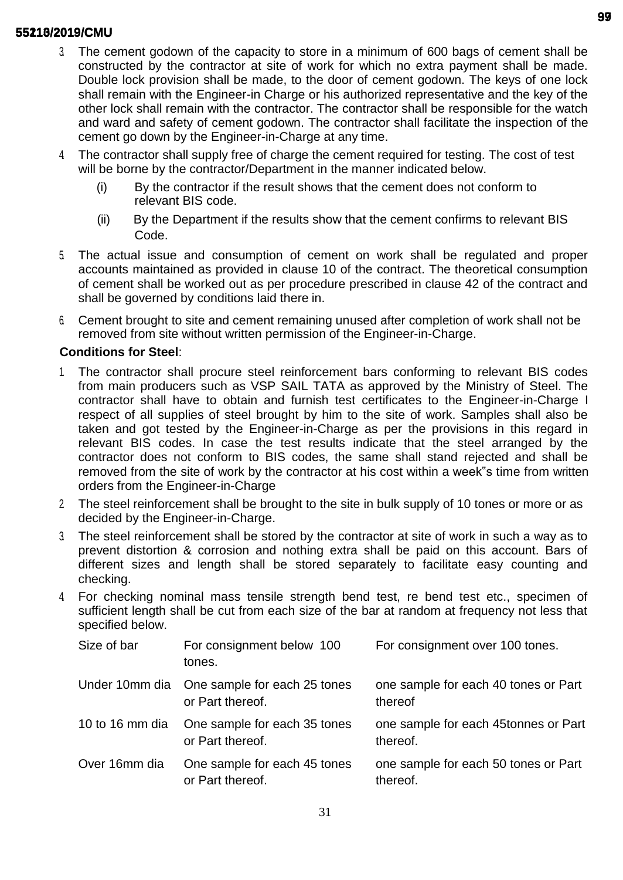3. The cement godown of the capacity to store in a minimum of 600 bags of cement shall be constructed by the contractor at site of work for which no extra payment shall be made. Double lock provision shall be made, to the door of cement godown. The keys of one lock shall remain with the Engineer-in Charge or his authorized representative and the key of the other lock shall remain with the contractor. The contractor shall be responsible for the watch and ward and safety of cement godown. The contractor shall facilitate the inspection of the cement go down by the Engineer-in-Charge at any time.
4. The contractor shall supply free of charge the cement required for testing. The cost of test will be borne by the contractor/Department in the manner indicated below.
   (i) By the contractor if the result shows that the cement does not conform to relevant BIS code.
   (ii) By the Department if the results show that the cement confirms to relevant BIS Code.
5. The actual issue and consumption of cement on work shall be regulated and proper accounts maintained as provided in clause 10 of the contract. The theoretical consumption of cement shall be worked out as per procedure prescribed in clause 42 of the contract and shall be governed by conditions laid there in.
6. Cement brought to site and cement remaining unused after completion of work shall not be removed from site without written permission of the Engineer-in-Charge.

**Conditions for Steel**:

1. The contractor shall procure steel reinforcement bars conforming to relevant BIS codes from main producers such as VSP SAIL TATA as approved by the Ministry of Steel. The contractor shall have to obtain and furnish test certificates to the Engineer-in-Charge I respect of all supplies of steel brought by him to the site of work. Samples shall also be taken and got tested by the Engineer-in-Charge as per the provisions in this regard in relevant BIS codes. In case the test results indicate that the steel arranged by the contractor does not conform to BIS codes, the same shall stand rejected and shall be removed from the site of work by the contractor at his cost within a week"s time from written orders from the Engineer-in-Charge
2. The steel reinforcement shall be brought to the site in bulk supply of 10 tones or more or as decided by the Engineer-in-Charge.
3. The steel reinforcement shall be stored by the contractor at site of work in such a way as to prevent distortion & corrosion and nothing extra shall be paid on this account. Bars of different sizes and length shall be stored separately to facilitate easy counting and checking.
4. For checking nominal mass tensile strength bend test, re bend test etc., specimen of sufficient length shall be cut from each size of the bar at random at frequency not less that specified below.

| Size of bar | For consignment below 100 tones. | For consignment over 100 tones. |
|---|---|---|
| Under 10mm dia | One sample for each 25 tones or Part thereof. | one sample for each 40 tones or Part thereof |
| 10 to 16 mm dia | One sample for each 35 tones or Part thereof. | one sample for each 45tonnes or Part thereof. |
| Over 16mm dia | One sample for each 45 tones or Part thereof. | one sample for each 50 tones or Part thereof. |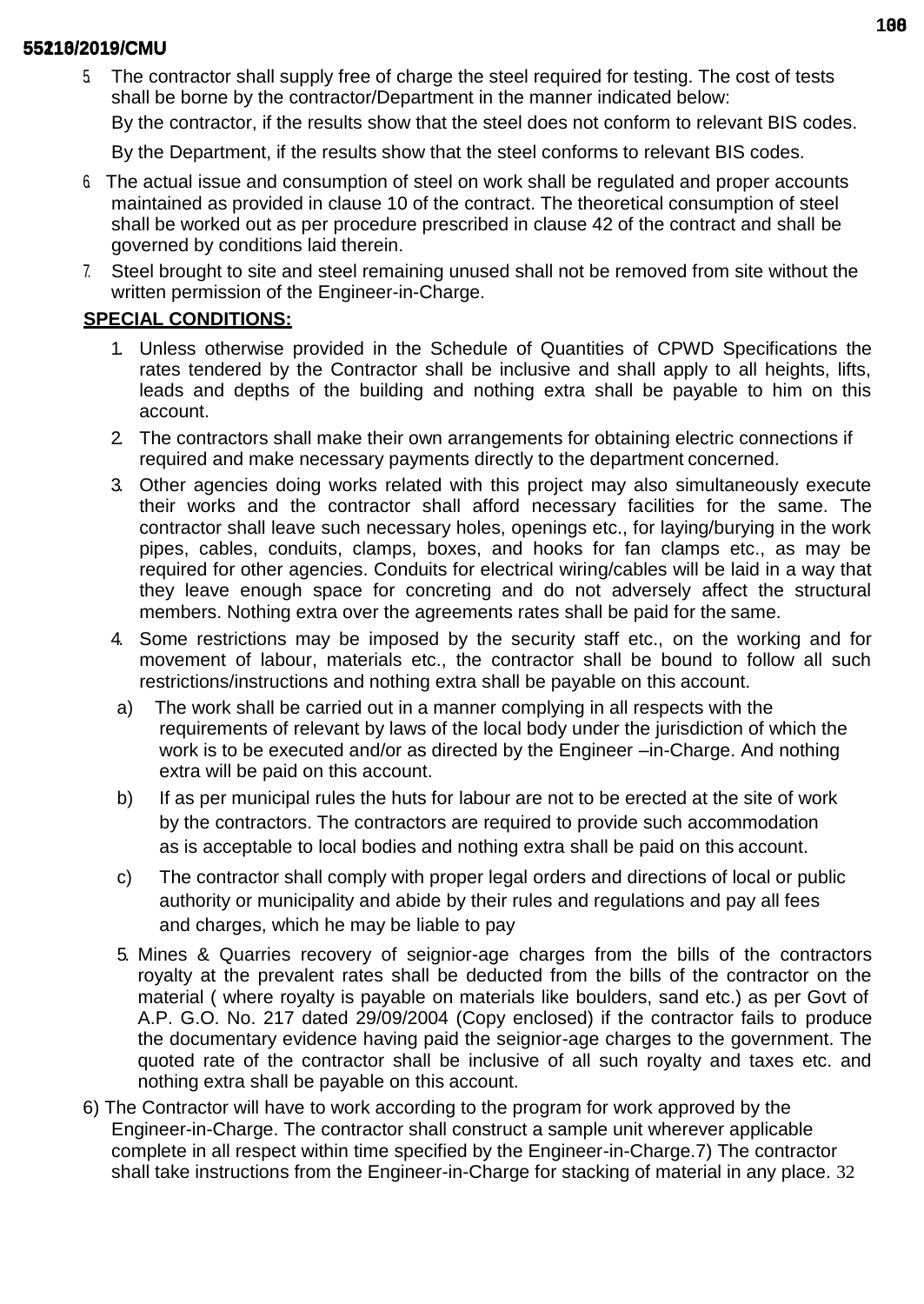5. The contractor shall supply free of charge the steel required for testing. The cost of tests shall be borne by the contractor/Department in the manner indicated below:

   By the contractor, if the results show that the steel does not conform to relevant BIS codes.

   By the Department, if the results show that the steel conforms to relevant BIS codes.

6. The actual issue and consumption of steel on work shall be regulated and proper accounts maintained as provided in clause 10 of the contract. The theoretical consumption of steel shall be worked out as per procedure prescribed in clause 42 of the contract and shall be governed by conditions laid therein.

7. Steel brought to site and steel remaining unused shall not be removed from site without the written permission of the Engineer-in-Charge.

**SPECIAL CONDITIONS:**

1. Unless otherwise provided in the Schedule of Quantities of CPWD Specifications the rates tendered by the Contractor shall be inclusive and shall apply to all heights, lifts, leads and depths of the building and nothing extra shall be payable to him on this account.
2. The contractors shall make their own arrangements for obtaining electric connections if required and make necessary payments directly to the department concerned.
3. Other agencies doing works related with this project may also simultaneously execute their works and the contractor shall afford necessary facilities for the same. The contractor shall leave such necessary holes, openings etc., for laying/burying in the work pipes, cables, conduits, clamps, boxes, and hooks for fan clamps etc., as may be required for other agencies. Conduits for electrical wiring/cables will be laid in a way that they leave enough space for concreting and do not adversely affect the structural members. Nothing extra over the agreements rates shall be paid for the same.
4. Some restrictions may be imposed by the security staff etc., on the working and for movement of labour, materials etc., the contractor shall be bound to follow all such restrictions/instructions and nothing extra shall be payable on this account.

   a) The work shall be carried out in a manner complying in all respects with the requirements of relevant by laws of the local body under the jurisdiction of which the work is to be executed and/or as directed by the Engineer –in-Charge. And nothing extra will be paid on this account.

   b) If as per municipal rules the huts for labour are not to be erected at the site of work by the contractors. The contractors are required to provide such accommodation as is acceptable to local bodies and nothing extra shall be paid on this account.

   c) The contractor shall comply with proper legal orders and directions of local or public authority or municipality and abide by their rules and regulations and pay all fees and charges, which he may be liable to pay

5. Mines & Quarries recovery of seignior-age charges from the bills of the contractors royalty at the prevalent rates shall be deducted from the bills of the contractor on the material ( where royalty is payable on materials like boulders, sand etc.) as per Govt of A.P. G.O. No. 217 dated 29/09/2004 (Copy enclosed) if the contractor fails to produce the documentary evidence having paid the seignior-age charges to the government. The quoted rate of the contractor shall be inclusive of all such royalty and taxes etc. and nothing extra shall be payable on this account.

6) The Contractor will have to work according to the program for work approved by the Engineer-in-Charge. The contractor shall construct a sample unit wherever applicable complete in all respect within time specified by the Engineer-in-Charge.7) The contractor shall take instructions from the Engineer-in-Charge for stacking of material in any place.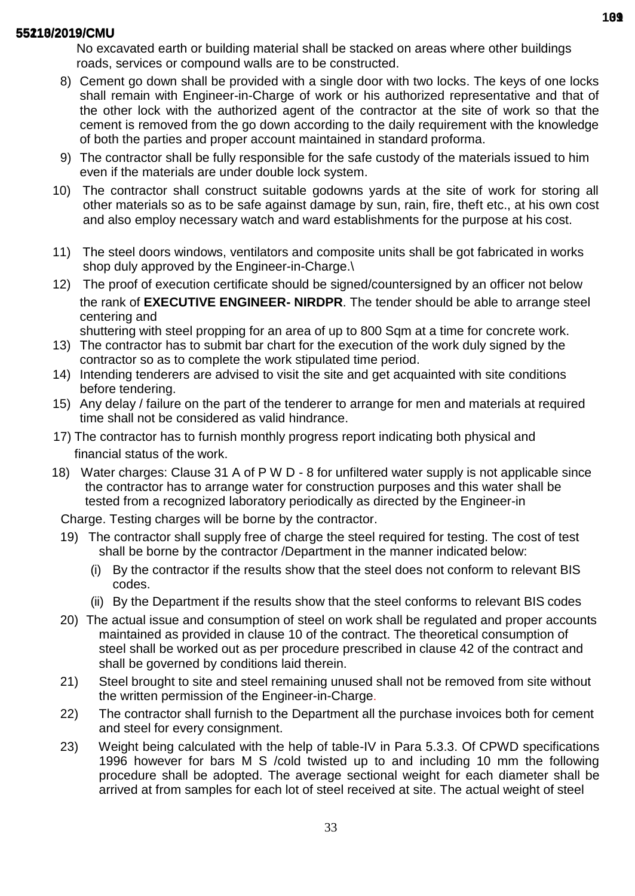No excavated earth or building material shall be stacked on areas where other buildings roads, services or compound walls are to be constructed.

8) Cement go down shall be provided with a single door with two locks. The keys of one locks shall remain with Engineer-in-Charge of work or his authorized representative and that of the other lock with the authorized agent of the contractor at the site of work so that the cement is removed from the go down according to the daily requirement with the knowledge of both the parties and proper account maintained in standard proforma.
9) The contractor shall be fully responsible for the safe custody of the materials issued to him even if the materials are under double lock system.
10) The contractor shall construct suitable godowns yards at the site of work for storing all other materials so as to be safe against damage by sun, rain, fire, theft etc., at his own cost and also employ necessary watch and ward establishments for the purpose at his cost.
11) The steel doors windows, ventilators and composite units shall be got fabricated in works shop duly approved by the Engineer-in-Charge.\
12) The proof of execution certificate should be signed/countersigned by an officer not below the rank of **EXECUTIVE ENGINEER- NIRDPR**. The tender should be able to arrange steel centering and shuttering with steel propping for an area of up to 800 Sqm at a time for concrete work.
13) The contractor has to submit bar chart for the execution of the work duly signed by the contractor so as to complete the work stipulated time period.
14) Intending tenderers are advised to visit the site and get acquainted with site conditions before tendering.
15) Any delay / failure on the part of the tenderer to arrange for men and materials at required time shall not be considered as valid hindrance.
17) The contractor has to furnish monthly progress report indicating both physical and financial status of the work.
18) Water charges: Clause 31 A of P W D - 8 for unfiltered water supply is not applicable since the contractor has to arrange water for construction purposes and this water shall be tested from a recognized laboratory periodically as directed by the Engineer-in Charge. Testing charges will be borne by the contractor.
19) The contractor shall supply free of charge the steel required for testing. The cost of test shall be borne by the contractor /Department in the manner indicated below:
    (i) By the contractor if the results show that the steel does not conform to relevant BIS codes.
    (ii) By the Department if the results show that the steel conforms to relevant BIS codes
20) The actual issue and consumption of steel on work shall be regulated and proper accounts maintained as provided in clause 10 of the contract. The theoretical consumption of steel shall be worked out as per procedure prescribed in clause 42 of the contract and shall be governed by conditions laid therein.
21) Steel brought to site and steel remaining unused shall not be removed from site without the written permission of the Engineer-in-Charge.
22) The contractor shall furnish to the Department all the purchase invoices both for cement and steel for every consignment.
23) Weight being calculated with the help of table-IV in Para 5.3.3. Of CPWD specifications 1996 however for bars M S /cold twisted up to and including 10 mm the following procedure shall be adopted. The average sectional weight for each diameter shall be arrived at from samples for each lot of steel received at site. The actual weight of steel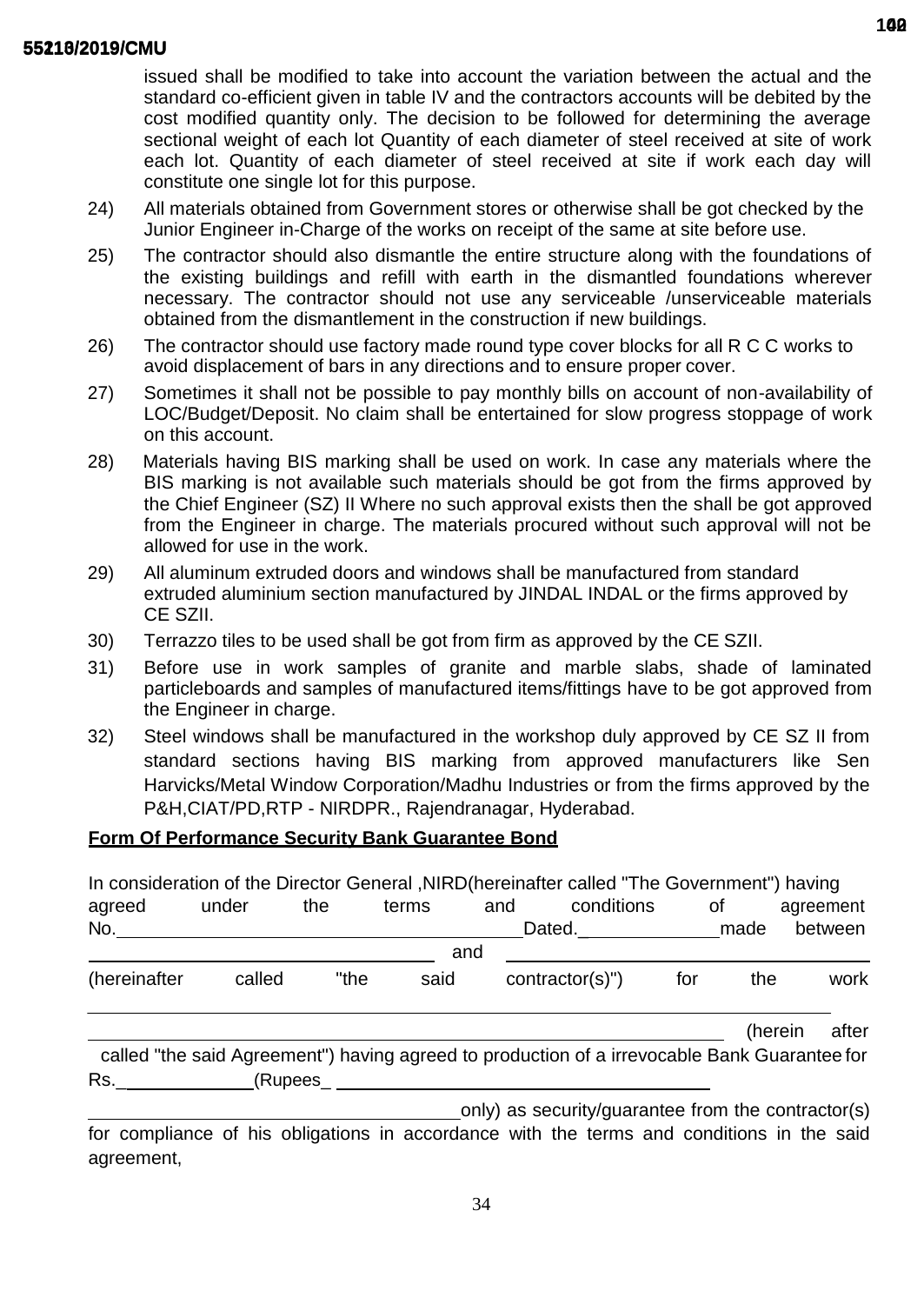issued shall be modified to take into account the variation between the actual and the standard co-efficient given in table IV and the contractors accounts will be debited by the cost modified quantity only. The decision to be followed for determining the average sectional weight of each lot Quantity of each diameter of steel received at site of work each lot. Quantity of each diameter of steel received at site if work each day will constitute one single lot for this purpose.

24) All materials obtained from Government stores or otherwise shall be got checked by the Junior Engineer in-Charge of the works on receipt of the same at site before use.

25) The contractor should also dismantle the entire structure along with the foundations of the existing buildings and refill with earth in the dismantled foundations wherever necessary. The contractor should not use any serviceable /unserviceable materials obtained from the dismantlement in the construction if new buildings.

26) The contractor should use factory made round type cover blocks for all R C C works to avoid displacement of bars in any directions and to ensure proper cover.

27) Sometimes it shall not be possible to pay monthly bills on account of non-availability of LOC/Budget/Deposit. No claim shall be entertained for slow progress stoppage of work on this account.

28) Materials having BIS marking shall be used on work. In case any materials where the BIS marking is not available such materials should be got from the firms approved by the Chief Engineer (SZ) II Where no such approval exists then the shall be got approved from the Engineer in charge. The materials procured without such approval will not be allowed for use in the work.

29) All aluminum extruded doors and windows shall be manufactured from standard extruded aluminium section manufactured by JINDAL INDAL or the firms approved by CE SZII.

30) Terrazzo tiles to be used shall be got from firm as approved by the CE SZII.

31) Before use in work samples of granite and marble slabs, shade of laminated particleboards and samples of manufactured items/fittings have to be got approved from the Engineer in charge.

32) Steel windows shall be manufactured in the workshop duly approved by CE SZ II from standard sections having BIS marking from approved manufacturers like Sen Harvicks/Metal Window Corporation/Madhu Industries or from the firms approved by the P&H,CIAT/PD,RTP - NIRDPR., Rajendranagar, Hyderabad.

**Form Of Performance Security Bank Guarantee Bond**

In consideration of the Director General ,NIRD(hereinafter called "The Government") having agreed under the terms and conditions of agreement No.________________________ Dated.____________ made between ______________________ and ______________________ (hereinafter called "the said contractor(s)") for the work ______________________________________________________ (herein after called "the said Agreement") having agreed to production of a irrevocable Bank Guarantee for Rs.____________ (Rupees_ ______________________________________ ______________________ only) as security/guarantee from the contractor(s) for compliance of his obligations in accordance with the terms and conditions in the said agreement,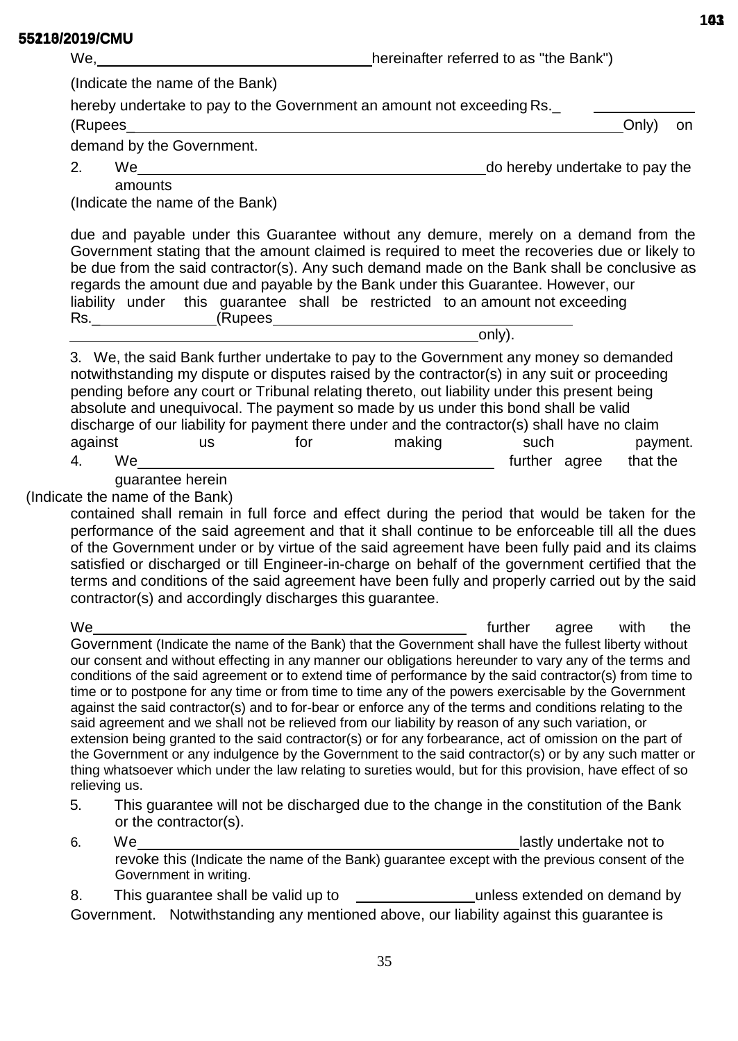We, ________________________________ hereinafter referred to as "the Bank")

(Indicate the name of the Bank)

hereby undertake to pay to the Government an amount not exceeding Rs._ ____________ (Rupees ____________________________________________________________ Only) on demand by the Government.

2. We ____________________________________________ do hereby undertake to pay the amounts

(Indicate the name of the Bank)

due and payable under this Guarantee without any demure, merely on a demand from the Government stating that the amount claimed is required to meet the recoveries due or likely to be due from the said contractor(s). Any such demand made on the Bank shall be conclusive as regards the amount due and payable by the Bank under this Guarantee. However, our liability under this guarantee shall be restricted to an amount not exceeding Rs._______________(Rupees ________________________________________ ____________________________________________________ only).

3. We, the said Bank further undertake to pay to the Government any money so demanded notwithstanding my dispute or disputes raised by the contractor(s) in any suit or proceeding pending before any court or Tribunal relating thereto, out liability under this present being absolute and unequivocal. The payment so made by us under this bond shall be valid discharge of our liability for payment there under and the contractor(s) shall have no claim against us for making such payment.

4. We ____________________________________________ further agree that the guarantee herein

(Indicate the name of the Bank)

contained shall remain in full force and effect during the period that would be taken for the performance of the said agreement and that it shall continue to be enforceable till all the dues of the Government under or by virtue of the said agreement have been fully paid and its claims satisfied or discharged or till Engineer-in-charge on behalf of the government certified that the terms and conditions of the said agreement have been fully and properly carried out by the said contractor(s) and accordingly discharges this guarantee.

We ____________________________________________ further agree with the Government (Indicate the name of the Bank) that the Government shall have the fullest liberty without our consent and without effecting in any manner our obligations hereunder to vary any of the terms and conditions of the said agreement or to extend time of performance by the said contractor(s) from time to time or to postpone for any time or from time to time any of the powers exercisable by the Government against the said contractor(s) and to for-bear or enforce any of the terms and conditions relating to the said agreement and we shall not be relieved from our liability by reason of any such variation, or extension being granted to the said contractor(s) or for any forbearance, act of omission on the part of the Government or any indulgence by the Government to the said contractor(s) or by any such matter or thing whatsoever which under the law relating to sureties would, but for this provision, have effect of so relieving us.

5. This guarantee will not be discharged due to the change in the constitution of the Bank or the contractor(s).

6. We ____________________________________________ lastly undertake not to revoke this (Indicate the name of the Bank) guarantee except with the previous consent of the Government in writing.

8. This guarantee shall be valid up to ______________ unless extended on demand by Government. Notwithstanding any mentioned above, our liability against this guarantee is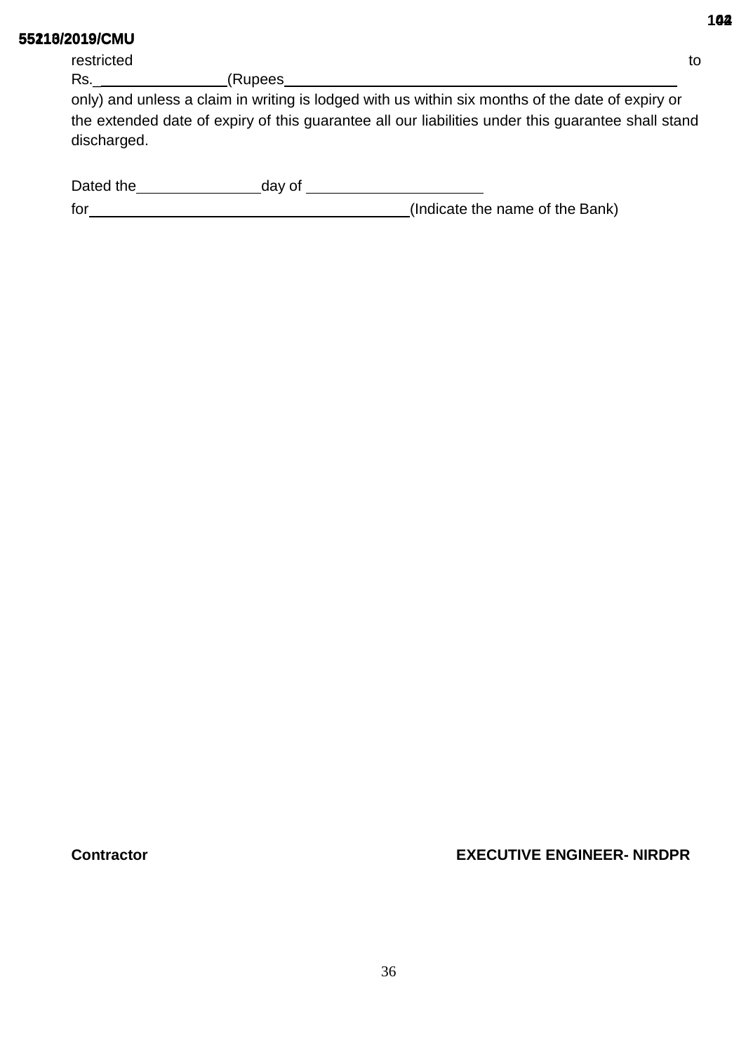restricted to Rs.________________(Rupees__________________________________________________ only) and unless a claim in writing is lodged with us within six months of the date of expiry or the extended date of expiry of this guarantee all our liabilities under this guarantee shall stand discharged.

Dated the_______________day of _____________________

for________________________________________(Indicate the name of the Bank)

**Contractor** **EXECUTIVE ENGINEER- NIRDPR**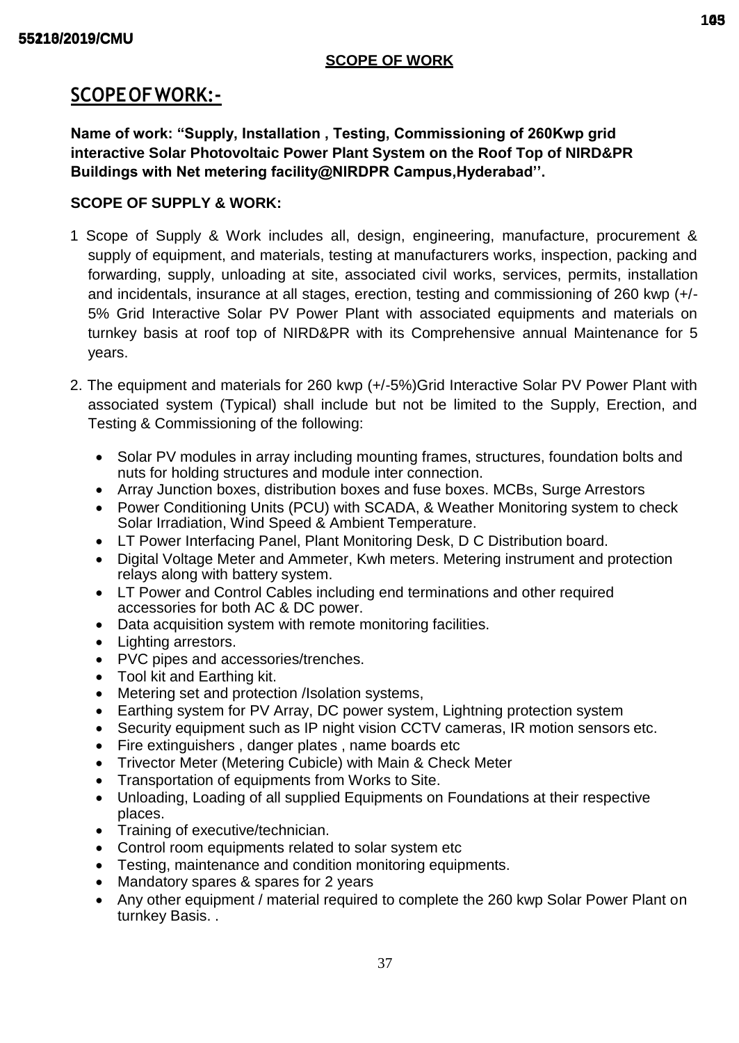**SCOPE OF WORK**

## SCOPE OF WORK:-

**Name of work: "Supply, Installation , Testing, Commissioning of 260Kwp grid interactive Solar Photovoltaic Power Plant System on the Roof Top of NIRD&PR Buildings with Net metering facility@NIRDPR Campus,Hyderabad''.**

**SCOPE OF SUPPLY & WORK:**

1 Scope of Supply & Work includes all, design, engineering, manufacture, procurement & supply of equipment, and materials, testing at manufacturers works, inspection, packing and forwarding, supply, unloading at site, associated civil works, services, permits, installation and incidentals, insurance at all stages, erection, testing and commissioning of 260 kwp (+/- 5% Grid Interactive Solar PV Power Plant with associated equipments and materials on turnkey basis at roof top of NIRD&PR with its Comprehensive annual Maintenance for 5 years.

2. The equipment and materials for 260 kwp (+/-5%)Grid Interactive Solar PV Power Plant with associated system (Typical) shall include but not be limited to the Supply, Erection, and Testing & Commissioning of the following:

- Solar PV modules in array including mounting frames, structures, foundation bolts and nuts for holding structures and module inter connection.
- Array Junction boxes, distribution boxes and fuse boxes. MCBs, Surge Arrestors
- Power Conditioning Units (PCU) with SCADA, & Weather Monitoring system to check Solar Irradiation, Wind Speed & Ambient Temperature.
- LT Power Interfacing Panel, Plant Monitoring Desk, D C Distribution board.
- Digital Voltage Meter and Ammeter, Kwh meters. Metering instrument and protection relays along with battery system.
- LT Power and Control Cables including end terminations and other required accessories for both AC & DC power.
- Data acquisition system with remote monitoring facilities.
- Lighting arrestors.
- PVC pipes and accessories/trenches.
- Tool kit and Earthing kit.
- Metering set and protection /Isolation systems,
- Earthing system for PV Array, DC power system, Lightning protection system
- Security equipment such as IP night vision CCTV cameras, IR motion sensors etc.
- Fire extinguishers , danger plates , name boards etc
- Trivector Meter (Metering Cubicle) with Main & Check Meter
- Transportation of equipments from Works to Site.
- Unloading, Loading of all supplied Equipments on Foundations at their respective places.
- Training of executive/technician.
- Control room equipments related to solar system etc
- Testing, maintenance and condition monitoring equipments.
- Mandatory spares & spares for 2 years
- Any other equipment / material required to complete the 260 kwp Solar Power Plant on turnkey Basis. .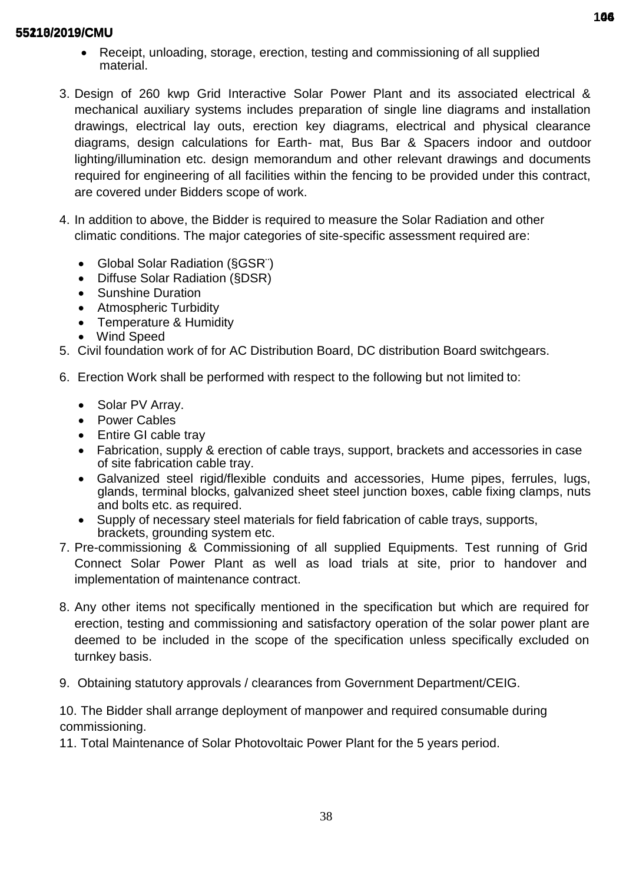- Receipt, unloading, storage, erection, testing and commissioning of all supplied material.

3. Design of 260 kwp Grid Interactive Solar Power Plant and its associated electrical & mechanical auxiliary systems includes preparation of single line diagrams and installation drawings, electrical lay outs, erection key diagrams, electrical and physical clearance diagrams, design calculations for Earth- mat, Bus Bar & Spacers indoor and outdoor lighting/illumination etc. design memorandum and other relevant drawings and documents required for engineering of all facilities within the fencing to be provided under this contract, are covered under Bidders scope of work.

4. In addition to above, the Bidder is required to measure the Solar Radiation and other climatic conditions. The major categories of site-specific assessment required are:

   - Global Solar Radiation (§GSR¨)
   - Diffuse Solar Radiation (§DSR)
   - Sunshine Duration
   - Atmospheric Turbidity
   - Temperature & Humidity
   - Wind Speed

5. Civil foundation work of for AC Distribution Board, DC distribution Board switchgears.

6. Erection Work shall be performed with respect to the following but not limited to:

   - Solar PV Array.
   - Power Cables
   - Entire GI cable tray
   - Fabrication, supply & erection of cable trays, support, brackets and accessories in case of site fabrication cable tray.
   - Galvanized steel rigid/flexible conduits and accessories, Hume pipes, ferrules, lugs, glands, terminal blocks, galvanized sheet steel junction boxes, cable fixing clamps, nuts and bolts etc. as required.
   - Supply of necessary steel materials for field fabrication of cable trays, supports, brackets, grounding system etc.

7. Pre-commissioning & Commissioning of all supplied Equipments. Test running of Grid Connect Solar Power Plant as well as load trials at site, prior to handover and implementation of maintenance contract.

8. Any other items not specifically mentioned in the specification but which are required for erection, testing and commissioning and satisfactory operation of the solar power plant are deemed to be included in the scope of the specification unless specifically excluded on turnkey basis.

9. Obtaining statutory approvals / clearances from Government Department/CEIG.

10. The Bidder shall arrange deployment of manpower and required consumable during commissioning.

11. Total Maintenance of Solar Photovoltaic Power Plant for the 5 years period.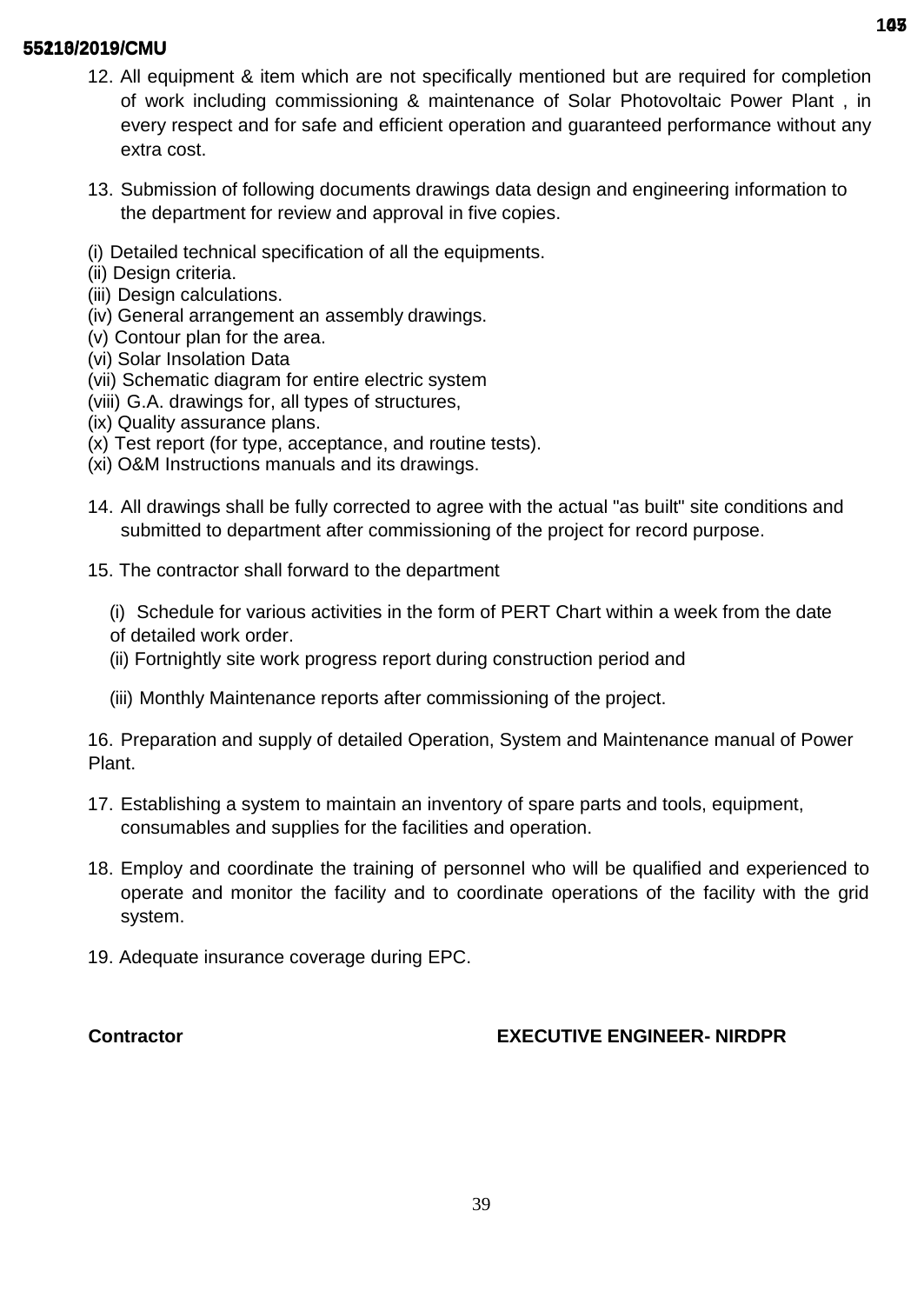12. All equipment & item which are not specifically mentioned but are required for completion of work including commissioning & maintenance of Solar Photovoltaic Power Plant , in every respect and for safe and efficient operation and guaranteed performance without any extra cost.

13. Submission of following documents drawings data design and engineering information to the department for review and approval in five copies.

(i) Detailed technical specification of all the equipments.
(ii) Design criteria.
(iii) Design calculations.
(iv) General arrangement an assembly drawings.
(v) Contour plan for the area.
(vi) Solar Insolation Data
(vii) Schematic diagram for entire electric system
(viii) G.A. drawings for, all types of structures,
(ix) Quality assurance plans.
(x) Test report (for type, acceptance, and routine tests).
(xi) O&M Instructions manuals and its drawings.

14. All drawings shall be fully corrected to agree with the actual "as built" site conditions and submitted to department after commissioning of the project for record purpose.

15. The contractor shall forward to the department

(i) Schedule for various activities in the form of PERT Chart within a week from the date of detailed work order.
(ii) Fortnightly site work progress report during construction period and
(iii) Monthly Maintenance reports after commissioning of the project.

16. Preparation and supply of detailed Operation, System and Maintenance manual of Power Plant.

17. Establishing a system to maintain an inventory of spare parts and tools, equipment, consumables and supplies for the facilities and operation.

18. Employ and coordinate the training of personnel who will be qualified and experienced to operate and monitor the facility and to coordinate operations of the facility with the grid system.

19. Adequate insurance coverage during EPC.

**Contractor** **EXECUTIVE ENGINEER- NIRDPR**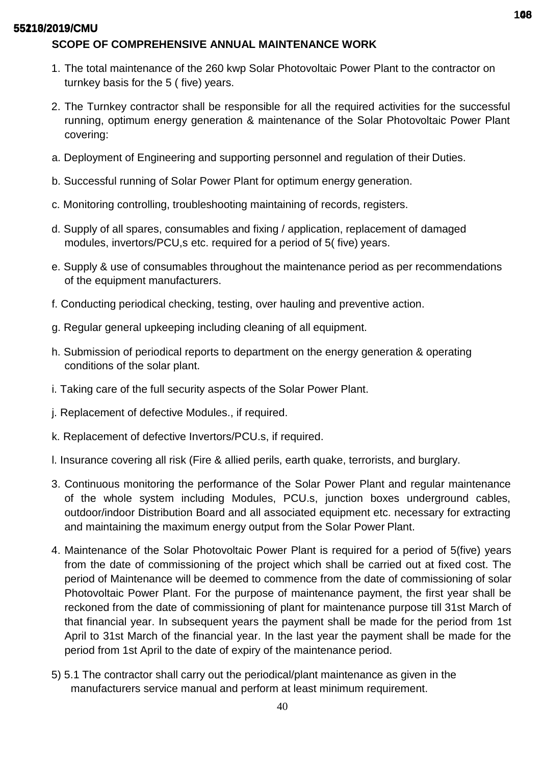## SCOPE OF COMPREHENSIVE ANNUAL MAINTENANCE WORK

1. The total maintenance of the 260 kwp Solar Photovoltaic Power Plant to the contractor on turnkey basis for the 5 ( five) years.

2. The Turnkey contractor shall be responsible for all the required activities for the successful running, optimum energy generation & maintenance of the Solar Photovoltaic Power Plant covering:

a. Deployment of Engineering and supporting personnel and regulation of their Duties.

b. Successful running of Solar Power Plant for optimum energy generation.

c. Monitoring controlling, troubleshooting maintaining of records, registers.

d. Supply of all spares, consumables and fixing / application, replacement of damaged modules, invertors/PCU,s etc. required for a period of 5( five) years.

e. Supply & use of consumables throughout the maintenance period as per recommendations of the equipment manufacturers.

f. Conducting periodical checking, testing, over hauling and preventive action.

g. Regular general upkeeping including cleaning of all equipment.

h. Submission of periodical reports to department on the energy generation & operating conditions of the solar plant.

i. Taking care of the full security aspects of the Solar Power Plant.

j. Replacement of defective Modules., if required.

k. Replacement of defective Invertors/PCU.s, if required.

l. Insurance covering all risk (Fire & allied perils, earth quake, terrorists, and burglary.

3. Continuous monitoring the performance of the Solar Power Plant and regular maintenance of the whole system including Modules, PCU.s, junction boxes underground cables, outdoor/indoor Distribution Board and all associated equipment etc. necessary for extracting and maintaining the maximum energy output from the Solar Power Plant.

4. Maintenance of the Solar Photovoltaic Power Plant is required for a period of 5(five) years from the date of commissioning of the project which shall be carried out at fixed cost. The period of Maintenance will be deemed to commence from the date of commissioning of solar Photovoltaic Power Plant. For the purpose of maintenance payment, the first year shall be reckoned from the date of commissioning of plant for maintenance purpose till 31st March of that financial year. In subsequent years the payment shall be made for the period from 1st April to 31st March of the financial year. In the last year the payment shall be made for the period from 1st April to the date of expiry of the maintenance period.

5) 5.1 The contractor shall carry out the periodical/plant maintenance as given in the manufacturers service manual and perform at least minimum requirement.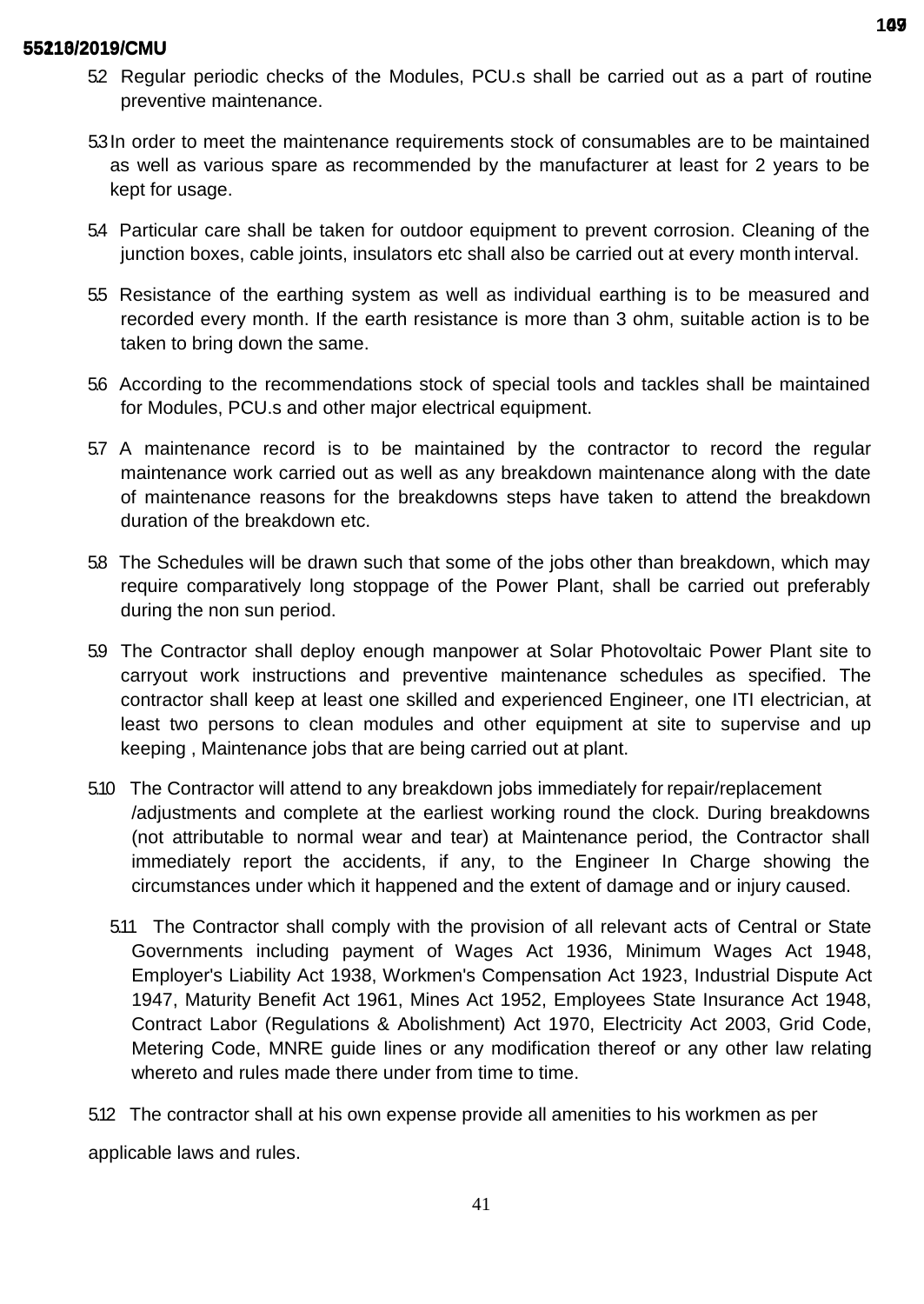5.2 Regular periodic checks of the Modules, PCU.s shall be carried out as a part of routine preventive maintenance.

5.3 In order to meet the maintenance requirements stock of consumables are to be maintained as well as various spare as recommended by the manufacturer at least for 2 years to be kept for usage.

5.4 Particular care shall be taken for outdoor equipment to prevent corrosion. Cleaning of the junction boxes, cable joints, insulators etc shall also be carried out at every month interval.

5.5 Resistance of the earthing system as well as individual earthing is to be measured and recorded every month. If the earth resistance is more than 3 ohm, suitable action is to be taken to bring down the same.

5.6 According to the recommendations stock of special tools and tackles shall be maintained for Modules, PCU.s and other major electrical equipment.

5.7 A maintenance record is to be maintained by the contractor to record the regular maintenance work carried out as well as any breakdown maintenance along with the date of maintenance reasons for the breakdowns steps have taken to attend the breakdown duration of the breakdown etc.

5.8 The Schedules will be drawn such that some of the jobs other than breakdown, which may require comparatively long stoppage of the Power Plant, shall be carried out preferably during the non sun period.

5.9 The Contractor shall deploy enough manpower at Solar Photovoltaic Power Plant site to carryout work instructions and preventive maintenance schedules as specified. The contractor shall keep at least one skilled and experienced Engineer, one ITI electrician, at least two persons to clean modules and other equipment at site to supervise and up keeping , Maintenance jobs that are being carried out at plant.

5.10 The Contractor will attend to any breakdown jobs immediately for repair/replacement /adjustments and complete at the earliest working round the clock. During breakdowns (not attributable to normal wear and tear) at Maintenance period, the Contractor shall immediately report the accidents, if any, to the Engineer In Charge showing the circumstances under which it happened and the extent of damage and or injury caused.

5.11 The Contractor shall comply with the provision of all relevant acts of Central or State Governments including payment of Wages Act 1936, Minimum Wages Act 1948, Employer's Liability Act 1938, Workmen's Compensation Act 1923, Industrial Dispute Act 1947, Maturity Benefit Act 1961, Mines Act 1952, Employees State Insurance Act 1948, Contract Labor (Regulations & Abolishment) Act 1970, Electricity Act 2003, Grid Code, Metering Code, MNRE guide lines or any modification thereof or any other law relating whereto and rules made there under from time to time.

5.12 The contractor shall at his own expense provide all amenities to his workmen as per applicable laws and rules.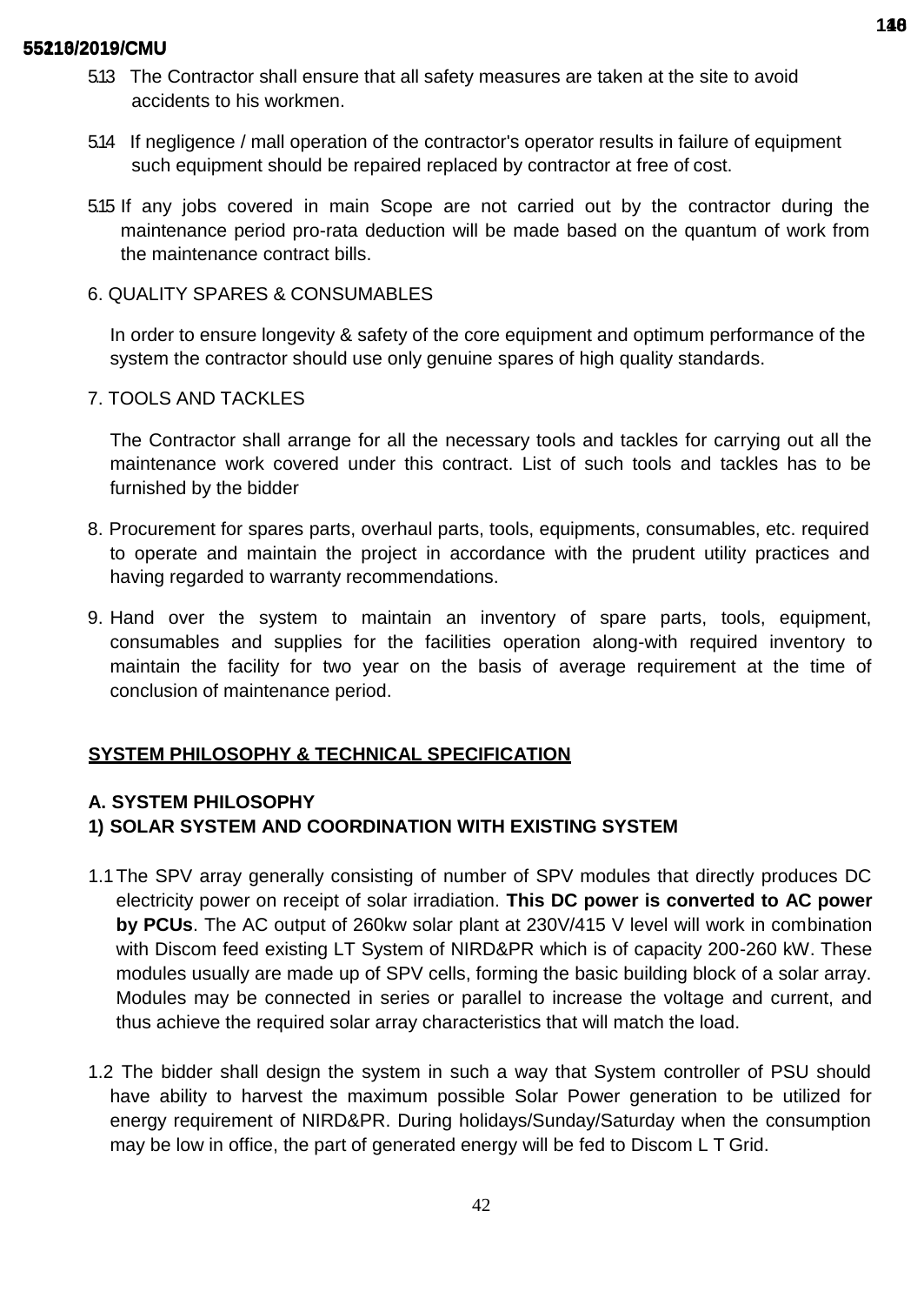5.13 The Contractor shall ensure that all safety measures are taken at the site to avoid accidents to his workmen.

5.14 If negligence / mall operation of the contractor's operator results in failure of equipment such equipment should be repaired replaced by contractor at free of cost.

5.15 If any jobs covered in main Scope are not carried out by the contractor during the maintenance period pro-rata deduction will be made based on the quantum of work from the maintenance contract bills.

6. QUALITY SPARES & CONSUMABLES

In order to ensure longevity & safety of the core equipment and optimum performance of the system the contractor should use only genuine spares of high quality standards.

7. TOOLS AND TACKLES

The Contractor shall arrange for all the necessary tools and tackles for carrying out all the maintenance work covered under this contract. List of such tools and tackles has to be furnished by the bidder

8. Procurement for spares parts, overhaul parts, tools, equipments, consumables, etc. required to operate and maintain the project in accordance with the prudent utility practices and having regarded to warranty recommendations.

9. Hand over the system to maintain an inventory of spare parts, tools, equipment, consumables and supplies for the facilities operation along-with required inventory to maintain the facility for two year on the basis of average requirement at the time of conclusion of maintenance period.

## SYSTEM PHILOSOPHY & TECHNICAL SPECIFICATION

### A. SYSTEM PHILOSOPHY

### 1) SOLAR SYSTEM AND COORDINATION WITH EXISTING SYSTEM

1.1 The SPV array generally consisting of number of SPV modules that directly produces DC electricity power on receipt of solar irradiation. **This DC power is converted to AC power by PCUs**. The AC output of 260kw solar plant at 230V/415 V level will work in combination with Discom feed existing LT System of NIRD&PR which is of capacity 200-260 kW. These modules usually are made up of SPV cells, forming the basic building block of a solar array. Modules may be connected in series or parallel to increase the voltage and current, and thus achieve the required solar array characteristics that will match the load.

1.2 The bidder shall design the system in such a way that System controller of PSU should have ability to harvest the maximum possible Solar Power generation to be utilized for energy requirement of NIRD&PR. During holidays/Sunday/Saturday when the consumption may be low in office, the part of generated energy will be fed to Discom L T Grid.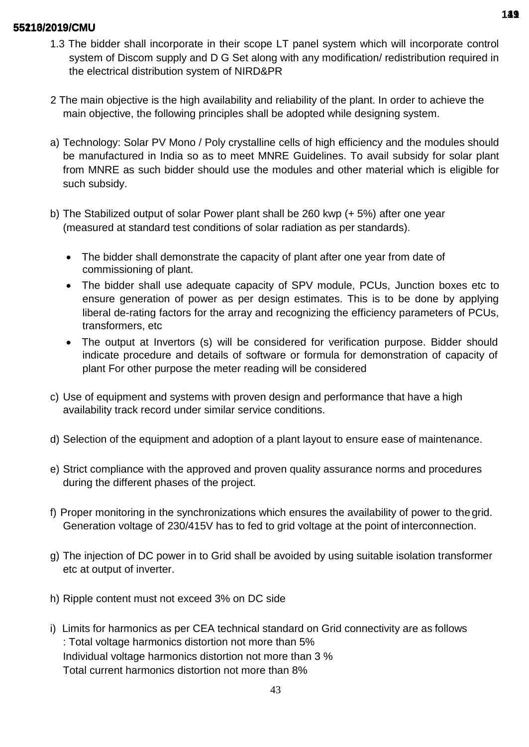1.3 The bidder shall incorporate in their scope LT panel system which will incorporate control system of Discom supply and D G Set along with any modification/ redistribution required in the electrical distribution system of NIRD&PR

2 The main objective is the high availability and reliability of the plant. In order to achieve the main objective, the following principles shall be adopted while designing system.

a) Technology: Solar PV Mono / Poly crystalline cells of high efficiency and the modules should be manufactured in India so as to meet MNRE Guidelines. To avail subsidy for solar plant from MNRE as such bidder should use the modules and other material which is eligible for such subsidy.

b) The Stabilized output of solar Power plant shall be 260 kwp (+ 5%) after one year (measured at standard test conditions of solar radiation as per standards).

- The bidder shall demonstrate the capacity of plant after one year from date of commissioning of plant.
- The bidder shall use adequate capacity of SPV module, PCUs, Junction boxes etc to ensure generation of power as per design estimates. This is to be done by applying liberal de-rating factors for the array and recognizing the efficiency parameters of PCUs, transformers, etc
- The output at Invertors (s) will be considered for verification purpose. Bidder should indicate procedure and details of software or formula for demonstration of capacity of plant For other purpose the meter reading will be considered

c) Use of equipment and systems with proven design and performance that have a high availability track record under similar service conditions.

d) Selection of the equipment and adoption of a plant layout to ensure ease of maintenance.

e) Strict compliance with the approved and proven quality assurance norms and procedures during the different phases of the project.

f) Proper monitoring in the synchronizations which ensures the availability of power to the grid. Generation voltage of 230/415V has to fed to grid voltage at the point of interconnection.

g) The injection of DC power in to Grid shall be avoided by using suitable isolation transformer etc at output of inverter.

h) Ripple content must not exceed 3% on DC side

i) Limits for harmonics as per CEA technical standard on Grid connectivity are as follows
: Total voltage harmonics distortion not more than 5%
Individual voltage harmonics distortion not more than 3 %
Total current harmonics distortion not more than 8%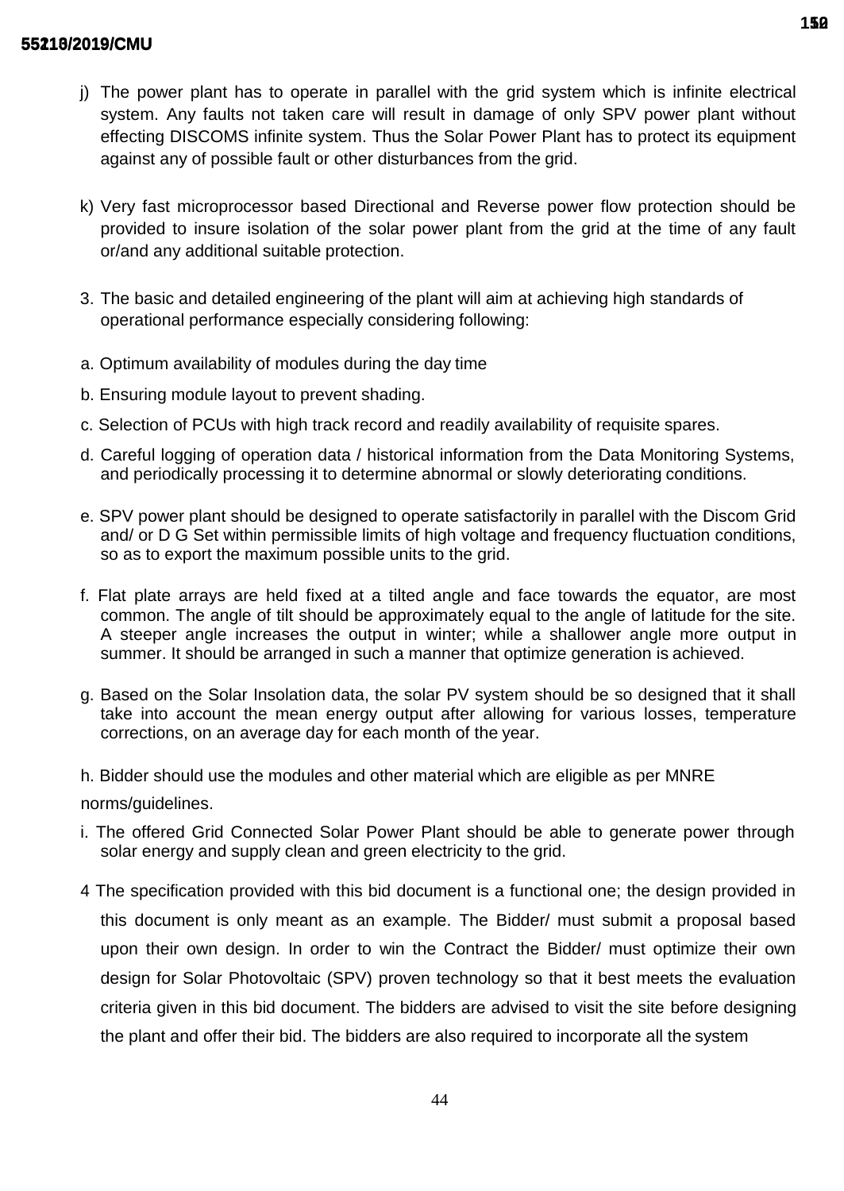j) The power plant has to operate in parallel with the grid system which is infinite electrical system. Any faults not taken care will result in damage of only SPV power plant without effecting DISCOMS infinite system. Thus the Solar Power Plant has to protect its equipment against any of possible fault or other disturbances from the grid.

k) Very fast microprocessor based Directional and Reverse power flow protection should be provided to insure isolation of the solar power plant from the grid at the time of any fault or/and any additional suitable protection.

3. The basic and detailed engineering of the plant will aim at achieving high standards of operational performance especially considering following:

a. Optimum availability of modules during the day time

b. Ensuring module layout to prevent shading.

c. Selection of PCUs with high track record and readily availability of requisite spares.

d. Careful logging of operation data / historical information from the Data Monitoring Systems, and periodically processing it to determine abnormal or slowly deteriorating conditions.

e. SPV power plant should be designed to operate satisfactorily in parallel with the Discom Grid and/ or D G Set within permissible limits of high voltage and frequency fluctuation conditions, so as to export the maximum possible units to the grid.

f. Flat plate arrays are held fixed at a tilted angle and face towards the equator, are most common. The angle of tilt should be approximately equal to the angle of latitude for the site. A steeper angle increases the output in winter; while a shallower angle more output in summer. It should be arranged in such a manner that optimize generation is achieved.

g. Based on the Solar Insolation data, the solar PV system should be so designed that it shall take into account the mean energy output after allowing for various losses, temperature corrections, on an average day for each month of the year.

h. Bidder should use the modules and other material which are eligible as per MNRE norms/guidelines.

i. The offered Grid Connected Solar Power Plant should be able to generate power through solar energy and supply clean and green electricity to the grid.

4 The specification provided with this bid document is a functional one; the design provided in this document is only meant as an example. The Bidder/ must submit a proposal based upon their own design. In order to win the Contract the Bidder/ must optimize their own design for Solar Photovoltaic (SPV) proven technology so that it best meets the evaluation criteria given in this bid document. The bidders are advised to visit the site before designing the plant and offer their bid. The bidders are also required to incorporate all the system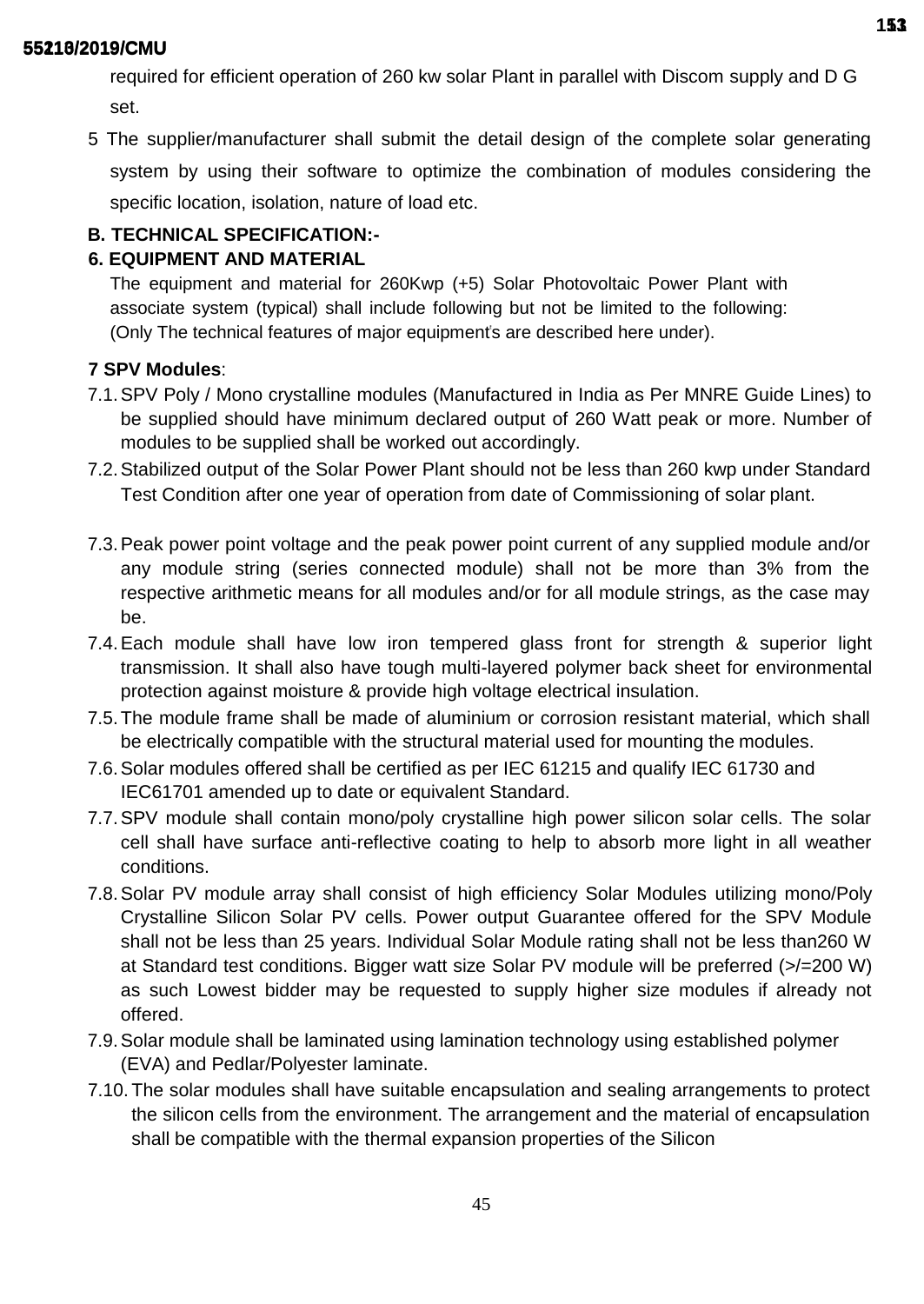required for efficient operation of 260 kw solar Plant in parallel with Discom supply and D G set.

5 The supplier/manufacturer shall submit the detail design of the complete solar generating system by using their software to optimize the combination of modules considering the specific location, isolation, nature of load etc.

**B. TECHNICAL SPECIFICATION:-**

**6. EQUIPMENT AND MATERIAL**

The equipment and material for 260Kwp (+5) Solar Photovoltaic Power Plant with associate system (typical) shall include following but not be limited to the following: (Only The technical features of major equipment's are described here under).

**7 SPV Modules**:

7.1. SPV Poly / Mono crystalline modules (Manufactured in India as Per MNRE Guide Lines) to be supplied should have minimum declared output of 260 Watt peak or more. Number of modules to be supplied shall be worked out accordingly.

7.2. Stabilized output of the Solar Power Plant should not be less than 260 kwp under Standard Test Condition after one year of operation from date of Commissioning of solar plant.

7.3. Peak power point voltage and the peak power point current of any supplied module and/or any module string (series connected module) shall not be more than 3% from the respective arithmetic means for all modules and/or for all module strings, as the case may be.

7.4. Each module shall have low iron tempered glass front for strength & superior light transmission. It shall also have tough multi-layered polymer back sheet for environmental protection against moisture & provide high voltage electrical insulation.

7.5. The module frame shall be made of aluminium or corrosion resistant material, which shall be electrically compatible with the structural material used for mounting the modules.

7.6. Solar modules offered shall be certified as per IEC 61215 and qualify IEC 61730 and IEC61701 amended up to date or equivalent Standard.

7.7. SPV module shall contain mono/poly crystalline high power silicon solar cells. The solar cell shall have surface anti-reflective coating to help to absorb more light in all weather conditions.

7.8. Solar PV module array shall consist of high efficiency Solar Modules utilizing mono/Poly Crystalline Silicon Solar PV cells. Power output Guarantee offered for the SPV Module shall not be less than 25 years. Individual Solar Module rating shall not be less than260 W at Standard test conditions. Bigger watt size Solar PV module will be preferred (>/=200 W) as such Lowest bidder may be requested to supply higher size modules if already not offered.

7.9. Solar module shall be laminated using lamination technology using established polymer (EVA) and Pedlar/Polyester laminate.

7.10. The solar modules shall have suitable encapsulation and sealing arrangements to protect the silicon cells from the environment. The arrangement and the material of encapsulation shall be compatible with the thermal expansion properties of the Silicon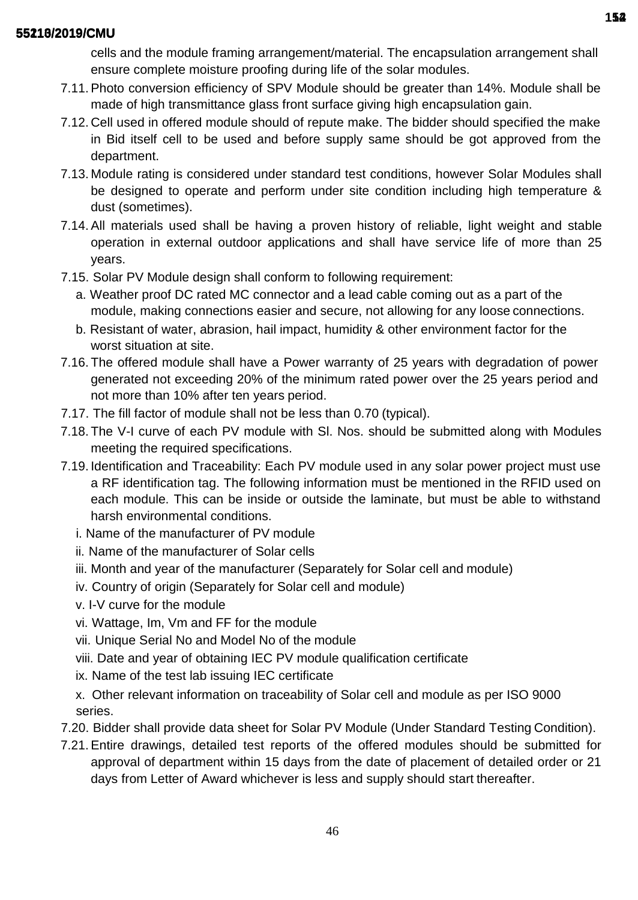cells and the module framing arrangement/material. The encapsulation arrangement shall ensure complete moisture proofing during life of the solar modules.

7.11. Photo conversion efficiency of SPV Module should be greater than 14%. Module shall be made of high transmittance glass front surface giving high encapsulation gain.

7.12. Cell used in offered module should of repute make. The bidder should specified the make in Bid itself cell to be used and before supply same should be got approved from the department.

7.13. Module rating is considered under standard test conditions, however Solar Modules shall be designed to operate and perform under site condition including high temperature & dust (sometimes).

7.14. All materials used shall be having a proven history of reliable, light weight and stable operation in external outdoor applications and shall have service life of more than 25 years.

7.15. Solar PV Module design shall conform to following requirement:

a. Weather proof DC rated MC connector and a lead cable coming out as a part of the module, making connections easier and secure, not allowing for any loose connections.

b. Resistant of water, abrasion, hail impact, humidity & other environment factor for the worst situation at site.

7.16. The offered module shall have a Power warranty of 25 years with degradation of power generated not exceeding 20% of the minimum rated power over the 25 years period and not more than 10% after ten years period.

7.17. The fill factor of module shall not be less than 0.70 (typical).

7.18. The V-I curve of each PV module with Sl. Nos. should be submitted along with Modules meeting the required specifications.

7.19. Identification and Traceability: Each PV module used in any solar power project must use a RF identification tag. The following information must be mentioned in the RFID used on each module. This can be inside or outside the laminate, but must be able to withstand harsh environmental conditions.

i. Name of the manufacturer of PV module

ii. Name of the manufacturer of Solar cells

iii. Month and year of the manufacturer (Separately for Solar cell and module)

iv. Country of origin (Separately for Solar cell and module)

v. I-V curve for the module

vi. Wattage, Im, Vm and FF for the module

vii. Unique Serial No and Model No of the module

viii. Date and year of obtaining IEC PV module qualification certificate

ix. Name of the test lab issuing IEC certificate

x. Other relevant information on traceability of Solar cell and module as per ISO 9000 series.

7.20. Bidder shall provide data sheet for Solar PV Module (Under Standard Testing Condition).

7.21. Entire drawings, detailed test reports of the offered modules should be submitted for approval of department within 15 days from the date of placement of detailed order or 21 days from Letter of Award whichever is less and supply should start thereafter.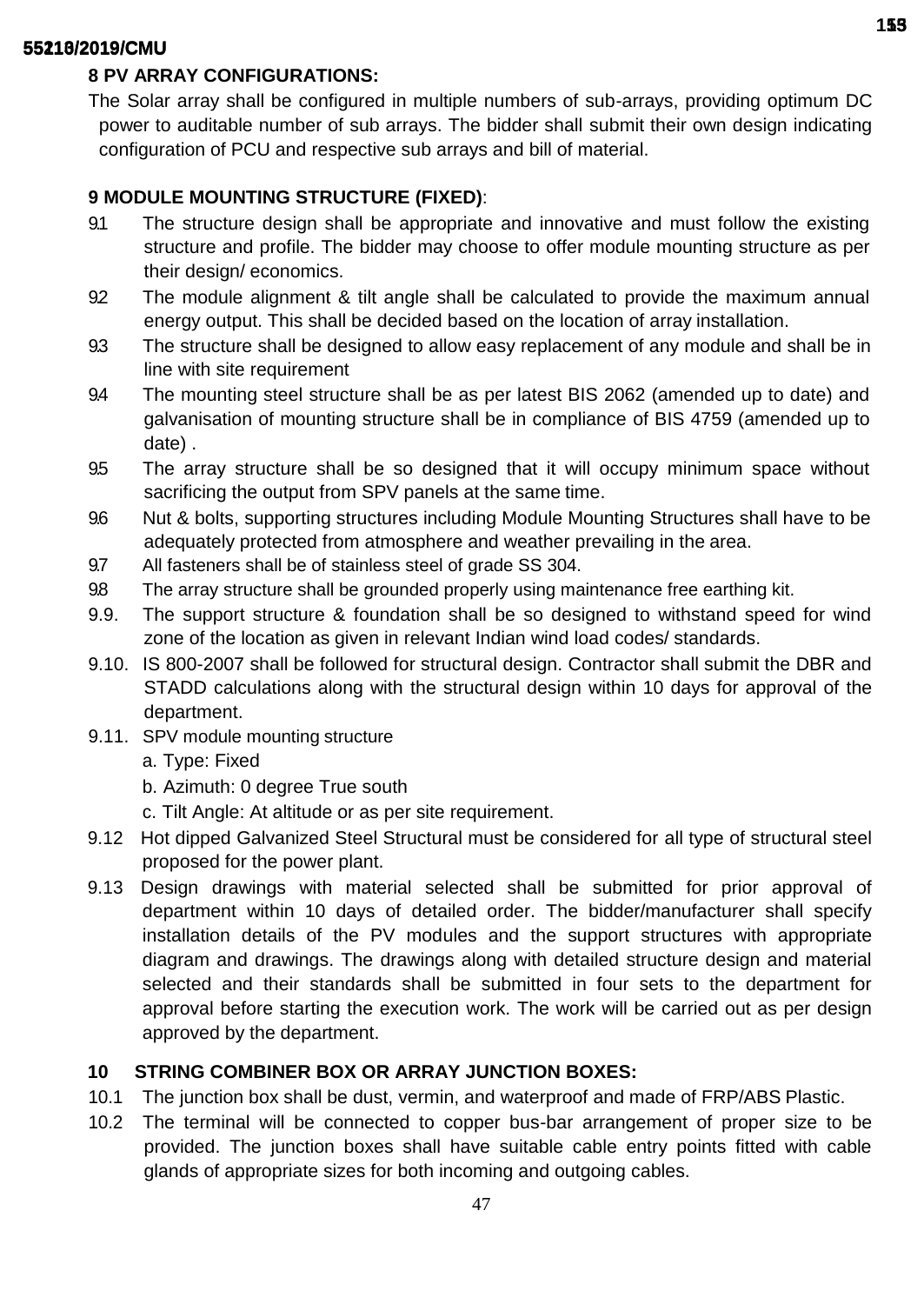**8 PV ARRAY CONFIGURATIONS:**

The Solar array shall be configured in multiple numbers of sub-arrays, providing optimum DC power to auditable number of sub arrays. The bidder shall submit their own design indicating configuration of PCU and respective sub arrays and bill of material.

**9 MODULE MOUNTING STRUCTURE (FIXED)**:

9.1 The structure design shall be appropriate and innovative and must follow the existing structure and profile. The bidder may choose to offer module mounting structure as per their design/ economics.

9.2 The module alignment & tilt angle shall be calculated to provide the maximum annual energy output. This shall be decided based on the location of array installation.

9.3 The structure shall be designed to allow easy replacement of any module and shall be in line with site requirement

9.4 The mounting steel structure shall be as per latest BIS 2062 (amended up to date) and galvanisation of mounting structure shall be in compliance of BIS 4759 (amended up to date) .

9.5 The array structure shall be so designed that it will occupy minimum space without sacrificing the output from SPV panels at the same time.

9.6 Nut & bolts, supporting structures including Module Mounting Structures shall have to be adequately protected from atmosphere and weather prevailing in the area.

9.7 All fasteners shall be of stainless steel of grade SS 304.

9.8 The array structure shall be grounded properly using maintenance free earthing kit.

9.9. The support structure & foundation shall be so designed to withstand speed for wind zone of the location as given in relevant Indian wind load codes/ standards.

9.10. IS 800-2007 shall be followed for structural design. Contractor shall submit the DBR and STADD calculations along with the structural design within 10 days for approval of the department.

9.11. SPV module mounting structure

a. Type: Fixed

b. Azimuth: 0 degree True south

c. Tilt Angle: At altitude or as per site requirement.

9.12 Hot dipped Galvanized Steel Structural must be considered for all type of structural steel proposed for the power plant.

9.13 Design drawings with material selected shall be submitted for prior approval of department within 10 days of detailed order. The bidder/manufacturer shall specify installation details of the PV modules and the support structures with appropriate diagram and drawings. The drawings along with detailed structure design and material selected and their standards shall be submitted in four sets to the department for approval before starting the execution work. The work will be carried out as per design approved by the department.

**10 STRING COMBINER BOX OR ARRAY JUNCTION BOXES:**

10.1 The junction box shall be dust, vermin, and waterproof and made of FRP/ABS Plastic.

10.2 The terminal will be connected to copper bus-bar arrangement of proper size to be provided. The junction boxes shall have suitable cable entry points fitted with cable glands of appropriate sizes for both incoming and outgoing cables.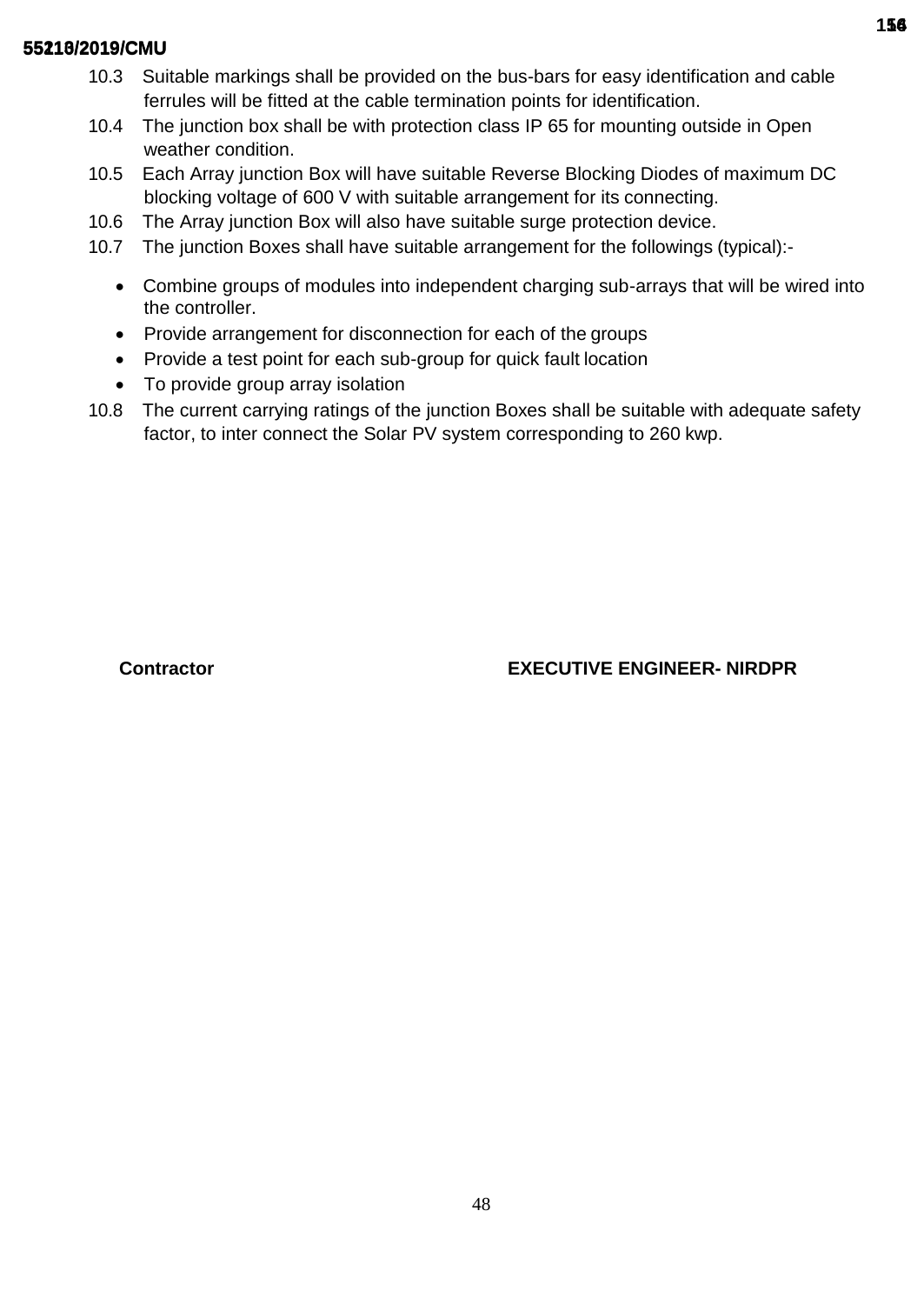10.3 Suitable markings shall be provided on the bus-bars for easy identification and cable ferrules will be fitted at the cable termination points for identification.

10.4 The junction box shall be with protection class IP 65 for mounting outside in Open weather condition.

10.5 Each Array junction Box will have suitable Reverse Blocking Diodes of maximum DC blocking voltage of 600 V with suitable arrangement for its connecting.

10.6 The Array junction Box will also have suitable surge protection device.

10.7 The junction Boxes shall have suitable arrangement for the followings (typical):-

- Combine groups of modules into independent charging sub-arrays that will be wired into the controller.
- Provide arrangement for disconnection for each of the groups
- Provide a test point for each sub-group for quick fault location
- To provide group array isolation

10.8 The current carrying ratings of the junction Boxes shall be suitable with adequate safety factor, to inter connect the Solar PV system corresponding to 260 kwp.

**Contractor** **EXECUTIVE ENGINEER- NIRDPR**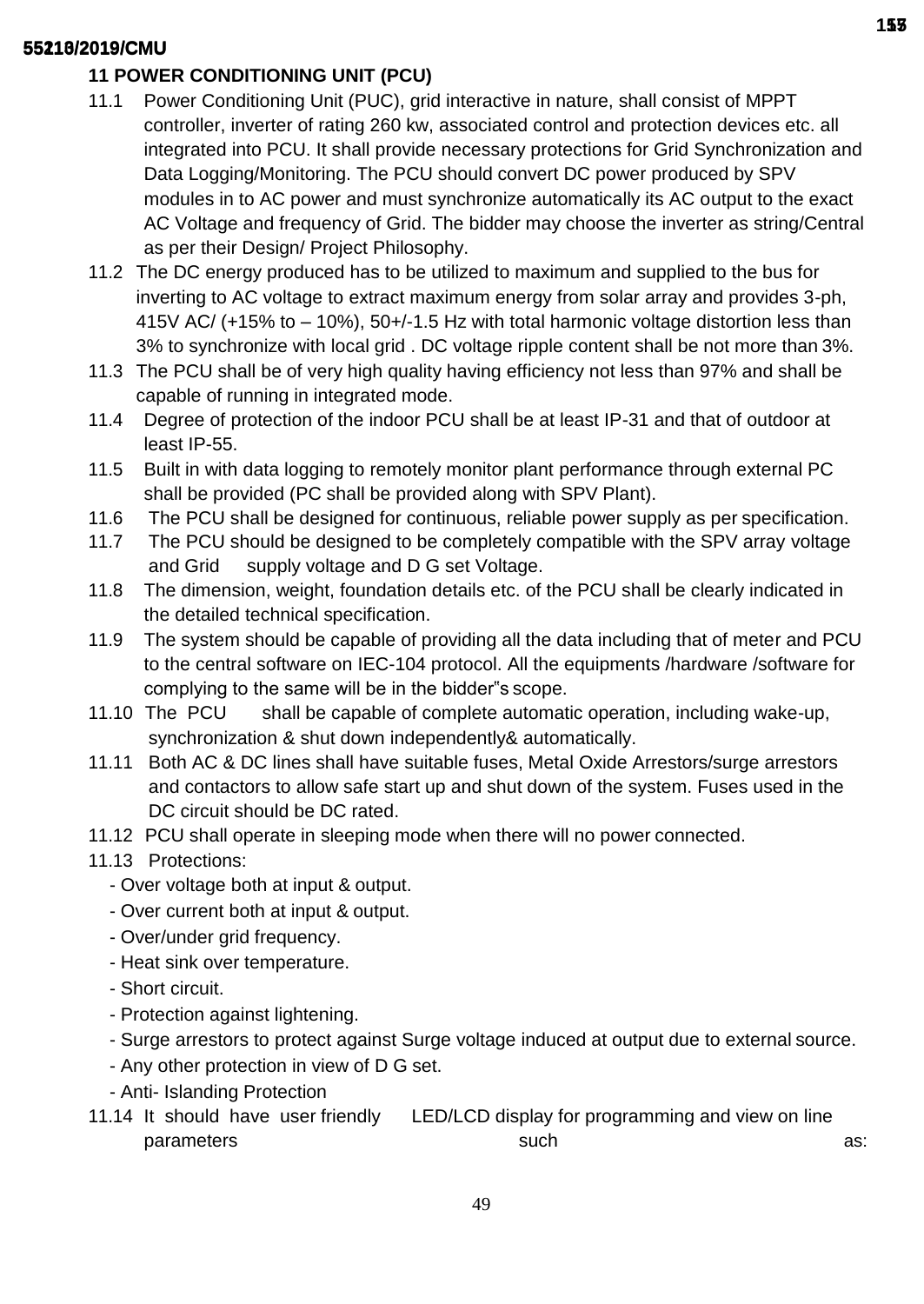## 11 POWER CONDITIONING UNIT (PCU)

11.1 Power Conditioning Unit (PUC), grid interactive in nature, shall consist of MPPT controller, inverter of rating 260 kw, associated control and protection devices etc. all integrated into PCU. It shall provide necessary protections for Grid Synchronization and Data Logging/Monitoring. The PCU should convert DC power produced by SPV modules in to AC power and must synchronize automatically its AC output to the exact AC Voltage and frequency of Grid. The bidder may choose the inverter as string/Central as per their Design/ Project Philosophy.

11.2 The DC energy produced has to be utilized to maximum and supplied to the bus for inverting to AC voltage to extract maximum energy from solar array and provides 3-ph, 415V AC/ (+15% to – 10%), 50+/-1.5 Hz with total harmonic voltage distortion less than 3% to synchronize with local grid . DC voltage ripple content shall be not more than 3%.

11.3 The PCU shall be of very high quality having efficiency not less than 97% and shall be capable of running in integrated mode.

11.4 Degree of protection of the indoor PCU shall be at least IP-31 and that of outdoor at least IP-55.

11.5 Built in with data logging to remotely monitor plant performance through external PC shall be provided (PC shall be provided along with SPV Plant).

11.6 The PCU shall be designed for continuous, reliable power supply as per specification.

11.7 The PCU should be designed to be completely compatible with the SPV array voltage and Grid supply voltage and D G set Voltage.

11.8 The dimension, weight, foundation details etc. of the PCU shall be clearly indicated in the detailed technical specification.

11.9 The system should be capable of providing all the data including that of meter and PCU to the central software on IEC-104 protocol. All the equipments /hardware /software for complying to the same will be in the bidder"s scope.

11.10 The PCU shall be capable of complete automatic operation, including wake-up, synchronization & shut down independently& automatically.

11.11 Both AC & DC lines shall have suitable fuses, Metal Oxide Arrestors/surge arrestors and contactors to allow safe start up and shut down of the system. Fuses used in the DC circuit should be DC rated.

11.12 PCU shall operate in sleeping mode when there will no power connected.

11.13 Protections:

- Over voltage both at input & output.
- Over current both at input & output.
- Over/under grid frequency.
- Heat sink over temperature.
- Short circuit.
- Protection against lightening.
- Surge arrestors to protect against Surge voltage induced at output due to external source.
- Any other protection in view of D G set.
- Anti- Islanding Protection

11.14 It should have user friendly LED/LCD display for programming and view on line parameters such as: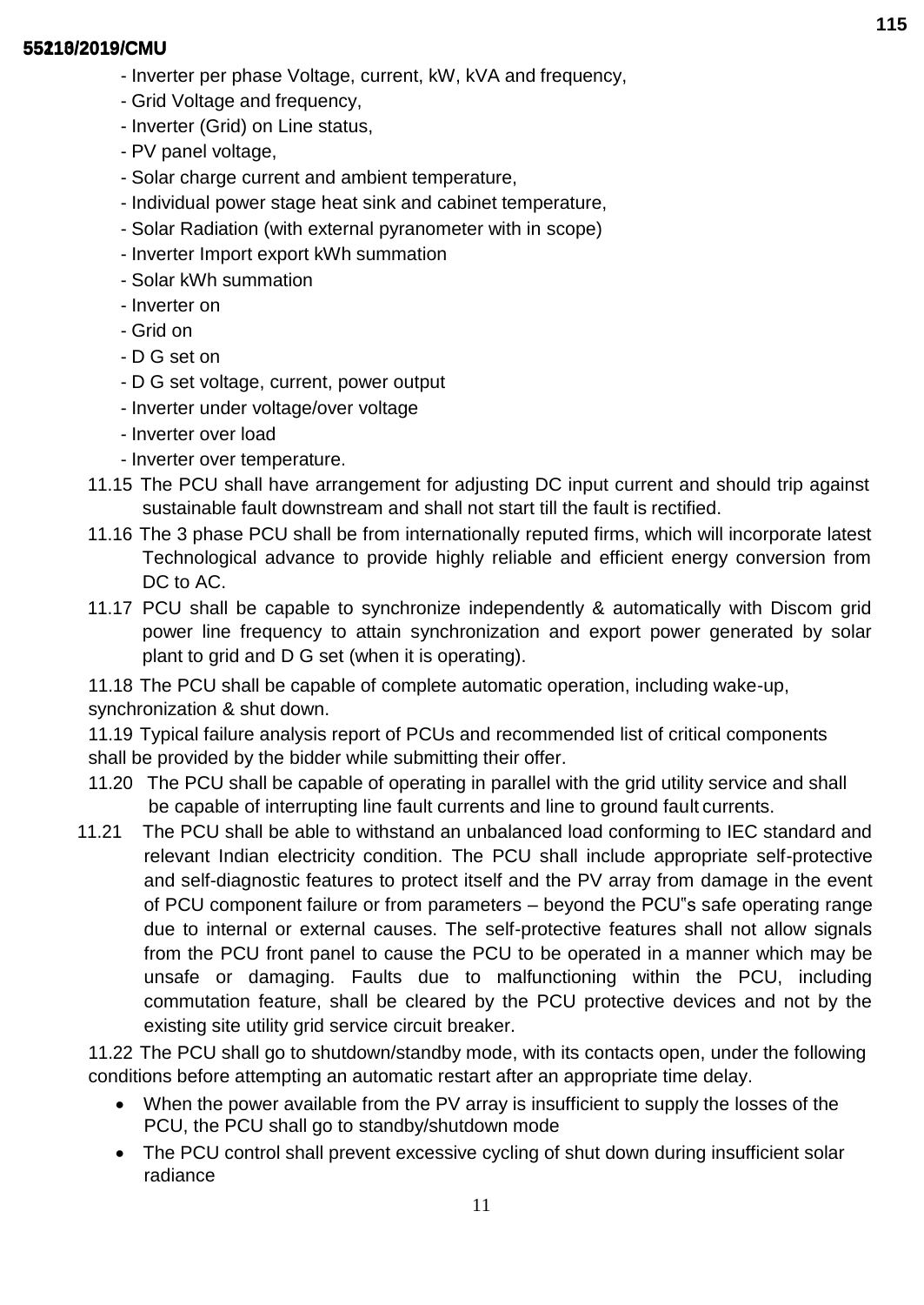- Inverter per phase Voltage, current, kW, kVA and frequency,
- Grid Voltage and frequency,
- Inverter (Grid) on Line status,
- PV panel voltage,
- Solar charge current and ambient temperature,
- Individual power stage heat sink and cabinet temperature,
- Solar Radiation (with external pyranometer with in scope)
- Inverter Import export kWh summation
- Solar kWh summation
- Inverter on
- Grid on
- D G set on
- D G set voltage, current, power output
- Inverter under voltage/over voltage
- Inverter over load
- Inverter over temperature.

11.15 The PCU shall have arrangement for adjusting DC input current and should trip against sustainable fault downstream and shall not start till the fault is rectified.

11.16 The 3 phase PCU shall be from internationally reputed firms, which will incorporate latest Technological advance to provide highly reliable and efficient energy conversion from DC to AC.

11.17 PCU shall be capable to synchronize independently & automatically with Discom grid power line frequency to attain synchronization and export power generated by solar plant to grid and D G set (when it is operating).

11.18 The PCU shall be capable of complete automatic operation, including wake-up, synchronization & shut down.

11.19 Typical failure analysis report of PCUs and recommended list of critical components shall be provided by the bidder while submitting their offer.

11.20 The PCU shall be capable of operating in parallel with the grid utility service and shall be capable of interrupting line fault currents and line to ground fault currents.

11.21 The PCU shall be able to withstand an unbalanced load conforming to IEC standard and relevant Indian electricity condition. The PCU shall include appropriate self-protective and self-diagnostic features to protect itself and the PV array from damage in the event of PCU component failure or from parameters – beyond the PCU"s safe operating range due to internal or external causes. The self-protective features shall not allow signals from the PCU front panel to cause the PCU to be operated in a manner which may be unsafe or damaging. Faults due to malfunctioning within the PCU, including commutation feature, shall be cleared by the PCU protective devices and not by the existing site utility grid service circuit breaker.

11.22 The PCU shall go to shutdown/standby mode, with its contacts open, under the following conditions before attempting an automatic restart after an appropriate time delay.

- When the power available from the PV array is insufficient to supply the losses of the PCU, the PCU shall go to standby/shutdown mode
- The PCU control shall prevent excessive cycling of shut down during insufficient solar radiance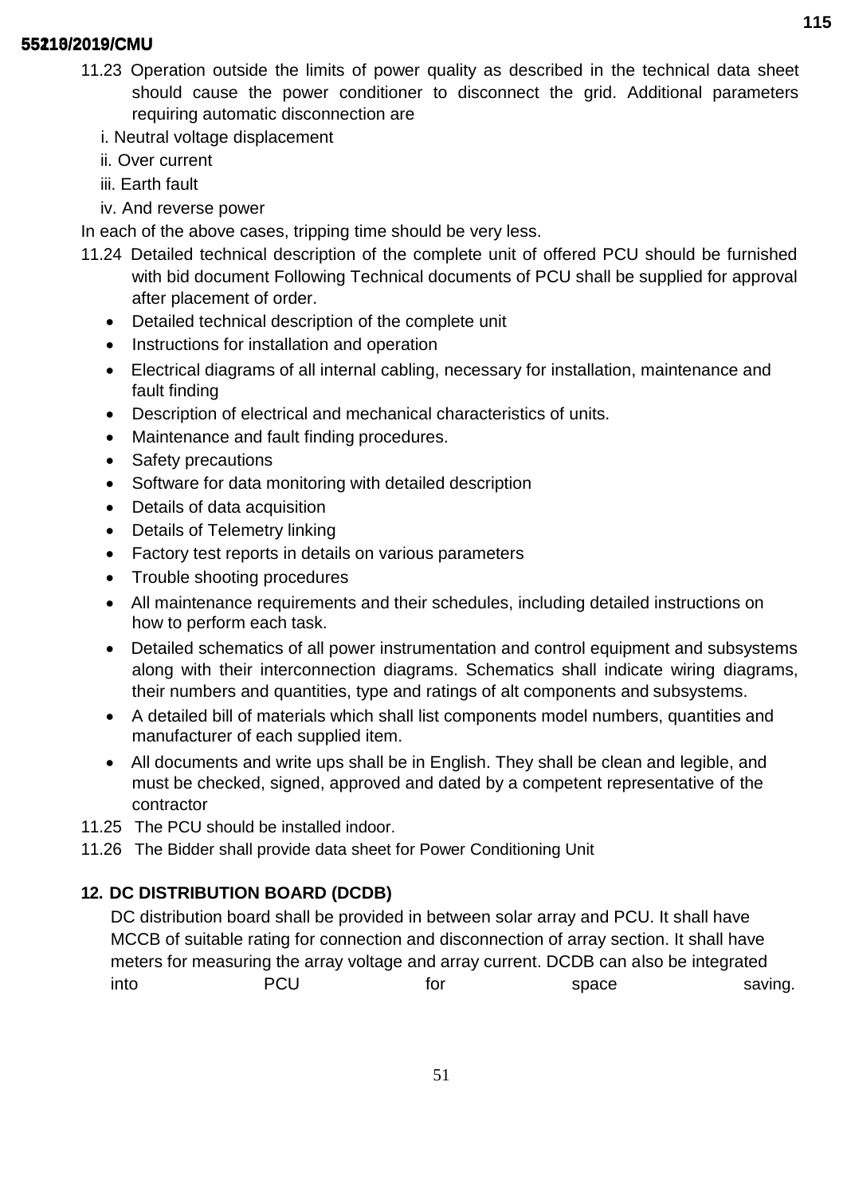11.23 Operation outside the limits of power quality as described in the technical data sheet should cause the power conditioner to disconnect the grid. Additional parameters requiring automatic disconnection are

i. Neutral voltage displacement

ii. Over current

iii. Earth fault

iv. And reverse power

In each of the above cases, tripping time should be very less.

11.24 Detailed technical description of the complete unit of offered PCU should be furnished with bid document Following Technical documents of PCU shall be supplied for approval after placement of order.

- Detailed technical description of the complete unit
- Instructions for installation and operation
- Electrical diagrams of all internal cabling, necessary for installation, maintenance and fault finding
- Description of electrical and mechanical characteristics of units.
- Maintenance and fault finding procedures.
- Safety precautions
- Software for data monitoring with detailed description
- Details of data acquisition
- Details of Telemetry linking
- Factory test reports in details on various parameters
- Trouble shooting procedures
- All maintenance requirements and their schedules, including detailed instructions on how to perform each task.
- Detailed schematics of all power instrumentation and control equipment and subsystems along with their interconnection diagrams. Schematics shall indicate wiring diagrams, their numbers and quantities, type and ratings of alt components and subsystems.
- A detailed bill of materials which shall list components model numbers, quantities and manufacturer of each supplied item.
- All documents and write ups shall be in English. They shall be clean and legible, and must be checked, signed, approved and dated by a competent representative of the contractor

11.25 The PCU should be installed indoor.

11.26 The Bidder shall provide data sheet for Power Conditioning Unit

## 12. DC DISTRIBUTION BOARD (DCDB)

DC distribution board shall be provided in between solar array and PCU. It shall have MCCB of suitable rating for connection and disconnection of array section. It shall have meters for measuring the array voltage and array current. DCDB can also be integrated into PCU for space saving.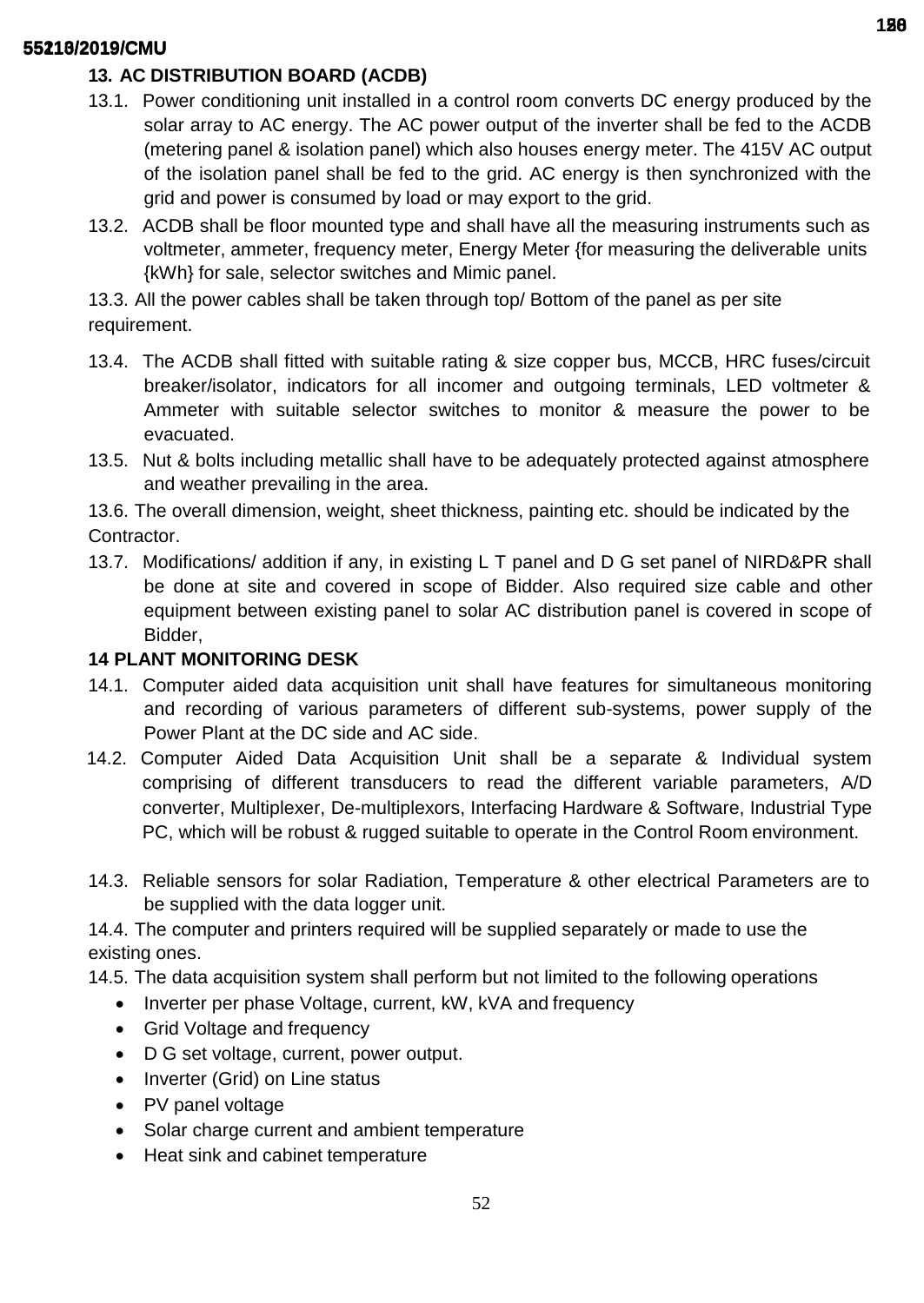## 13. AC DISTRIBUTION BOARD (ACDB)

13.1. Power conditioning unit installed in a control room converts DC energy produced by the solar array to AC energy. The AC power output of the inverter shall be fed to the ACDB (metering panel & isolation panel) which also houses energy meter. The 415V AC output of the isolation panel shall be fed to the grid. AC energy is then synchronized with the grid and power is consumed by load or may export to the grid.

13.2. ACDB shall be floor mounted type and shall have all the measuring instruments such as voltmeter, ammeter, frequency meter, Energy Meter {for measuring the deliverable units {kWh} for sale, selector switches and Mimic panel.

13.3. All the power cables shall be taken through top/ Bottom of the panel as per site requirement.

13.4. The ACDB shall fitted with suitable rating & size copper bus, MCCB, HRC fuses/circuit breaker/isolator, indicators for all incomer and outgoing terminals, LED voltmeter & Ammeter with suitable selector switches to monitor & measure the power to be evacuated.

13.5. Nut & bolts including metallic shall have to be adequately protected against atmosphere and weather prevailing in the area.

13.6. The overall dimension, weight, sheet thickness, painting etc. should be indicated by the Contractor.

13.7. Modifications/ addition if any, in existing L T panel and D G set panel of NIRD&PR shall be done at site and covered in scope of Bidder. Also required size cable and other equipment between existing panel to solar AC distribution panel is covered in scope of Bidder,

## 14 PLANT MONITORING DESK

14.1. Computer aided data acquisition unit shall have features for simultaneous monitoring and recording of various parameters of different sub-systems, power supply of the Power Plant at the DC side and AC side.

14.2. Computer Aided Data Acquisition Unit shall be a separate & Individual system comprising of different transducers to read the different variable parameters, A/D converter, Multiplexer, De-multiplexors, Interfacing Hardware & Software, Industrial Type PC, which will be robust & rugged suitable to operate in the Control Room environment.

14.3. Reliable sensors for solar Radiation, Temperature & other electrical Parameters are to be supplied with the data logger unit.

14.4. The computer and printers required will be supplied separately or made to use the existing ones.

14.5. The data acquisition system shall perform but not limited to the following operations

- Inverter per phase Voltage, current, kW, kVA and frequency
- Grid Voltage and frequency
- D G set voltage, current, power output.
- Inverter (Grid) on Line status
- PV panel voltage
- Solar charge current and ambient temperature
- Heat sink and cabinet temperature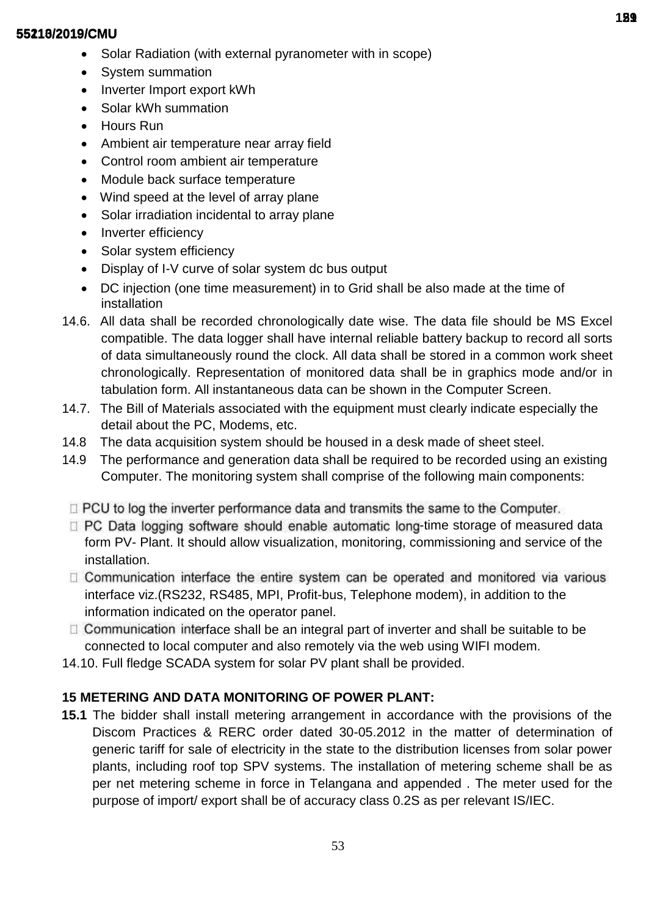- Solar Radiation (with external pyranometer with in scope)
- System summation
- Inverter Import export kWh
- Solar kWh summation
- Hours Run
- Ambient air temperature near array field
- Control room ambient air temperature
- Module back surface temperature
- Wind speed at the level of array plane
- Solar irradiation incidental to array plane
- Inverter efficiency
- Solar system efficiency
- Display of I-V curve of solar system dc bus output
- DC injection (one time measurement) in to Grid shall be also made at the time of installation

14.6. All data shall be recorded chronologically date wise. The data file should be MS Excel compatible. The data logger shall have internal reliable battery backup to record all sorts of data simultaneously round the clock. All data shall be stored in a common work sheet chronologically. Representation of monitored data shall be in graphics mode and/or in tabulation form. All instantaneous data can be shown in the Computer Screen.

14.7. The Bill of Materials associated with the equipment must clearly indicate especially the detail about the PC, Modems, etc.

14.8 The data acquisition system should be housed in a desk made of sheet steel.

14.9 The performance and generation data shall be required to be recorded using an existing Computer. The monitoring system shall comprise of the following main components:

- PCU to log the inverter performance data and transmits the same to the Computer.
- PC Data logging software should enable automatic long-time storage of measured data form PV- Plant. It should allow visualization, monitoring, commissioning and service of the installation.
- Communication interface the entire system can be operated and monitored via various interface viz.(RS232, RS485, MPI, Profit-bus, Telephone modem), in addition to the information indicated on the operator panel.
- Communication interface shall be an integral part of inverter and shall be suitable to be connected to local computer and also remotely via the web using WIFI modem.

14.10. Full fledge SCADA system for solar PV plant shall be provided.

## 15 METERING AND DATA MONITORING OF POWER PLANT:

**15.1** The bidder shall install metering arrangement in accordance with the provisions of the Discom Practices & RERC order dated 30-05.2012 in the matter of determination of generic tariff for sale of electricity in the state to the distribution licenses from solar power plants, including roof top SPV systems. The installation of metering scheme shall be as per net metering scheme in force in Telangana and appended . The meter used for the purpose of import/ export shall be of accuracy class 0.2S as per relevant IS/IEC.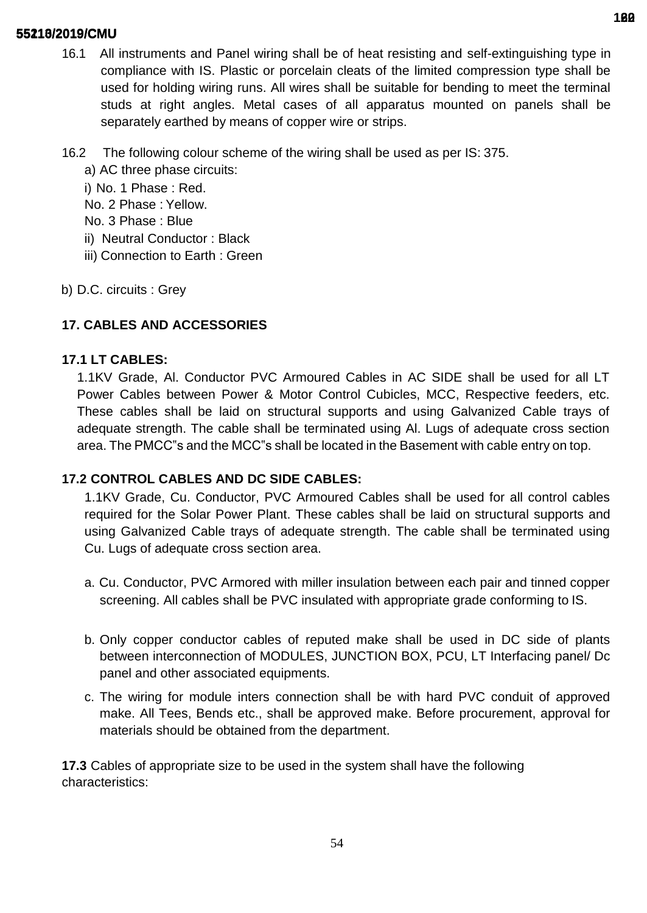16.1 All instruments and Panel wiring shall be of heat resisting and self-extinguishing type in compliance with IS. Plastic or porcelain cleats of the limited compression type shall be used for holding wiring runs. All wires shall be suitable for bending to meet the terminal studs at right angles. Metal cases of all apparatus mounted on panels shall be separately earthed by means of copper wire or strips.

16.2 The following colour scheme of the wiring shall be used as per IS: 375.

a) AC three phase circuits:

i) No. 1 Phase : Red.
No. 2 Phase : Yellow.
No. 3 Phase : Blue

ii) Neutral Conductor : Black

iii) Connection to Earth : Green

b) D.C. circuits : Grey

## 17. CABLES AND ACCESSORIES

### 17.1 LT CABLES:

1.1KV Grade, Al. Conductor PVC Armoured Cables in AC SIDE shall be used for all LT Power Cables between Power & Motor Control Cubicles, MCC, Respective feeders, etc. These cables shall be laid on structural supports and using Galvanized Cable trays of adequate strength. The cable shall be terminated using Al. Lugs of adequate cross section area. The PMCC‟s and the MCC‟s shall be located in the Basement with cable entry on top.

### 17.2 CONTROL CABLES AND DC SIDE CABLES:

1.1KV Grade, Cu. Conductor, PVC Armoured Cables shall be used for all control cables required for the Solar Power Plant. These cables shall be laid on structural supports and using Galvanized Cable trays of adequate strength. The cable shall be terminated using Cu. Lugs of adequate cross section area.

a. Cu. Conductor, PVC Armored with miller insulation between each pair and tinned copper screening. All cables shall be PVC insulated with appropriate grade conforming to IS.

b. Only copper conductor cables of reputed make shall be used in DC side of plants between interconnection of MODULES, JUNCTION BOX, PCU, LT Interfacing panel/ Dc panel and other associated equipments.

c. The wiring for module inters connection shall be with hard PVC conduit of approved make. All Tees, Bends etc., shall be approved make. Before procurement, approval for materials should be obtained from the department.

**17.3** Cables of appropriate size to be used in the system shall have the following characteristics: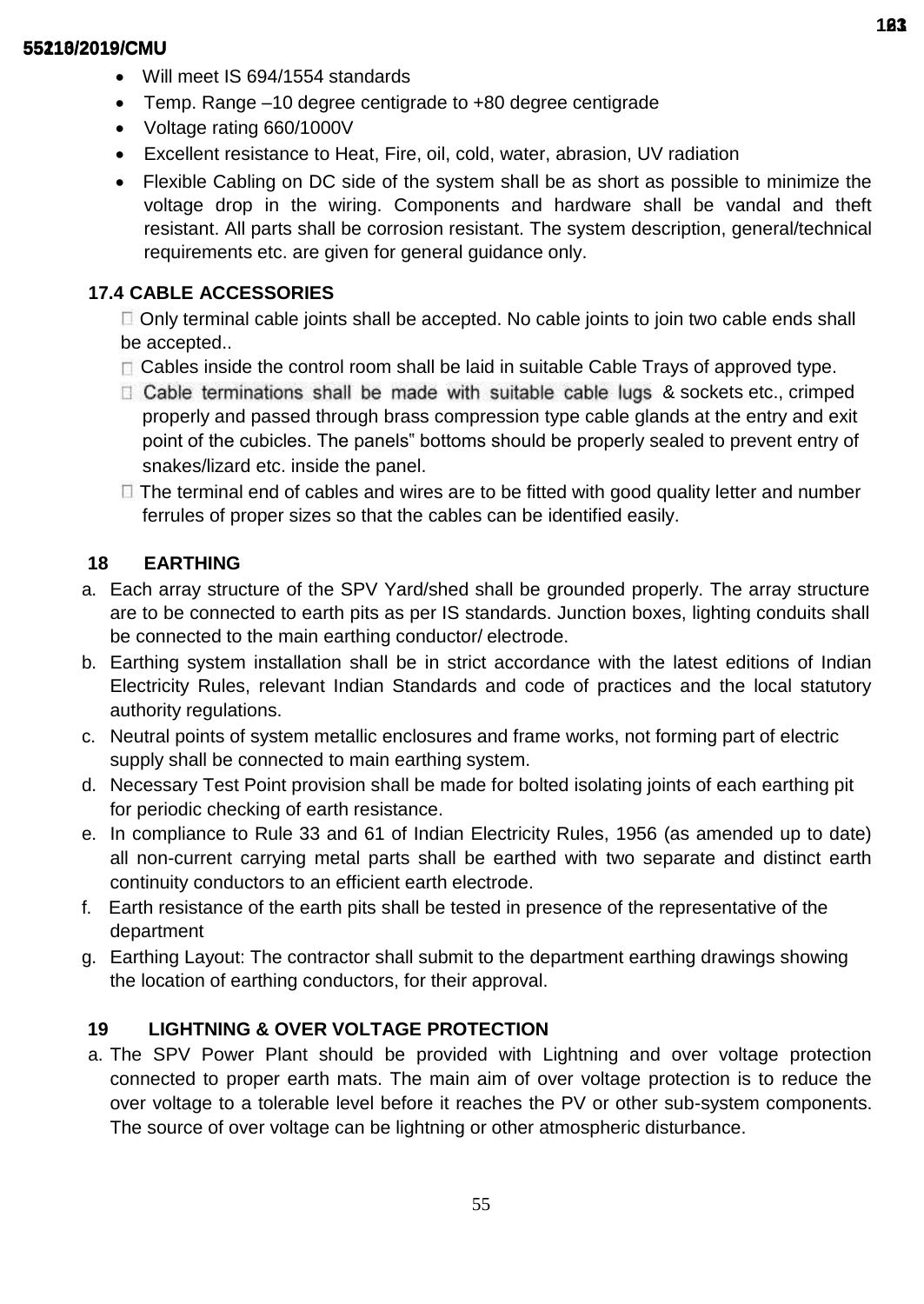- Will meet IS 694/1554 standards
- Temp. Range –10 degree centigrade to +80 degree centigrade
- Voltage rating 660/1000V
- Excellent resistance to Heat, Fire, oil, cold, water, abrasion, UV radiation
- Flexible Cabling on DC side of the system shall be as short as possible to minimize the voltage drop in the wiring. Components and hardware shall be vandal and theft resistant. All parts shall be corrosion resistant. The system description, general/technical requirements etc. are given for general guidance only.

### 17.4 CABLE ACCESSORIES

- Only terminal cable joints shall be accepted. No cable joints to join two cable ends shall be accepted..
- Cables inside the control room shall be laid in suitable Cable Trays of approved type.
- Cable terminations shall be made with suitable cable lugs & sockets etc., crimped properly and passed through brass compression type cable glands at the entry and exit point of the cubicles. The panels" bottoms should be properly sealed to prevent entry of snakes/lizard etc. inside the panel.
- The terminal end of cables and wires are to be fitted with good quality letter and number ferrules of proper sizes so that the cables can be identified easily.

## 18 EARTHING

a. Each array structure of the SPV Yard/shed shall be grounded properly. The array structure are to be connected to earth pits as per IS standards. Junction boxes, lighting conduits shall be connected to the main earthing conductor/ electrode.
b. Earthing system installation shall be in strict accordance with the latest editions of Indian Electricity Rules, relevant Indian Standards and code of practices and the local statutory authority regulations.
c. Neutral points of system metallic enclosures and frame works, not forming part of electric supply shall be connected to main earthing system.
d. Necessary Test Point provision shall be made for bolted isolating joints of each earthing pit for periodic checking of earth resistance.
e. In compliance to Rule 33 and 61 of Indian Electricity Rules, 1956 (as amended up to date) all non-current carrying metal parts shall be earthed with two separate and distinct earth continuity conductors to an efficient earth electrode.
f. Earth resistance of the earth pits shall be tested in presence of the representative of the department
g. Earthing Layout: The contractor shall submit to the department earthing drawings showing the location of earthing conductors, for their approval.

## 19 LIGHTNING & OVER VOLTAGE PROTECTION

a. The SPV Power Plant should be provided with Lightning and over voltage protection connected to proper earth mats. The main aim of over voltage protection is to reduce the over voltage to a tolerable level before it reaches the PV or other sub-system components. The source of over voltage can be lightning or other atmospheric disturbance.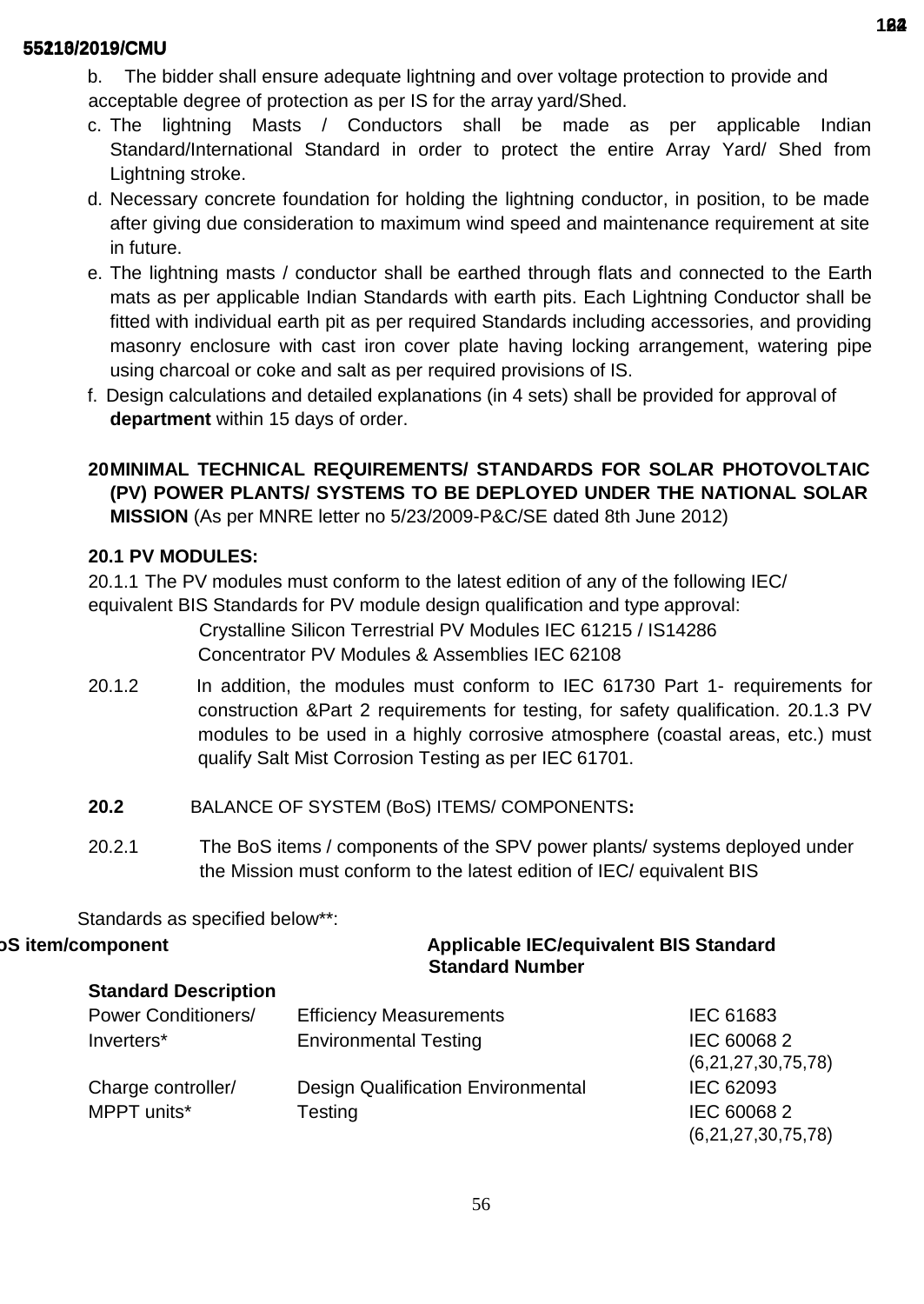b. The bidder shall ensure adequate lightning and over voltage protection to provide and acceptable degree of protection as per IS for the array yard/Shed.

c. The lightning Masts / Conductors shall be made as per applicable Indian Standard/International Standard in order to protect the entire Array Yard/ Shed from Lightning stroke.

d. Necessary concrete foundation for holding the lightning conductor, in position, to be made after giving due consideration to maximum wind speed and maintenance requirement at site in future.

e. The lightning masts / conductor shall be earthed through flats and connected to the Earth mats as per applicable Indian Standards with earth pits. Each Lightning Conductor shall be fitted with individual earth pit as per required Standards including accessories, and providing masonry enclosure with cast iron cover plate having locking arrangement, watering pipe using charcoal or coke and salt as per required provisions of IS.

f. Design calculations and detailed explanations (in 4 sets) shall be provided for approval of **department** within 15 days of order.

## 20 MINIMAL TECHNICAL REQUIREMENTS/ STANDARDS FOR SOLAR PHOTOVOLTAIC (PV) POWER PLANTS/ SYSTEMS TO BE DEPLOYED UNDER THE NATIONAL SOLAR MISSION (As per MNRE letter no 5/23/2009-P&C/SE dated 8th June 2012)

### 20.1 PV MODULES:

20.1.1 The PV modules must conform to the latest edition of any of the following IEC/ equivalent BIS Standards for PV module design qualification and type approval:

Crystalline Silicon Terrestrial PV Modules IEC 61215 / IS14286

Concentrator PV Modules & Assemblies IEC 62108

20.1.2 In addition, the modules must conform to IEC 61730 Part 1- requirements for construction &Part 2 requirements for testing, for safety qualification. 20.1.3 PV modules to be used in a highly corrosive atmosphere (coastal areas, etc.) must qualify Salt Mist Corrosion Testing as per IEC 61701.

### 20.2 BALANCE OF SYSTEM (BoS) ITEMS/ COMPONENTS:

20.2.1 The BoS items / components of the SPV power plants/ systems deployed under the Mission must conform to the latest edition of IEC/ equivalent BIS Standards as specified below**:

| BoS item/component | Applicable IEC/equivalent BIS Standard Standard Description | Standard Number |
|---|---|---|
| Power Conditioners/ Inverters* | Efficiency Measurements | IEC 61683 |
| | Environmental Testing | IEC 60068 2 (6,21,27,30,75,78) |
| Charge controller/ MPPT units* | Design Qualification Environmental Testing | IEC 62093 IEC 60068 2 (6,21,27,30,75,78) |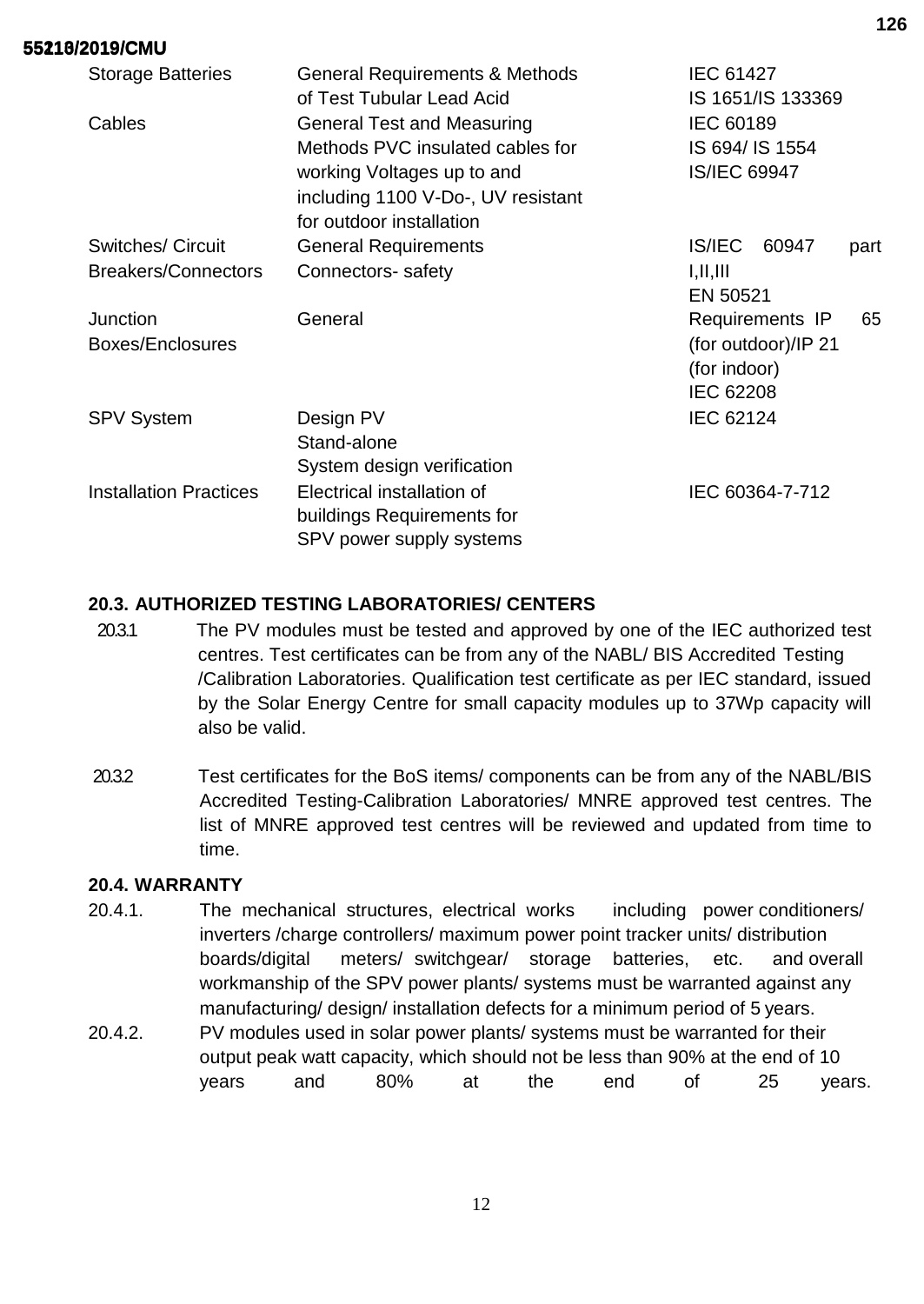| | | |
|---|---|---|
| Storage Batteries | General Requirements & Methods of Test Tubular Lead Acid | IEC 61427<br>IS 1651/IS 133369 |
| Cables | General Test and Measuring Methods PVC insulated cables for working Voltages up to and including 1100 V-Do-, UV resistant for outdoor installation | IEC 60189<br>IS 694/ IS 1554<br>IS/IEC 69947 |
| Switches/ Circuit Breakers/Connectors | General Requirements<br>Connectors- safety | IS/IEC 60947 part I,II,III<br>EN 50521 |
| Junction Boxes/Enclosures | General | Requirements IP 65 (for outdoor)/IP 21 (for indoor)<br>IEC 62208 |
| SPV System | Design PV<br>Stand-alone<br>System design verification | IEC 62124 |
| Installation Practices | Electrical installation of buildings Requirements for SPV power supply systems | IEC 60364-7-712 |

### 20.3. AUTHORIZED TESTING LABORATORIES/ CENTERS

20.3.1 The PV modules must be tested and approved by one of the IEC authorized test centres. Test certificates can be from any of the NABL/ BIS Accredited Testing /Calibration Laboratories. Qualification test certificate as per IEC standard, issued by the Solar Energy Centre for small capacity modules up to 37Wp capacity will also be valid.

20.3.2 Test certificates for the BoS items/ components can be from any of the NABL/BIS Accredited Testing-Calibration Laboratories/ MNRE approved test centres. The list of MNRE approved test centres will be reviewed and updated from time to time.

### 20.4. WARRANTY

20.4.1. The mechanical structures, electrical works including power conditioners/ inverters /charge controllers/ maximum power point tracker units/ distribution boards/digital meters/ switchgear/ storage batteries, etc. and overall workmanship of the SPV power plants/ systems must be warranted against any manufacturing/ design/ installation defects for a minimum period of 5 years.

20.4.2. PV modules used in solar power plants/ systems must be warranted for their output peak watt capacity, which should not be less than 90% at the end of 10 years and 80% at the end of 25 years.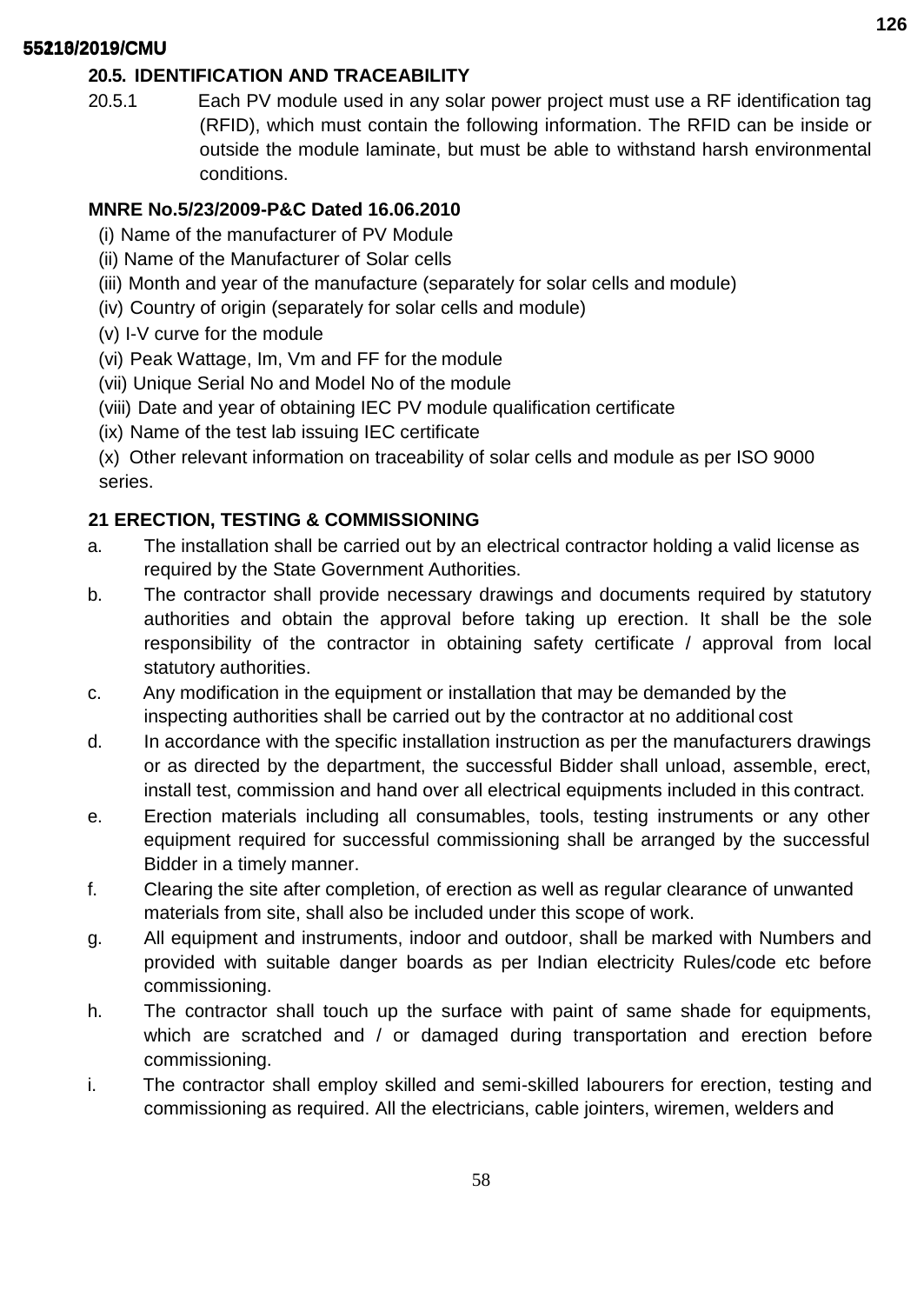### 20.5. IDENTIFICATION AND TRACEABILITY

20.5.1 Each PV module used in any solar power project must use a RF identification tag (RFID), which must contain the following information. The RFID can be inside or outside the module laminate, but must be able to withstand harsh environmental conditions.

**MNRE No.5/23/2009-P&C Dated 16.06.2010**

(i) Name of the manufacturer of PV Module
(ii) Name of the Manufacturer of Solar cells
(iii) Month and year of the manufacture (separately for solar cells and module)
(iv) Country of origin (separately for solar cells and module)
(v) I-V curve for the module
(vi) Peak Wattage, Im, Vm and FF for the module
(vii) Unique Serial No and Model No of the module
(viii) Date and year of obtaining IEC PV module qualification certificate
(ix) Name of the test lab issuing IEC certificate
(x) Other relevant information on traceability of solar cells and module as per ISO 9000 series.

### 21 ERECTION, TESTING & COMMISSIONING

a. The installation shall be carried out by an electrical contractor holding a valid license as required by the State Government Authorities.

b. The contractor shall provide necessary drawings and documents required by statutory authorities and obtain the approval before taking up erection. It shall be the sole responsibility of the contractor in obtaining safety certificate / approval from local statutory authorities.

c. Any modification in the equipment or installation that may be demanded by the inspecting authorities shall be carried out by the contractor at no additional cost

d. In accordance with the specific installation instruction as per the manufacturers drawings or as directed by the department, the successful Bidder shall unload, assemble, erect, install test, commission and hand over all electrical equipments included in this contract.

e. Erection materials including all consumables, tools, testing instruments or any other equipment required for successful commissioning shall be arranged by the successful Bidder in a timely manner.

f. Clearing the site after completion, of erection as well as regular clearance of unwanted materials from site, shall also be included under this scope of work.

g. All equipment and instruments, indoor and outdoor, shall be marked with Numbers and provided with suitable danger boards as per Indian electricity Rules/code etc before commissioning.

h. The contractor shall touch up the surface with paint of same shade for equipments, which are scratched and / or damaged during transportation and erection before commissioning.

i. The contractor shall employ skilled and semi-skilled labourers for erection, testing and commissioning as required. All the electricians, cable jointers, wiremen, welders and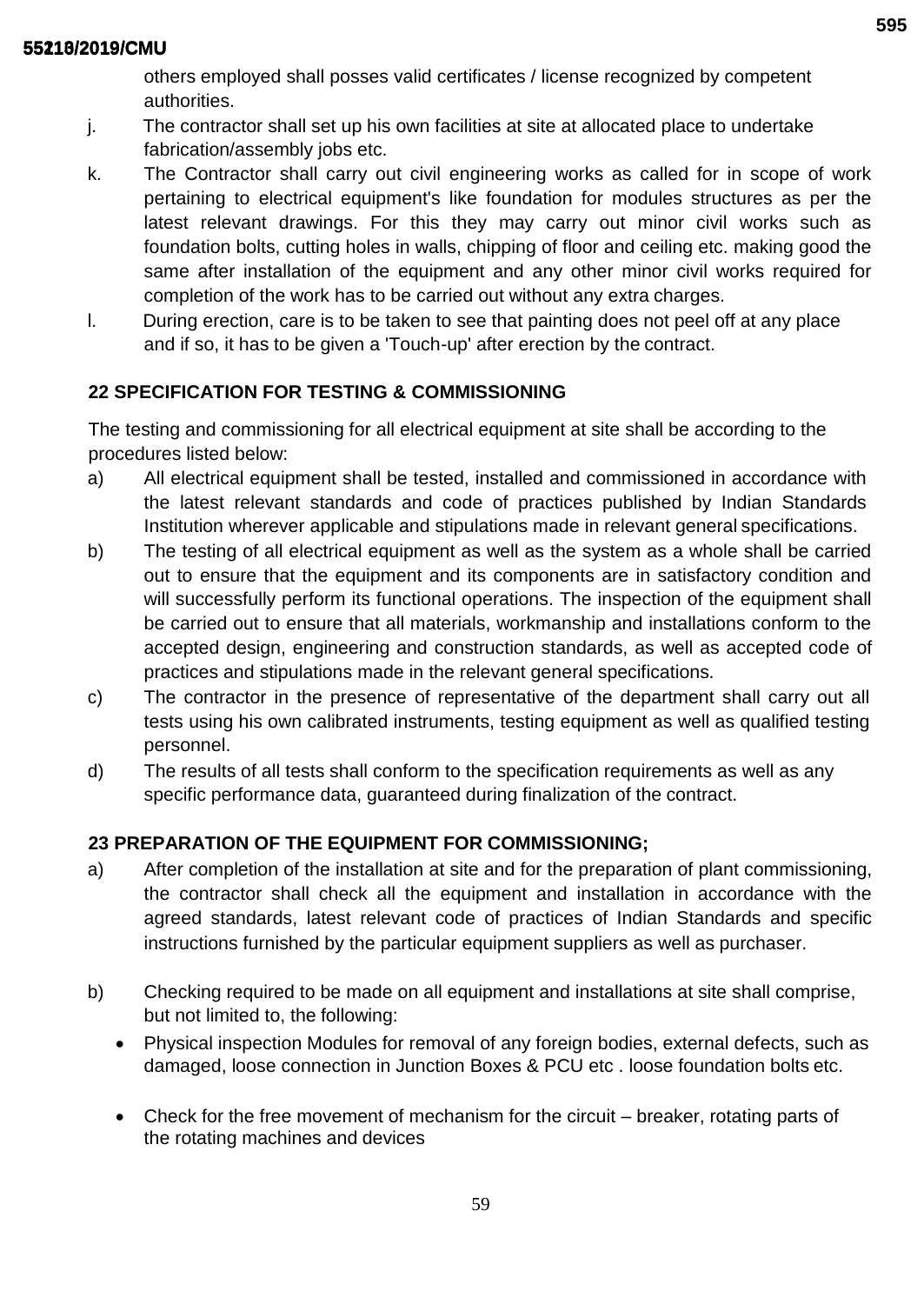others employed shall posses valid certificates / license recognized by competent authorities.

j. The contractor shall set up his own facilities at site at allocated place to undertake fabrication/assembly jobs etc.

k. The Contractor shall carry out civil engineering works as called for in scope of work pertaining to electrical equipment's like foundation for modules structures as per the latest relevant drawings. For this they may carry out minor civil works such as foundation bolts, cutting holes in walls, chipping of floor and ceiling etc. making good the same after installation of the equipment and any other minor civil works required for completion of the work has to be carried out without any extra charges.

l. During erection, care is to be taken to see that painting does not peel off at any place and if so, it has to be given a 'Touch-up' after erection by the contractor.

**22 SPECIFICATION FOR TESTING & COMMISSIONING**

The testing and commissioning for all electrical equipment at site shall be according to the procedures listed below:

a) All electrical equipment shall be tested, installed and commissioned in accordance with the latest relevant standards and code of practices published by Indian Standards Institution wherever applicable and stipulations made in relevant general specifications.

b) The testing of all electrical equipment as well as the system as a whole shall be carried out to ensure that the equipment and its components are in satisfactory condition and will successfully perform its functional operations. The inspection of the equipment shall be carried out to ensure that all materials, workmanship and installations conform to the accepted design, engineering and construction standards, as well as accepted code of practices and stipulations made in the relevant general specifications.

c) The contractor in the presence of representative of the department shall carry out all tests using his own calibrated instruments, testing equipment as well as qualified testing personnel.

d) The results of all tests shall conform to the specification requirements as well as any specific performance data, guaranteed during finalization of the contract.

**23 PREPARATION OF THE EQUIPMENT FOR COMMISSIONING;**

a) After completion of the installation at site and for the preparation of plant commissioning, the contractor shall check all the equipment and installation in accordance with the agreed standards, latest relevant code of practices of Indian Standards and specific instructions furnished by the particular equipment suppliers as well as purchaser.

b) Checking required to be made on all equipment and installations at site shall comprise, but not limited to, the following:

- Physical inspection Modules for removal of any foreign bodies, external defects, such as damaged, loose connection in Junction Boxes & PCU etc . loose foundation bolts etc.
- Check for the free movement of mechanism for the circuit – breaker, rotating parts of the rotating machines and devices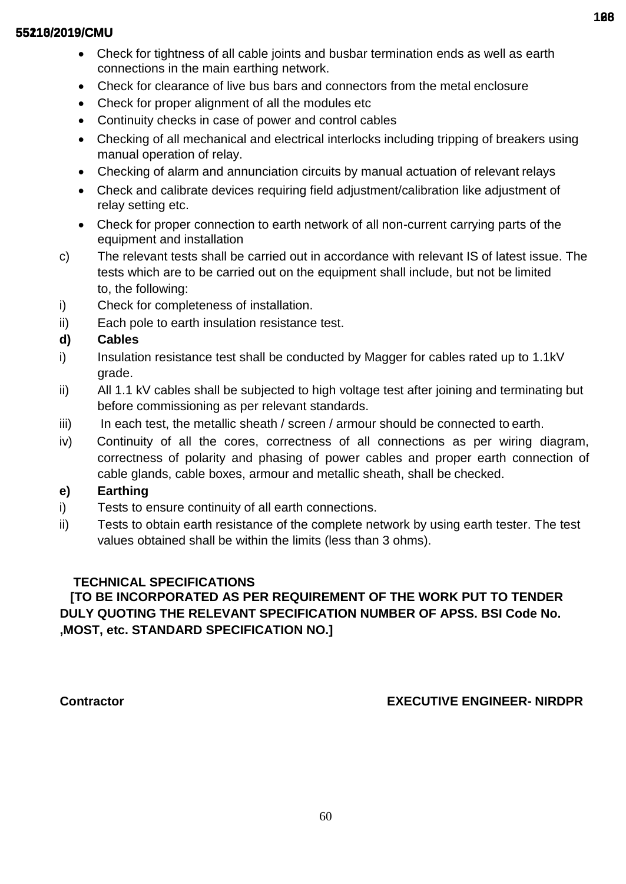- Check for tightness of all cable joints and busbar termination ends as well as earth connections in the main earthing network.
- Check for clearance of live bus bars and connectors from the metal enclosure
- Check for proper alignment of all the modules etc
- Continuity checks in case of power and control cables
- Checking of all mechanical and electrical interlocks including tripping of breakers using manual operation of relay.
- Checking of alarm and annunciation circuits by manual actuation of relevant relays
- Check and calibrate devices requiring field adjustment/calibration like adjustment of relay setting etc.
- Check for proper connection to earth network of all non-current carrying parts of the equipment and installation

c) The relevant tests shall be carried out in accordance with relevant IS of latest issue. The tests which are to be carried out on the equipment shall include, but not be limited to, the following:

i) Check for completeness of installation.

ii) Each pole to earth insulation resistance test.

**d) Cables**

i) Insulation resistance test shall be conducted by Magger for cables rated up to 1.1kV grade.

ii) All 1.1 kV cables shall be subjected to high voltage test after joining and terminating but before commissioning as per relevant standards.

iii) In each test, the metallic sheath / screen / armour should be connected to earth.

iv) Continuity of all the cores, correctness of all connections as per wiring diagram, correctness of polarity and phasing of power cables and proper earth connection of cable glands, cable boxes, armour and metallic sheath, shall be checked.

**e) Earthing**

i) Tests to ensure continuity of all earth connections.

ii) Tests to obtain earth resistance of the complete network by using earth tester. The test values obtained shall be within the limits (less than 3 ohms).

**TECHNICAL SPECIFICATIONS**

**[TO BE INCORPORATED AS PER REQUIREMENT OF THE WORK PUT TO TENDER DULY QUOTING THE RELEVANT SPECIFICATION NUMBER OF APSS. BSI Code No. ,MOST, etc. STANDARD SPECIFICATION NO.]**

**Contractor** **EXECUTIVE ENGINEER- NIRDPR**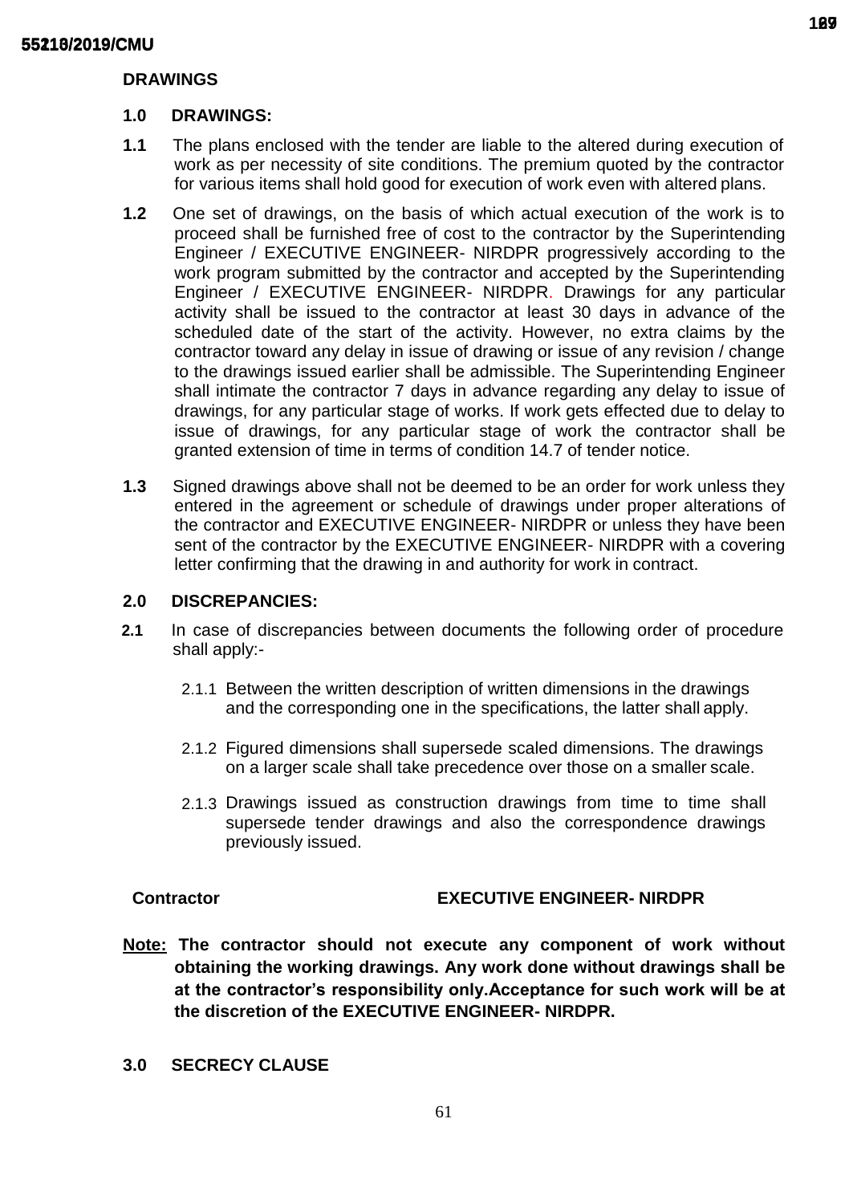## DRAWINGS

### 1.0 DRAWINGS:

**1.1** The plans enclosed with the tender are liable to the altered during execution of work as per necessity of site conditions. The premium quoted by the contractor for various items shall hold good for execution of work even with altered plans.

**1.2** One set of drawings, on the basis of which actual execution of the work is to proceed shall be furnished free of cost to the contractor by the Superintending Engineer / EXECUTIVE ENGINEER- NIRDPR progressively according to the work program submitted by the contractor and accepted by the Superintending Engineer / EXECUTIVE ENGINEER- NIRDPR. Drawings for any particular activity shall be issued to the contractor at least 30 days in advance of the scheduled date of the start of the activity. However, no extra claims by the contractor toward any delay in issue of drawing or issue of any revision / change to the drawings issued earlier shall be admissible. The Superintending Engineer shall intimate the contractor 7 days in advance regarding any delay to issue of drawings, for any particular stage of works. If work gets effected due to delay to issue of drawings, for any particular stage of work the contractor shall be granted extension of time in terms of condition 14.7 of tender notice.

**1.3** Signed drawings above shall not be deemed to be an order for work unless they entered in the agreement or schedule of drawings under proper alterations of the contractor and EXECUTIVE ENGINEER- NIRDPR or unless they have been sent of the contractor by the EXECUTIVE ENGINEER- NIRDPR with a covering letter confirming that the drawing in and authority for work in contract.

### 2.0 DISCREPANCIES:

**2.1** In case of discrepancies between documents the following order of procedure shall apply:-

2.1.1 Between the written description of written dimensions in the drawings and the corresponding one in the specifications, the latter shall apply.

2.1.2 Figured dimensions shall supersede scaled dimensions. The drawings on a larger scale shall take precedence over those on a smaller scale.

2.1.3 Drawings issued as construction drawings from time to time shall supersede tender drawings and also the correspondence drawings previously issued.

**Contractor** **EXECUTIVE ENGINEER- NIRDPR**

**Note: The contractor should not execute any component of work without obtaining the working drawings. Any work done without drawings shall be at the contractor's responsibility only.Acceptance for such work will be at the discretion of the EXECUTIVE ENGINEER- NIRDPR.**

### 3.0 SECRECY CLAUSE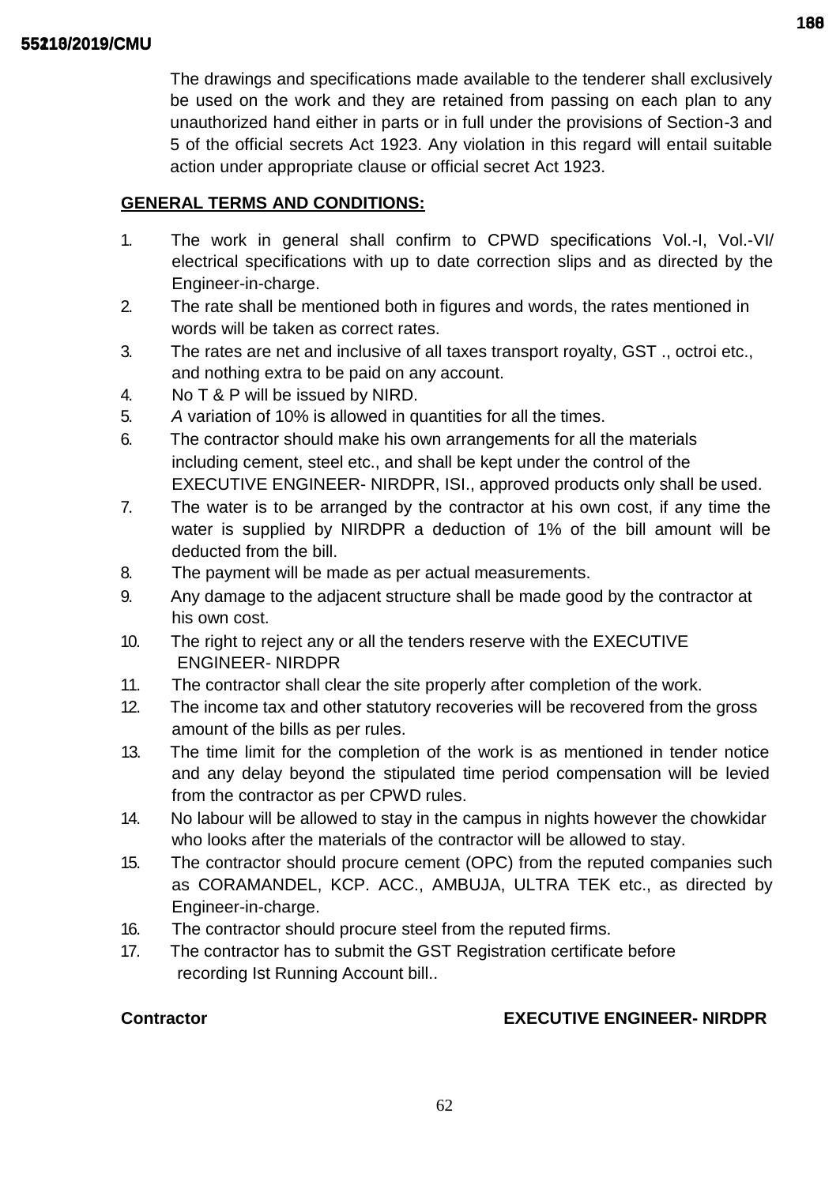The drawings and specifications made available to the tenderer shall exclusively be used on the work and they are retained from passing on each plan to any unauthorized hand either in parts or in full under the provisions of Section-3 and 5 of the official secrets Act 1923. Any violation in this regard will entail suitable action under appropriate clause or official secret Act 1923.

**GENERAL TERMS AND CONDITIONS:**

1. The work in general shall confirm to CPWD specifications Vol.-I, Vol.-VI/ electrical specifications with up to date correction slips and as directed by the Engineer-in-charge.
2. The rate shall be mentioned both in figures and words, the rates mentioned in words will be taken as correct rates.
3. The rates are net and inclusive of all taxes transport royalty, GST ., octroi etc., and nothing extra to be paid on any account.
4. No T & P will be issued by NIRD.
5. *A* variation of 10% is allowed in quantities for all the times.
6. The contractor should make his own arrangements for all the materials including cement, steel etc., and shall be kept under the control of the EXECUTIVE ENGINEER- NIRDPR, ISI., approved products only shall be used.
7. The water is to be arranged by the contractor at his own cost, if any time the water is supplied by NIRDPR a deduction of 1% of the bill amount will be deducted from the bill.
8. The payment will be made as per actual measurements.
9. Any damage to the adjacent structure shall be made good by the contractor at his own cost.
10. The right to reject any or all the tenders reserve with the EXECUTIVE ENGINEER- NIRDPR
11. The contractor shall clear the site properly after completion of the work.
12. The income tax and other statutory recoveries will be recovered from the gross amount of the bills as per rules.
13. The time limit for the completion of the work is as mentioned in tender notice and any delay beyond the stipulated time period compensation will be levied from the contractor as per CPWD rules.
14. No labour will be allowed to stay in the campus in nights however the chowkidar who looks after the materials of the contractor will be allowed to stay.
15. The contractor should procure cement (OPC) from the reputed companies such as CORAMANDEL, KCP. ACC., AMBUJA, ULTRA TEK etc., as directed by Engineer-in-charge.
16. The contractor should procure steel from the reputed firms.
17. The contractor has to submit the GST Registration certificate before recording Ist Running Account bill..

**Contractor** **EXECUTIVE ENGINEER- NIRDPR**